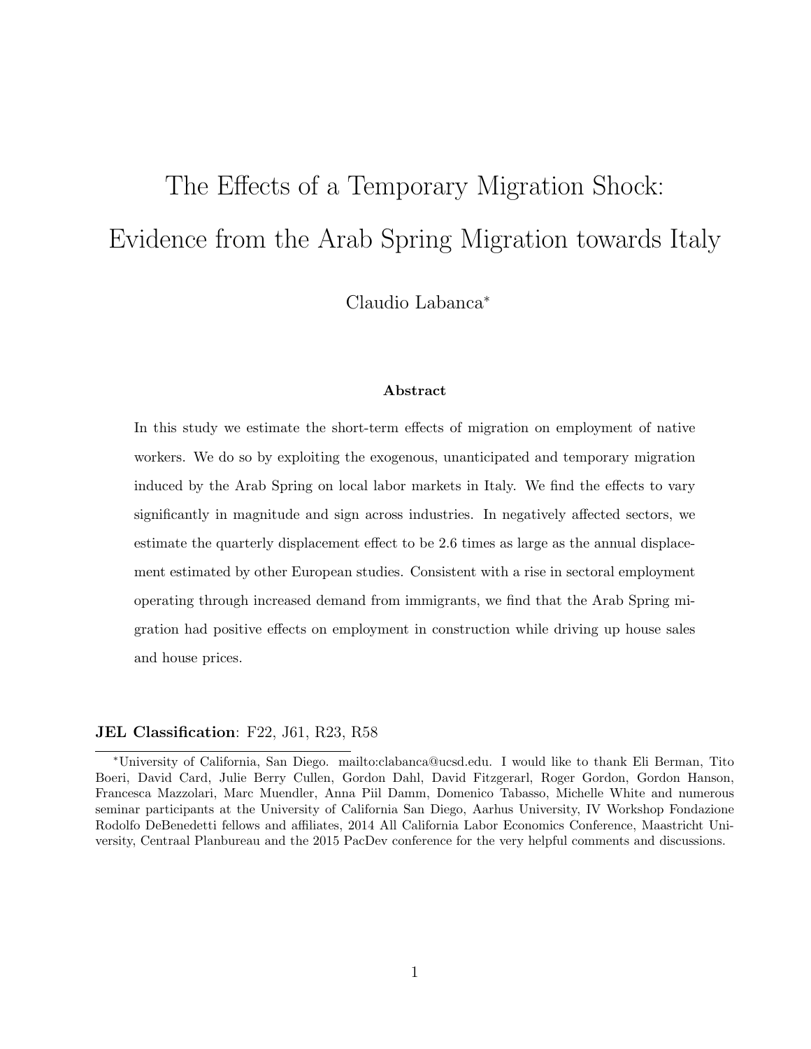# The Effects of a Temporary Migration Shock: Evidence from the Arab Spring Migration towards Italy

Claudio Labanca*

### Abstract

In this study we estimate the short-term effects of migration on employment of native workers. We do so by exploiting the exogenous, unanticipated and temporary migration induced by the Arab Spring on local labor markets in Italy. We find the effects to vary significantly in magnitude and sign across industries. In negatively affected sectors, we estimate the quarterly displacement effect to be 2.6 times as large as the annual displacement estimated by other European studies. Consistent with a rise in sectoral employment operating through increased demand from immigrants, we find that the Arab Spring migration had positive effects on employment in construction while driving up house sales and house prices.

**JEL Classification**: F22, J61, R23, R58

*University of California, San Diego. mailto:clabanca@ucsd.edu. I would like to thank Eli Berman, Tito Boeri, David Card, Julie Berry Cullen, Gordon Dahl, David Fitzgerarl, Roger Gordon, Gordon Hanson, Francesca Mazzolari, Marc Muendler, Anna Piil Damm, Domenico Tabasso, Michelle White and numerous seminar participants at the University of California San Diego, Aarhus University, IV Workshop Fondazione Rodolfo DeBenedetti fellows and affiliates, 2014 All California Labor Economics Conference, Maastricht University, Centraal Planbureau and the 2015 PacDev conference for the very helpful comments and discussions.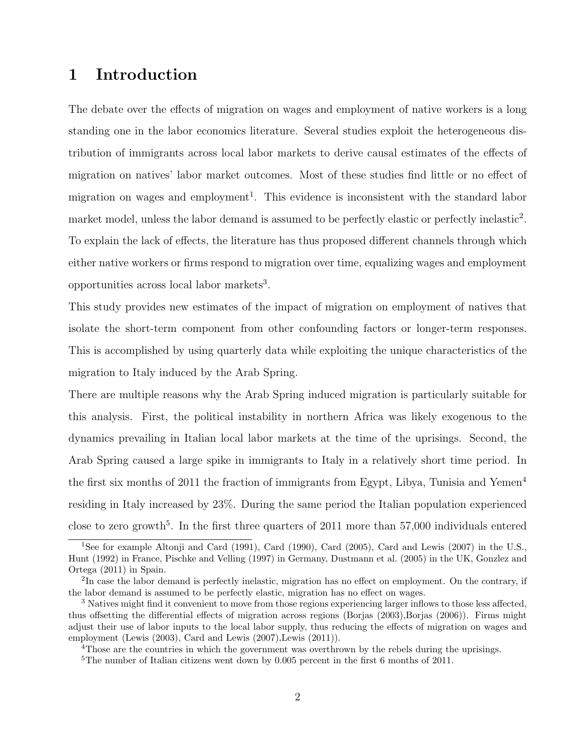# 1 Introduction

The debate over the effects of migration on wages and employment of native workers is a long standing one in the labor economics literature. Several studies exploit the heterogeneous distribution of immigrants across local labor markets to derive causal estimates of the effects of migration on natives' labor market outcomes. Most of these studies find little or no effect of migration on wages and employment[1]. This evidence is inconsistent with the standard labor market model, unless the labor demand is assumed to be perfectly elastic or perfectly inelastic[2]. To explain the lack of effects, the literature has thus proposed different channels through which either native workers or firms respond to migration over time, equalizing wages and employment opportunities across local labor markets[3].

This study provides new estimates of the impact of migration on employment of natives that isolate the short-term component from other confounding factors or longer-term responses. This is accomplished by using quarterly data while exploiting the unique characteristics of the migration to Italy induced by the Arab Spring.

There are multiple reasons why the Arab Spring induced migration is particularly suitable for this analysis. First, the political instability in northern Africa was likely exogenous to the dynamics prevailing in Italian local labor markets at the time of the uprisings. Second, the Arab Spring caused a large spike in immigrants to Italy in a relatively short time period. In the first six months of 2011 the fraction of immigrants from Egypt, Libya, Tunisia and Yemen[4] residing in Italy increased by 23%. During the same period the Italian population experienced close to zero growth[5]. In the first three quarters of 2011 more than 57,000 individuals entered

[1] See for example Altonji and Card (1991), Card (1990), Card (2005), Card and Lewis (2007) in the U.S., Hunt (1992) in France, Pischke and Velling (1997) in Germany, Dustmann et al. (2005) in the UK, Gonzlez and Ortega (2011) in Spain.

[2] In case the labor demand is perfectly inelastic, migration has no effect on employment. On the contrary, if the labor demand is assumed to be perfectly elastic, migration has no effect on wages.

[3] Natives might find it convenient to move from those regions experiencing larger inflows to those less affected, thus offsetting the differential effects of migration across regions (Borjas (2003),Borjas (2006)). Firms might adjust their use of labor inputs to the local labor supply, thus reducing the effects of migration on wages and employment (Lewis (2003), Card and Lewis (2007),Lewis (2011)).

[4] Those are the countries in which the government was overthrown by the rebels during the uprisings.

[5] The number of Italian citizens went down by 0.005 percent in the first 6 months of 2011.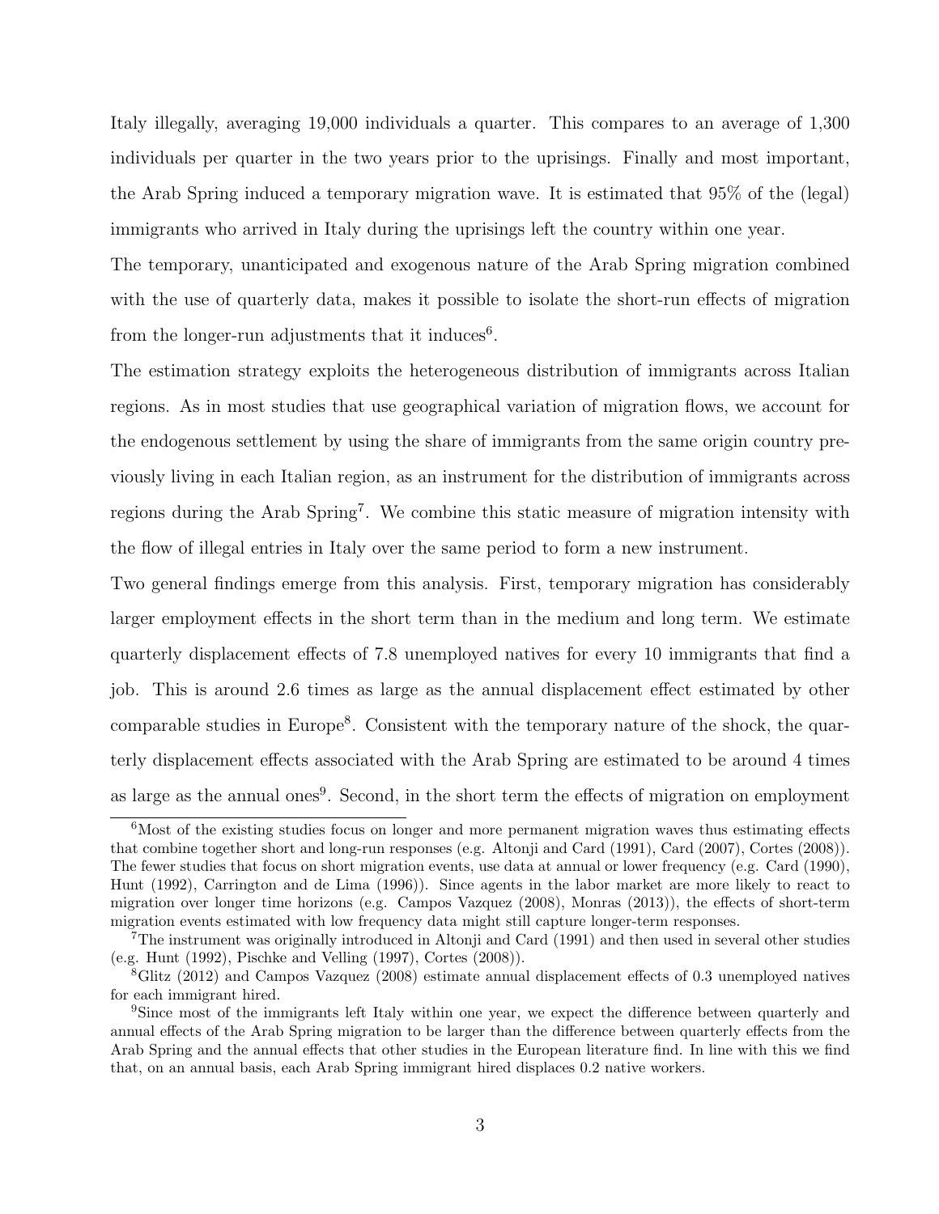Italy illegally, averaging 19,000 individuals a quarter. This compares to an average of 1,300 individuals per quarter in the two years prior to the uprisings. Finally and most important, the Arab Spring induced a temporary migration wave. It is estimated that 95% of the (legal) immigrants who arrived in Italy during the uprisings left the country within one year.

The temporary, unanticipated and exogenous nature of the Arab Spring migration combined with the use of quarterly data, makes it possible to isolate the short-run effects of migration from the longer-run adjustments that it induces[6].

The estimation strategy exploits the heterogeneous distribution of immigrants across Italian regions. As in most studies that use geographical variation of migration flows, we account for the endogenous settlement by using the share of immigrants from the same origin country previously living in each Italian region, as an instrument for the distribution of immigrants across regions during the Arab Spring[7]. We combine this static measure of migration intensity with the flow of illegal entries in Italy over the same period to form a new instrument.

Two general findings emerge from this analysis. First, temporary migration has considerably larger employment effects in the short term than in the medium and long term. We estimate quarterly displacement effects of 7.8 unemployed natives for every 10 immigrants that find a job. This is around 2.6 times as large as the annual displacement effect estimated by other comparable studies in Europe[8]. Consistent with the temporary nature of the shock, the quarterly displacement effects associated with the Arab Spring are estimated to be around 4 times as large as the annual ones[9]. Second, in the short term the effects of migration on employment

---

[6] Most of the existing studies focus on longer and more permanent migration waves thus estimating effects that combine together short and long-run responses (e.g. Altonji and Card (1991), Card (2007), Cortes (2008)). The fewer studies that focus on short migration events, use data at annual or lower frequency (e.g. Card (1990), Hunt (1992), Carrington and de Lima (1996)). Since agents in the labor market are more likely to react to migration over longer time horizons (e.g. Campos Vazquez (2008), Monras (2013)), the effects of short-term migration events estimated with low frequency data might still capture longer-term responses.

[7] The instrument was originally introduced in Altonji and Card (1991) and then used in several other studies (e.g. Hunt (1992), Pischke and Velling (1997), Cortes (2008)).

[8] Glitz (2012) and Campos Vazquez (2008) estimate annual displacement effects of 0.3 unemployed natives for each immigrant hired.

[9] Since most of the immigrants left Italy within one year, we expect the difference between quarterly and annual effects of the Arab Spring migration to be larger than the difference between quarterly effects from the Arab Spring and the annual effects that other studies in the European literature find. In line with this we find that, on an annual basis, each Arab Spring immigrant hired displaces 0.2 native workers.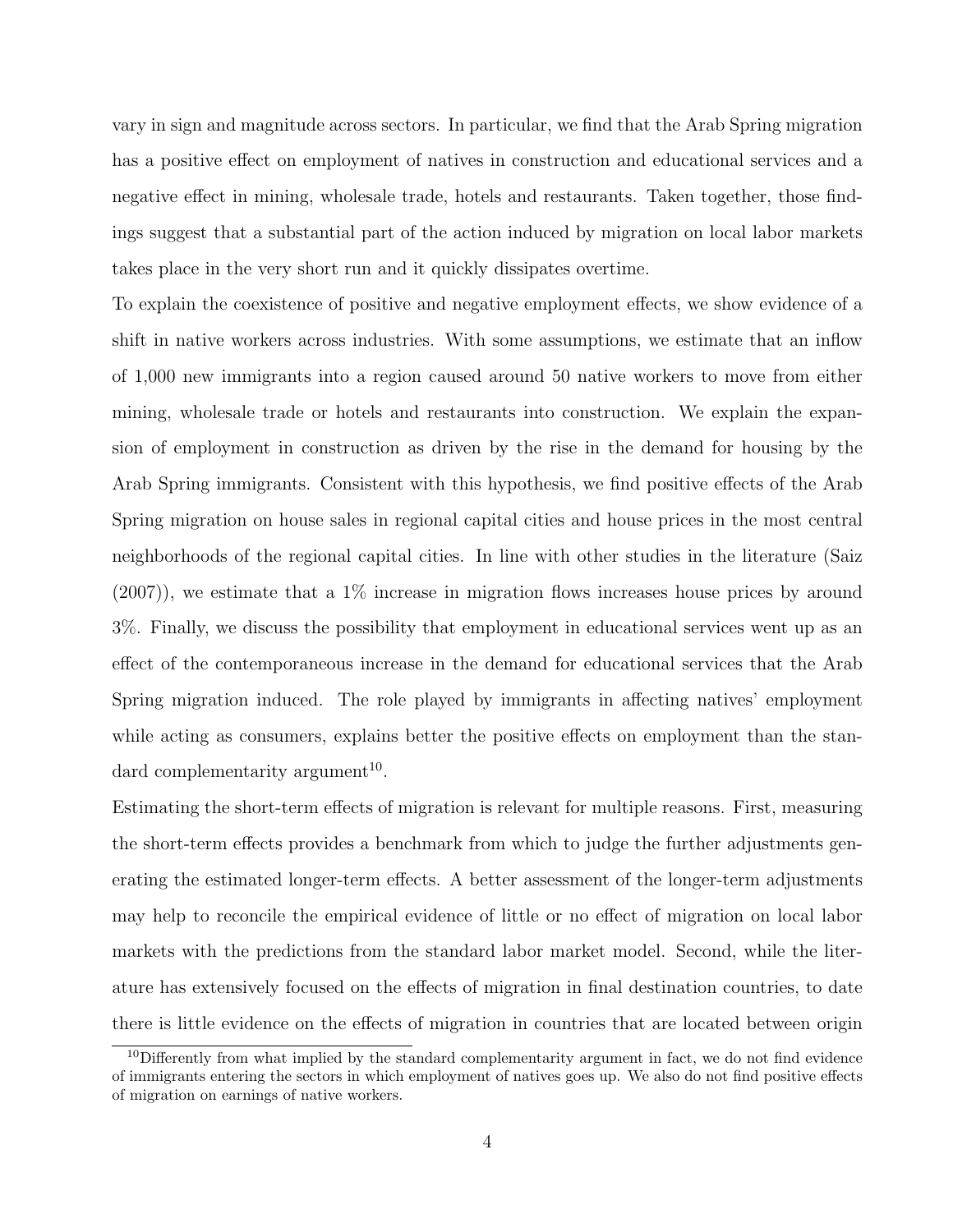vary in sign and magnitude across sectors. In particular, we find that the Arab Spring migration has a positive effect on employment of natives in construction and educational services and a negative effect in mining, wholesale trade, hotels and restaurants. Taken together, those findings suggest that a substantial part of the action induced by migration on local labor markets takes place in the very short run and it quickly dissipates overtime.

To explain the coexistence of positive and negative employment effects, we show evidence of a shift in native workers across industries. With some assumptions, we estimate that an inflow of 1,000 new immigrants into a region caused around 50 native workers to move from either mining, wholesale trade or hotels and restaurants into construction. We explain the expansion of employment in construction as driven by the rise in the demand for housing by the Arab Spring immigrants. Consistent with this hypothesis, we find positive effects of the Arab Spring migration on house sales in regional capital cities and house prices in the most central neighborhoods of the regional capital cities. In line with other studies in the literature (Saiz (2007)), we estimate that a 1% increase in migration flows increases house prices by around 3%. Finally, we discuss the possibility that employment in educational services went up as an effect of the contemporaneous increase in the demand for educational services that the Arab Spring migration induced. The role played by immigrants in affecting natives' employment while acting as consumers, explains better the positive effects on employment than the standard complementarity argument[10].

Estimating the short-term effects of migration is relevant for multiple reasons. First, measuring the short-term effects provides a benchmark from which to judge the further adjustments generating the estimated longer-term effects. A better assessment of the longer-term adjustments may help to reconcile the empirical evidence of little or no effect of migration on local labor markets with the predictions from the standard labor market model. Second, while the literature has extensively focused on the effects of migration in final destination countries, to date there is little evidence on the effects of migration in countries that are located between origin

[10] Differently from what implied by the standard complementarity argument in fact, we do not find evidence of immigrants entering the sectors in which employment of natives goes up. We also do not find positive effects of migration on earnings of native workers.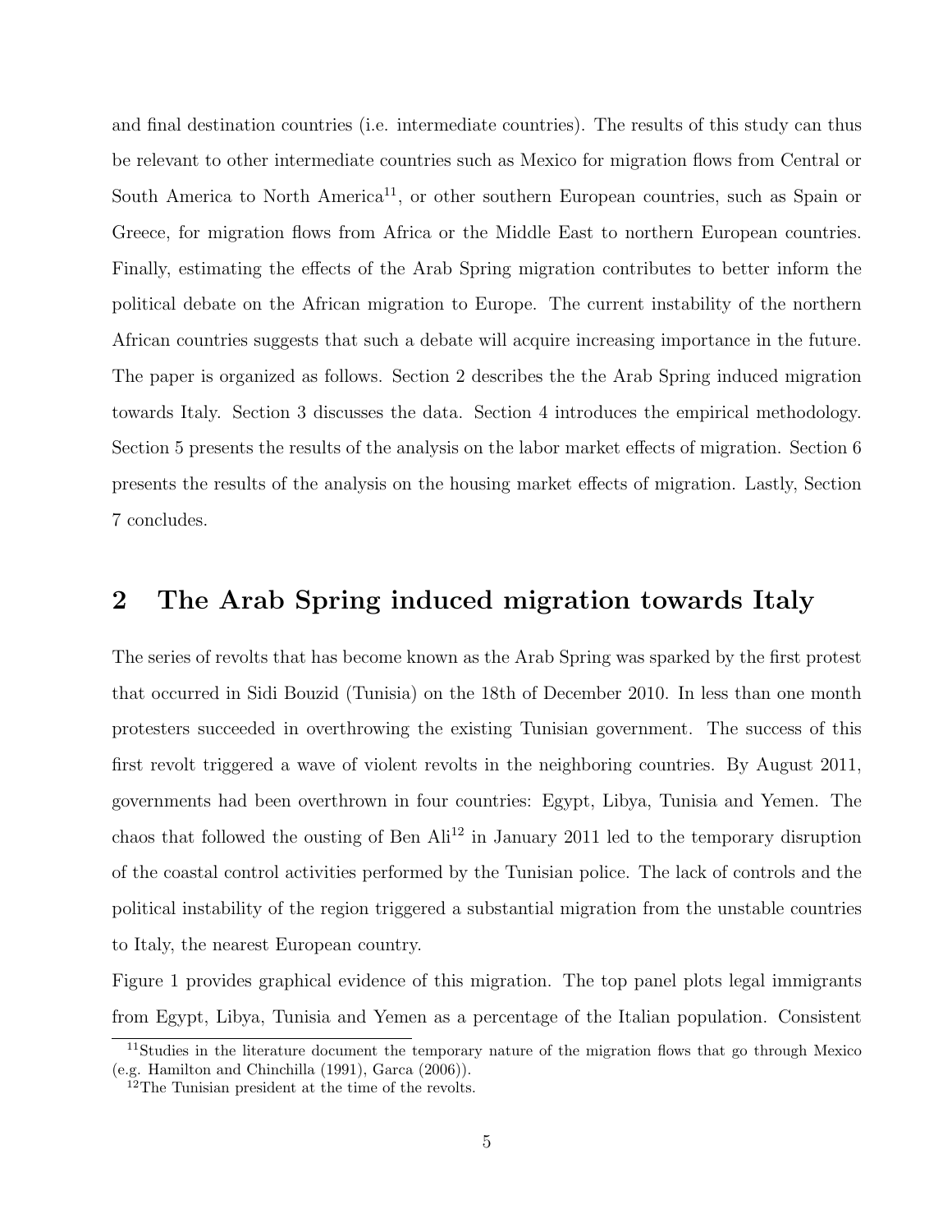and final destination countries (i.e. intermediate countries). The results of this study can thus be relevant to other intermediate countries such as Mexico for migration flows from Central or South America to North America[11], or other southern European countries, such as Spain or Greece, for migration flows from Africa or the Middle East to northern European countries. Finally, estimating the effects of the Arab Spring migration contributes to better inform the political debate on the African migration to Europe. The current instability of the northern African countries suggests that such a debate will acquire increasing importance in the future. The paper is organized as follows. Section 2 describes the the Arab Spring induced migration towards Italy. Section 3 discusses the data. Section 4 introduces the empirical methodology. Section 5 presents the results of the analysis on the labor market effects of migration. Section 6 presents the results of the analysis on the housing market effects of migration. Lastly, Section 7 concludes.

## 2 The Arab Spring induced migration towards Italy

The series of revolts that has become known as the Arab Spring was sparked by the first protest that occurred in Sidi Bouzid (Tunisia) on the 18th of December 2010. In less than one month protesters succeeded in overthrowing the existing Tunisian government. The success of this first revolt triggered a wave of violent revolts in the neighboring countries. By August 2011, governments had been overthrown in four countries: Egypt, Libya, Tunisia and Yemen. The chaos that followed the ousting of Ben Ali[12] in January 2011 led to the temporary disruption of the coastal control activities performed by the Tunisian police. The lack of controls and the political instability of the region triggered a substantial migration from the unstable countries to Italy, the nearest European country.

Figure 1 provides graphical evidence of this migration. The top panel plots legal immigrants from Egypt, Libya, Tunisia and Yemen as a percentage of the Italian population. Consistent

[11] Studies in the literature document the temporary nature of the migration flows that go through Mexico (e.g. Hamilton and Chinchilla (1991), Garca (2006)).

[12] The Tunisian president at the time of the revolts.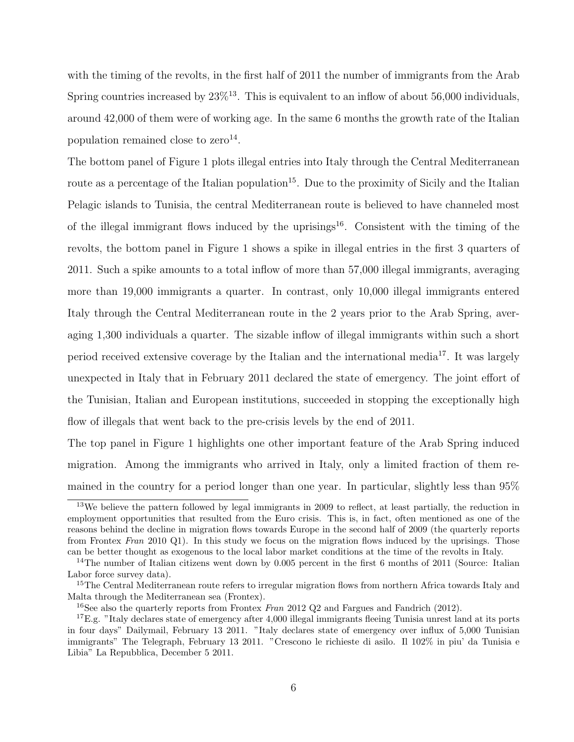with the timing of the revolts, in the first half of 2011 the number of immigrants from the Arab Spring countries increased by 23%[13]. This is equivalent to an inflow of about 56,000 individuals, around 42,000 of them were of working age. In the same 6 months the growth rate of the Italian population remained close to zero[14].

The bottom panel of Figure 1 plots illegal entries into Italy through the Central Mediterranean route as a percentage of the Italian population[15]. Due to the proximity of Sicily and the Italian Pelagic islands to Tunisia, the central Mediterranean route is believed to have channeled most of the illegal immigrant flows induced by the uprisings[16]. Consistent with the timing of the revolts, the bottom panel in Figure 1 shows a spike in illegal entries in the first 3 quarters of 2011. Such a spike amounts to a total inflow of more than 57,000 illegal immigrants, averaging more than 19,000 immigrants a quarter. In contrast, only 10,000 illegal immigrants entered Italy through the Central Mediterranean route in the 2 years prior to the Arab Spring, averaging 1,300 individuals a quarter. The sizable inflow of illegal immigrants within such a short period received extensive coverage by the Italian and the international media[17]. It was largely unexpected in Italy that in February 2011 declared the state of emergency. The joint effort of the Tunisian, Italian and European institutions, succeeded in stopping the exceptionally high flow of illegals that went back to the pre-crisis levels by the end of 2011.

The top panel in Figure 1 highlights one other important feature of the Arab Spring induced migration. Among the immigrants who arrived in Italy, only a limited fraction of them remained in the country for a period longer than one year. In particular, slightly less than 95%

[13] We believe the pattern followed by legal immigrants in 2009 to reflect, at least partially, the reduction in employment opportunities that resulted from the Euro crisis. This is, in fact, often mentioned as one of the reasons behind the decline in migration flows towards Europe in the second half of 2009 (the quarterly reports from Frontex *Fran* 2010 Q1). In this study we focus on the migration flows induced by the uprisings. Those can be better thought as exogenous to the local labor market conditions at the time of the revolts in Italy.

[14] The number of Italian citizens went down by 0.005 percent in the first 6 months of 2011 (Source: Italian Labor force survey data).

[15] The Central Mediterranean route refers to irregular migration flows from northern Africa towards Italy and Malta through the Mediterranean sea (Frontex).

[16] See also the quarterly reports from Frontex *Fran* 2012 Q2 and Fargues and Fandrich (2012).

[17] E.g. "Italy declares state of emergency after 4,000 illegal immigrants fleeing Tunisia unrest land at its ports in four days" Dailymail, February 13 2011. "Italy declares state of emergency over influx of 5,000 Tunisian immigrants" The Telegraph, February 13 2011. "Crescono le richieste di asilo. Il 102% in piu' da Tunisia e Libia" La Repubblica, December 5 2011.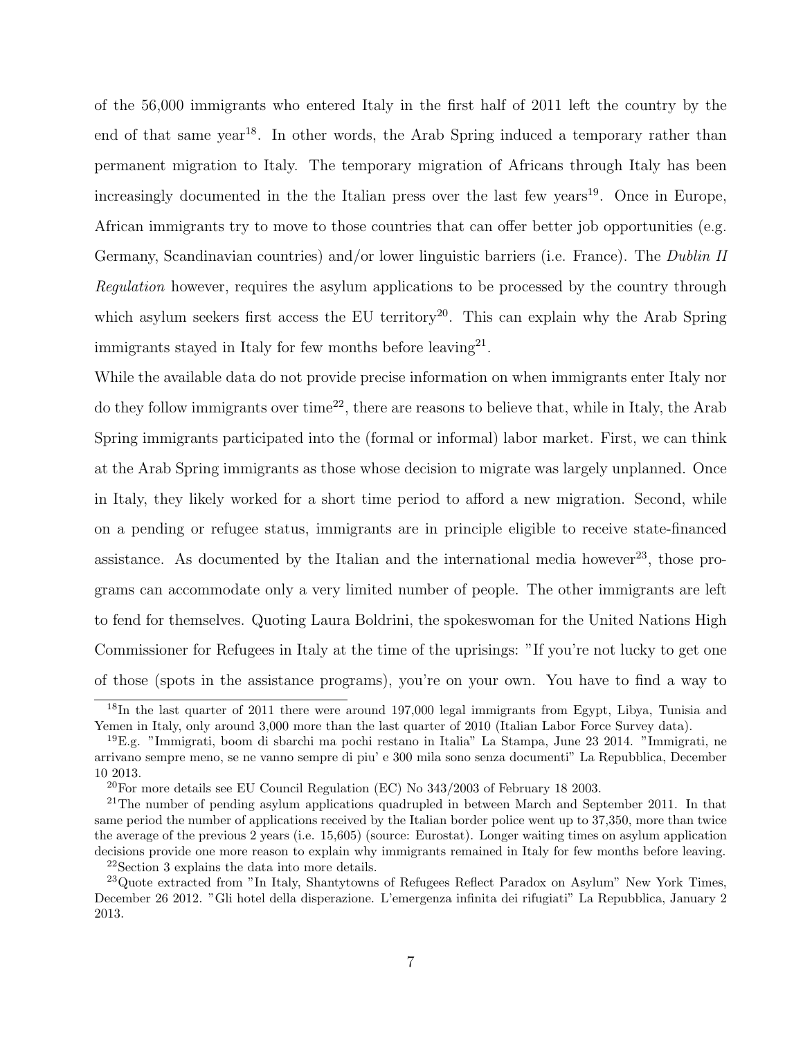of the 56,000 immigrants who entered Italy in the first half of 2011 left the country by the end of that same year[18]. In other words, the Arab Spring induced a temporary rather than permanent migration to Italy. The temporary migration of Africans through Italy has been increasingly documented in the the Italian press over the last few years[19]. Once in Europe, African immigrants try to move to those countries that can offer better job opportunities (e.g. Germany, Scandinavian countries) and/or lower linguistic barriers (i.e. France). The *Dublin II Regulation* however, requires the asylum applications to be processed by the country through which asylum seekers first access the EU territory[20]. This can explain why the Arab Spring immigrants stayed in Italy for few months before leaving[21].

While the available data do not provide precise information on when immigrants enter Italy nor do they follow immigrants over time[22], there are reasons to believe that, while in Italy, the Arab Spring immigrants participated into the (formal or informal) labor market. First, we can think at the Arab Spring immigrants as those whose decision to migrate was largely unplanned. Once in Italy, they likely worked for a short time period to afford a new migration. Second, while on a pending or refugee status, immigrants are in principle eligible to receive state-financed assistance. As documented by the Italian and the international media however[23], those programs can accommodate only a very limited number of people. The other immigrants are left to fend for themselves. Quoting Laura Boldrini, the spokeswoman for the United Nations High Commissioner for Refugees in Italy at the time of the uprisings: "If you're not lucky to get one of those (spots in the assistance programs), you're on your own. You have to find a way to

---

[18] In the last quarter of 2011 there were around 197,000 legal immigrants from Egypt, Libya, Tunisia and Yemen in Italy, only around 3,000 more than the last quarter of 2010 (Italian Labor Force Survey data).

[19] E.g. "Immigrati, boom di sbarchi ma pochi restano in Italia" La Stampa, June 23 2014. "Immigrati, ne arrivano sempre meno, se ne vanno sempre di piu' e 300 mila sono senza documenti" La Repubblica, December 10 2013.

[20] For more details see EU Council Regulation (EC) No 343/2003 of February 18 2003.

[21] The number of pending asylum applications quadrupled in between March and September 2011. In that same period the number of applications received by the Italian border police went up to 37,350, more than twice the average of the previous 2 years (i.e. 15,605) (source: Eurostat). Longer waiting times on asylum application decisions provide one more reason to explain why immigrants remained in Italy for few months before leaving.

[22] Section 3 explains the data into more details.

[23] Quote extracted from "In Italy, Shantytowns of Refugees Reflect Paradox on Asylum" New York Times, December 26 2012. "Gli hotel della disperazione. L'emergenza infinita dei rifugiati" La Repubblica, January 2 2013.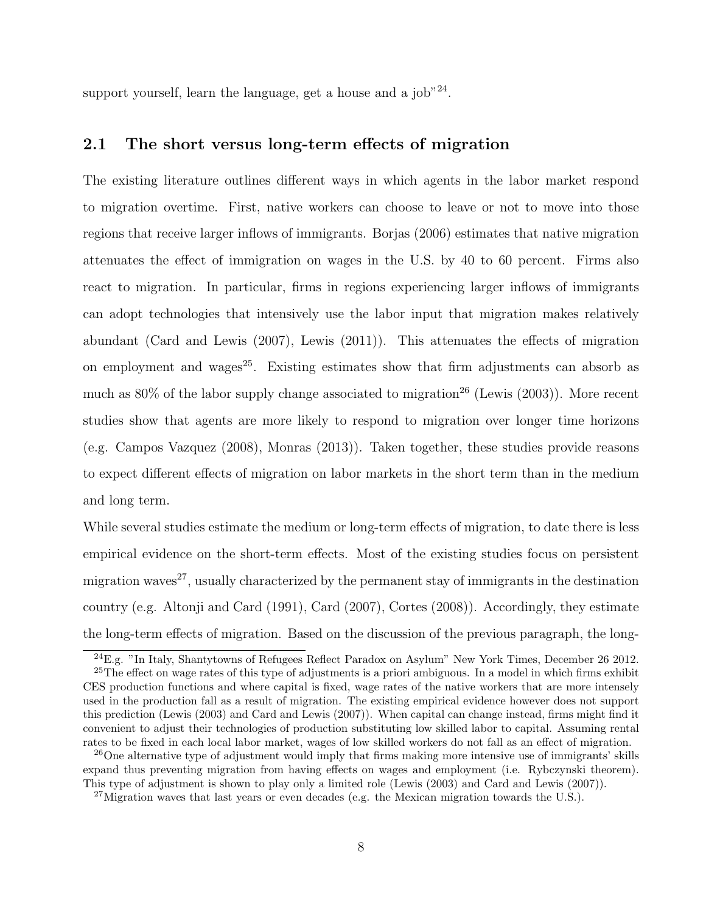support yourself, learn the language, get a house and a job"[24].

## 2.1 The short versus long-term effects of migration

The existing literature outlines different ways in which agents in the labor market respond to migration overtime. First, native workers can choose to leave or not to move into those regions that receive larger inflows of immigrants. Borjas (2006) estimates that native migration attenuates the effect of immigration on wages in the U.S. by 40 to 60 percent. Firms also react to migration. In particular, firms in regions experiencing larger inflows of immigrants can adopt technologies that intensively use the labor input that migration makes relatively abundant (Card and Lewis (2007), Lewis (2011)). This attenuates the effects of migration on employment and wages[25]. Existing estimates show that firm adjustments can absorb as much as 80% of the labor supply change associated to migration[26] (Lewis (2003)). More recent studies show that agents are more likely to respond to migration over longer time horizons (e.g. Campos Vazquez (2008), Monras (2013)). Taken together, these studies provide reasons to expect different effects of migration on labor markets in the short term than in the medium and long term.

While several studies estimate the medium or long-term effects of migration, to date there is less empirical evidence on the short-term effects. Most of the existing studies focus on persistent migration waves[27], usually characterized by the permanent stay of immigrants in the destination country (e.g. Altonji and Card (1991), Card (2007), Cortes (2008)). Accordingly, they estimate the long-term effects of migration. Based on the discussion of the previous paragraph, the long-

[24]E.g. "In Italy, Shantytowns of Refugees Reflect Paradox on Asylum" New York Times, December 26 2012.

[25]The effect on wage rates of this type of adjustments is a priori ambiguous. In a model in which firms exhibit CES production functions and where capital is fixed, wage rates of the native workers that are more intensely used in the production fall as a result of migration. The existing empirical evidence however does not support this prediction (Lewis (2003) and Card and Lewis (2007)). When capital can change instead, firms might find it convenient to adjust their technologies of production substituting low skilled labor to capital. Assuming rental rates to be fixed in each local labor market, wages of low skilled workers do not fall as an effect of migration.

[26]One alternative type of adjustment would imply that firms making more intensive use of immigrants' skills expand thus preventing migration from having effects on wages and employment (i.e. Rybczynski theorem). This type of adjustment is shown to play only a limited role (Lewis (2003) and Card and Lewis (2007)).

[27]Migration waves that last years or even decades (e.g. the Mexican migration towards the U.S.).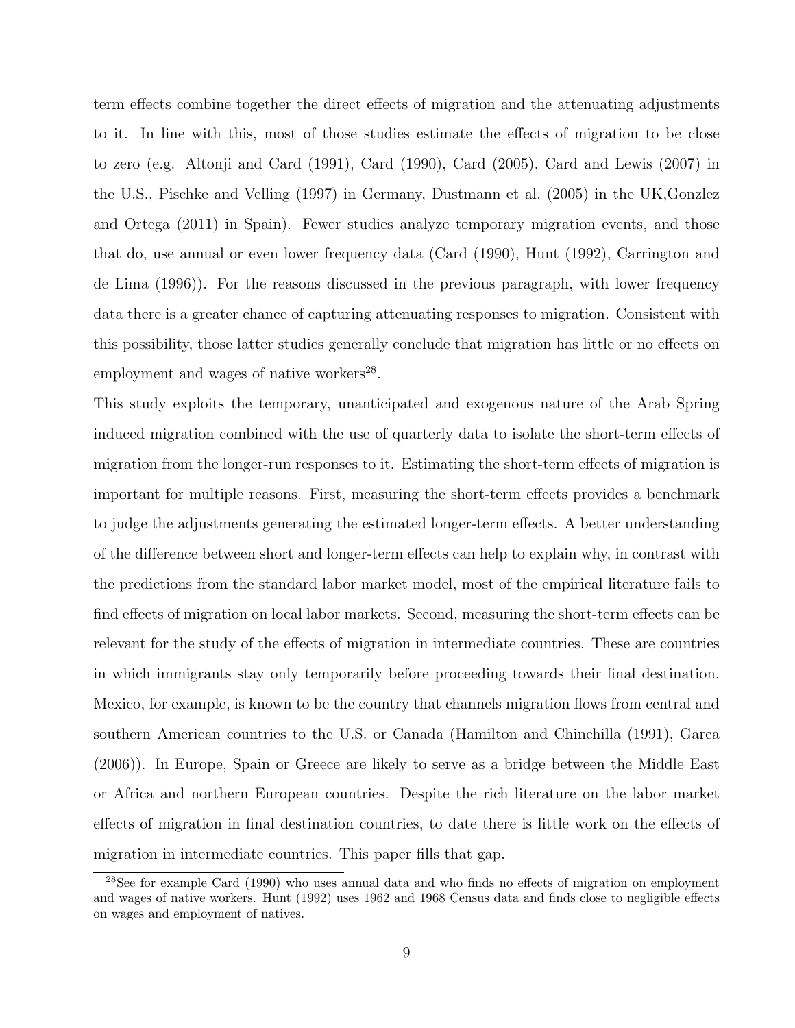term effects combine together the direct effects of migration and the attenuating adjustments to it. In line with this, most of those studies estimate the effects of migration to be close to zero (e.g. Altonji and Card (1991), Card (1990), Card (2005), Card and Lewis (2007) in the U.S., Pischke and Velling (1997) in Germany, Dustmann et al. (2005) in the UK,Gonzlez and Ortega (2011) in Spain). Fewer studies analyze temporary migration events, and those that do, use annual or even lower frequency data (Card (1990), Hunt (1992), Carrington and de Lima (1996)). For the reasons discussed in the previous paragraph, with lower frequency data there is a greater chance of capturing attenuating responses to migration. Consistent with this possibility, those latter studies generally conclude that migration has little or no effects on employment and wages of native workers[28].

This study exploits the temporary, unanticipated and exogenous nature of the Arab Spring induced migration combined with the use of quarterly data to isolate the short-term effects of migration from the longer-run responses to it. Estimating the short-term effects of migration is important for multiple reasons. First, measuring the short-term effects provides a benchmark to judge the adjustments generating the estimated longer-term effects. A better understanding of the difference between short and longer-term effects can help to explain why, in contrast with the predictions from the standard labor market model, most of the empirical literature fails to find effects of migration on local labor markets. Second, measuring the short-term effects can be relevant for the study of the effects of migration in intermediate countries. These are countries in which immigrants stay only temporarily before proceeding towards their final destination. Mexico, for example, is known to be the country that channels migration flows from central and southern American countries to the U.S. or Canada (Hamilton and Chinchilla (1991), Garca (2006)). In Europe, Spain or Greece are likely to serve as a bridge between the Middle East or Africa and northern European countries. Despite the rich literature on the labor market effects of migration in final destination countries, to date there is little work on the effects of migration in intermediate countries. This paper fills that gap.

[28]See for example Card (1990) who uses annual data and who finds no effects of migration on employment and wages of native workers. Hunt (1992) uses 1962 and 1968 Census data and finds close to negligible effects on wages and employment of natives.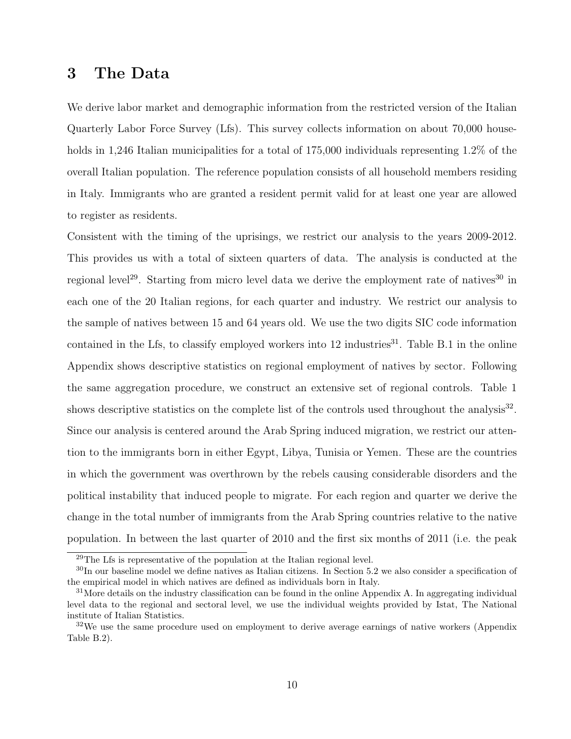# 3 The Data

We derive labor market and demographic information from the restricted version of the Italian Quarterly Labor Force Survey (Lfs). This survey collects information on about 70,000 households in 1,246 Italian municipalities for a total of 175,000 individuals representing 1.2% of the overall Italian population. The reference population consists of all household members residing in Italy. Immigrants who are granted a resident permit valid for at least one year are allowed to register as residents.

Consistent with the timing of the uprisings, we restrict our analysis to the years 2009-2012. This provides us with a total of sixteen quarters of data. The analysis is conducted at the regional level[29]. Starting from micro level data we derive the employment rate of natives[30] in each one of the 20 Italian regions, for each quarter and industry. We restrict our analysis to the sample of natives between 15 and 64 years old. We use the two digits SIC code information contained in the Lfs, to classify employed workers into 12 industries[31]. Table B.1 in the online Appendix shows descriptive statistics on regional employment of natives by sector. Following the same aggregation procedure, we construct an extensive set of regional controls. Table 1 shows descriptive statistics on the complete list of the controls used throughout the analysis[32]. Since our analysis is centered around the Arab Spring induced migration, we restrict our attention to the immigrants born in either Egypt, Libya, Tunisia or Yemen. These are the countries in which the government was overthrown by the rebels causing considerable disorders and the political instability that induced people to migrate. For each region and quarter we derive the change in the total number of immigrants from the Arab Spring countries relative to the native population. In between the last quarter of 2010 and the first six months of 2011 (i.e. the peak

[29] The Lfs is representative of the population at the Italian regional level.

[30] In our baseline model we define natives as Italian citizens. In Section 5.2 we also consider a specification of the empirical model in which natives are defined as individuals born in Italy.

[31] More details on the industry classification can be found in the online Appendix A. In aggregating individual level data to the regional and sectoral level, we use the individual weights provided by Istat, The National institute of Italian Statistics.

[32] We use the same procedure used on employment to derive average earnings of native workers (Appendix Table B.2).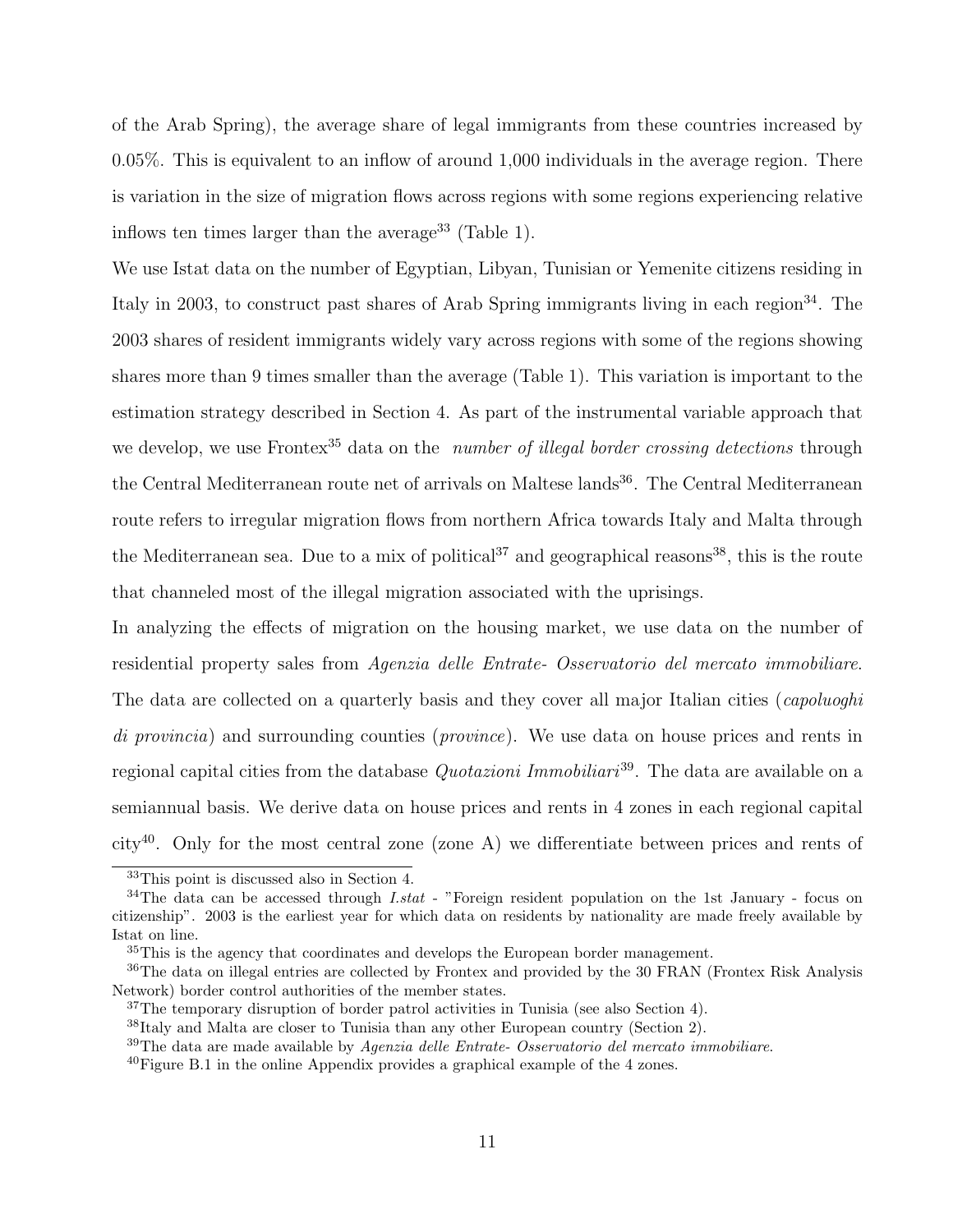of the Arab Spring), the average share of legal immigrants from these countries increased by 0.05%. This is equivalent to an inflow of around 1,000 individuals in the average region. There is variation in the size of migration flows across regions with some regions experiencing relative inflows ten times larger than the average[33] (Table 1).

We use Istat data on the number of Egyptian, Libyan, Tunisian or Yemenite citizens residing in Italy in 2003, to construct past shares of Arab Spring immigrants living in each region[34]. The 2003 shares of resident immigrants widely vary across regions with some of the regions showing shares more than 9 times smaller than the average (Table 1). This variation is important to the estimation strategy described in Section 4. As part of the instrumental variable approach that we develop, we use Frontex[35] data on the *number of illegal border crossing detections* through the Central Mediterranean route net of arrivals on Maltese lands[36]. The Central Mediterranean route refers to irregular migration flows from northern Africa towards Italy and Malta through the Mediterranean sea. Due to a mix of political[37] and geographical reasons[38], this is the route that channeled most of the illegal migration associated with the uprisings.

In analyzing the effects of migration on the housing market, we use data on the number of residential property sales from *Agenzia delle Entrate- Osservatorio del mercato immobiliare*. The data are collected on a quarterly basis and they cover all major Italian cities (*capoluoghi di provincia*) and surrounding counties (*province*). We use data on house prices and rents in regional capital cities from the database *Quotazioni Immobiliari*[39]. The data are available on a semiannual basis. We derive data on house prices and rents in 4 zones in each regional capital city[40]. Only for the most central zone (zone A) we differentiate between prices and rents of

---

[33] This point is discussed also in Section 4.

[34] The data can be accessed through *I.stat* - "Foreign resident population on the 1st January - focus on citizenship". 2003 is the earliest year for which data on residents by nationality are made freely available by Istat on line.

[35] This is the agency that coordinates and develops the European border management.

[36] The data on illegal entries are collected by Frontex and provided by the 30 FRAN (Frontex Risk Analysis Network) border control authorities of the member states.

[37] The temporary disruption of border patrol activities in Tunisia (see also Section 4).

[38] Italy and Malta are closer to Tunisia than any other European country (Section 2).

[39] The data are made available by *Agenzia delle Entrate- Osservatorio del mercato immobiliare*.

[40] Figure B.1 in the online Appendix provides a graphical example of the 4 zones.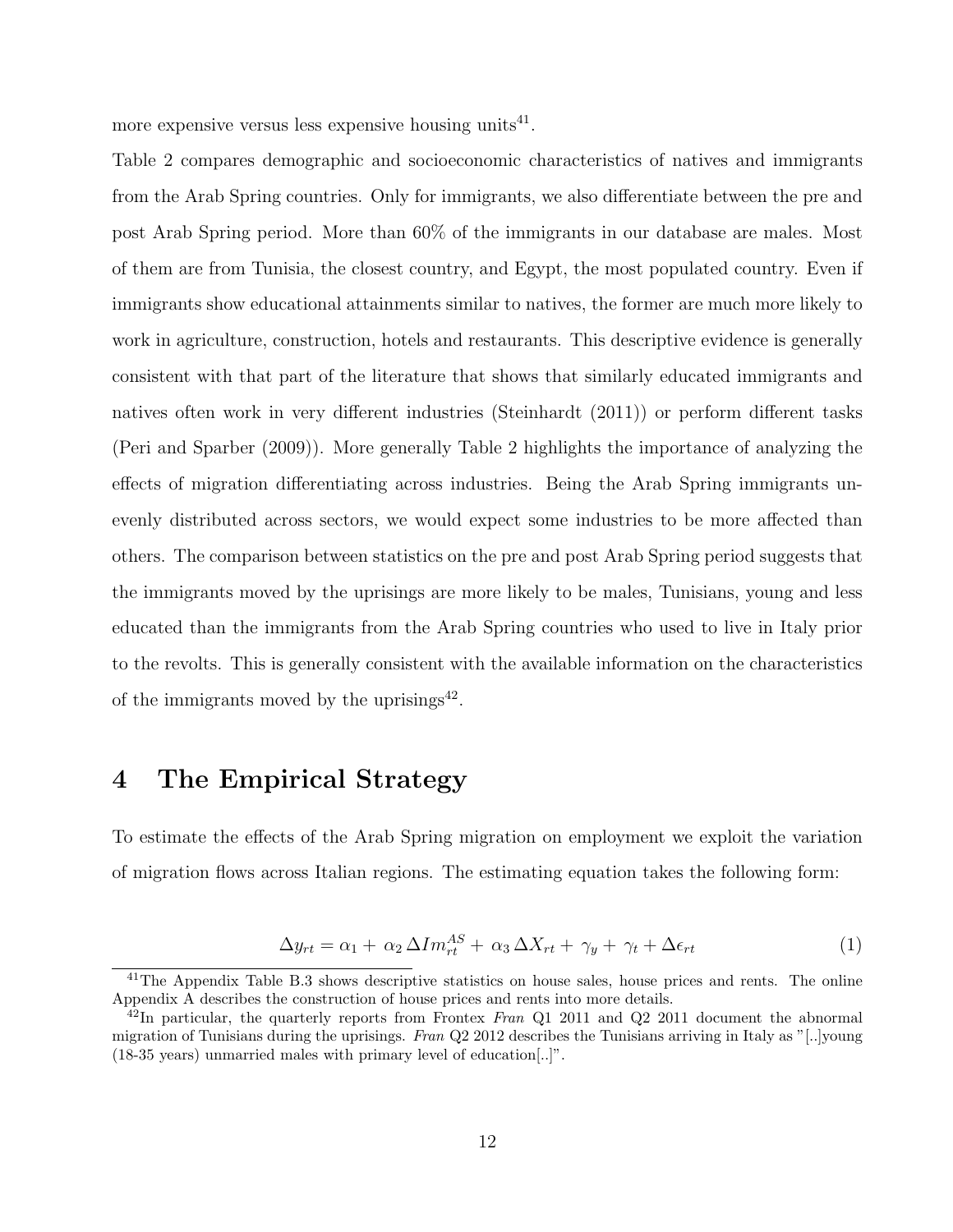more expensive versus less expensive housing units[41].

Table 2 compares demographic and socioeconomic characteristics of natives and immigrants from the Arab Spring countries. Only for immigrants, we also differentiate between the pre and post Arab Spring period. More than 60% of the immigrants in our database are males. Most of them are from Tunisia, the closest country, and Egypt, the most populated country. Even if immigrants show educational attainments similar to natives, the former are much more likely to work in agriculture, construction, hotels and restaurants. This descriptive evidence is generally consistent with that part of the literature that shows that similarly educated immigrants and natives often work in very different industries (Steinhardt (2011)) or perform different tasks (Peri and Sparber (2009)). More generally Table 2 highlights the importance of analyzing the effects of migration differentiating across industries. Being the Arab Spring immigrants unevenly distributed across sectors, we would expect some industries to be more affected than others. The comparison between statistics on the pre and post Arab Spring period suggests that the immigrants moved by the uprisings are more likely to be males, Tunisians, young and less educated than the immigrants from the Arab Spring countries who used to live in Italy prior to the revolts. This is generally consistent with the available information on the characteristics of the immigrants moved by the uprisings[42].

# 4 The Empirical Strategy

To estimate the effects of the Arab Spring migration on employment we exploit the variation of migration flows across Italian regions. The estimating equation takes the following form:

$$\Delta y_{rt} = \alpha_1 + \alpha_2 \, \Delta Im_{rt}^{AS} + \alpha_3 \, \Delta X_{rt} + \gamma_y + \gamma_t + \Delta \epsilon_{rt} \tag{1}$$

[41] The Appendix Table B.3 shows descriptive statistics on house sales, house prices and rents. The online Appendix A describes the construction of house prices and rents into more details.

[42] In particular, the quarterly reports from Frontex *Fran* Q1 2011 and Q2 2011 document the abnormal migration of Tunisians during the uprisings. *Fran* Q2 2012 describes the Tunisians arriving in Italy as "[..]young (18-35 years) unmarried males with primary level of education[..]".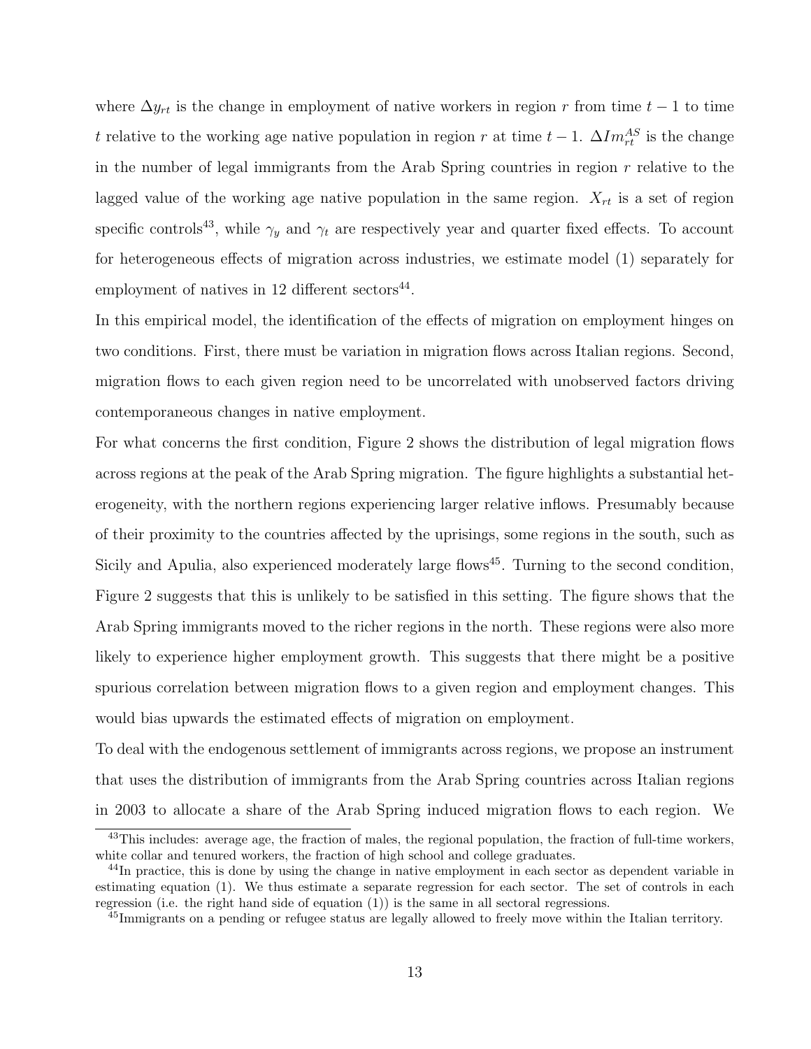where $\Delta y_{rt}$ is the change in employment of native workers in region $r$ from time $t-1$ to time $t$ relative to the working age native population in region $r$ at time $t-1$. $\Delta Im_{rt}^{AS}$ is the change in the number of legal immigrants from the Arab Spring countries in region $r$ relative to the lagged value of the working age native population in the same region. $X_{rt}$ is a set of region specific controls[43], while $\gamma_y$ and $\gamma_t$ are respectively year and quarter fixed effects. To account for heterogeneous effects of migration across industries, we estimate model (1) separately for employment of natives in 12 different sectors[44].

In this empirical model, the identification of the effects of migration on employment hinges on two conditions. First, there must be variation in migration flows across Italian regions. Second, migration flows to each given region need to be uncorrelated with unobserved factors driving contemporaneous changes in native employment.

For what concerns the first condition, Figure 2 shows the distribution of legal migration flows across regions at the peak of the Arab Spring migration. The figure highlights a substantial heterogeneity, with the northern regions experiencing larger relative inflows. Presumably because of their proximity to the countries affected by the uprisings, some regions in the south, such as Sicily and Apulia, also experienced moderately large flows[45]. Turning to the second condition, Figure 2 suggests that this is unlikely to be satisfied in this setting. The figure shows that the Arab Spring immigrants moved to the richer regions in the north. These regions were also more likely to experience higher employment growth. This suggests that there might be a positive spurious correlation between migration flows to a given region and employment changes. This would bias upwards the estimated effects of migration on employment.

To deal with the endogenous settlement of immigrants across regions, we propose an instrument that uses the distribution of immigrants from the Arab Spring countries across Italian regions in 2003 to allocate a share of the Arab Spring induced migration flows to each region. We

[43]This includes: average age, the fraction of males, the regional population, the fraction of full-time workers, white collar and tenured workers, the fraction of high school and college graduates.

[44]In practice, this is done by using the change in native employment in each sector as dependent variable in estimating equation (1). We thus estimate a separate regression for each sector. The set of controls in each regression (i.e. the right hand side of equation (1)) is the same in all sectoral regressions.

[45]Immigrants on a pending or refugee status are legally allowed to freely move within the Italian territory.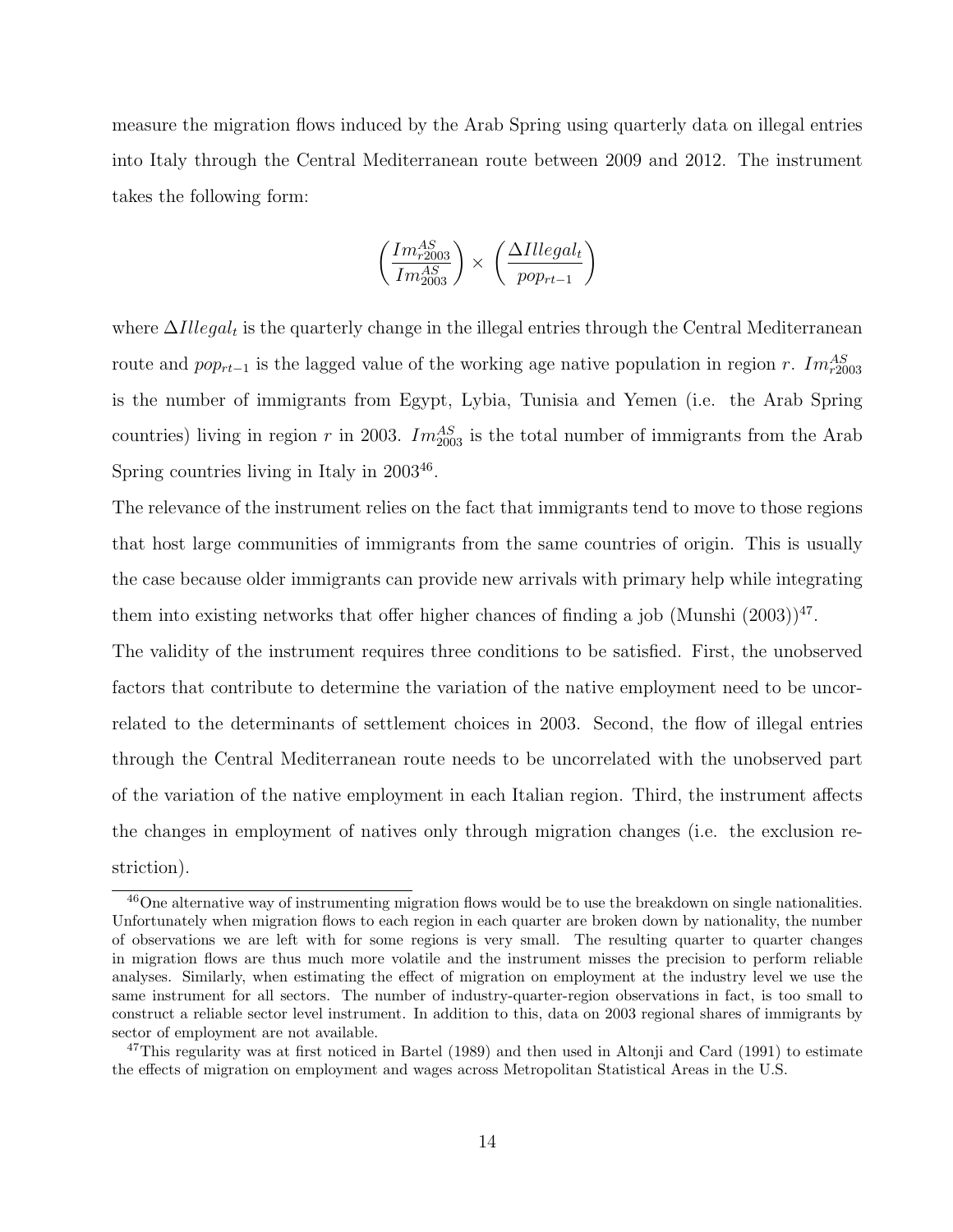measure the migration flows induced by the Arab Spring using quarterly data on illegal entries into Italy through the Central Mediterranean route between 2009 and 2012. The instrument takes the following form:

$$\left(\frac{Im^{AS}_{r2003}}{Im^{AS}_{2003}}\right) \times \left(\frac{\Delta Illegal_t}{pop_{rt-1}}\right)$$

where $\Delta Illegal_t$ is the quarterly change in the illegal entries through the Central Mediterranean route and $pop_{rt-1}$ is the lagged value of the working age native population in region $r$. $Im^{AS}_{r2003}$ is the number of immigrants from Egypt, Lybia, Tunisia and Yemen (i.e. the Arab Spring countries) living in region $r$ in 2003. $Im^{AS}_{2003}$ is the total number of immigrants from the Arab Spring countries living in Italy in 2003[46].

The relevance of the instrument relies on the fact that immigrants tend to move to those regions that host large communities of immigrants from the same countries of origin. This is usually the case because older immigrants can provide new arrivals with primary help while integrating them into existing networks that offer higher chances of finding a job (Munshi (2003))[47].

The validity of the instrument requires three conditions to be satisfied. First, the unobserved factors that contribute to determine the variation of the native employment need to be uncorrelated to the determinants of settlement choices in 2003. Second, the flow of illegal entries through the Central Mediterranean route needs to be uncorrelated with the unobserved part of the variation of the native employment in each Italian region. Third, the instrument affects the changes in employment of natives only through migration changes (i.e. the exclusion restriction).

---

[46] One alternative way of instrumenting migration flows would be to use the breakdown on single nationalities. Unfortunately when migration flows to each region in each quarter are broken down by nationality, the number of observations we are left with for some regions is very small. The resulting quarter to quarter changes in migration flows are thus much more volatile and the instrument misses the precision to perform reliable analyses. Similarly, when estimating the effect of migration on employment at the industry level we use the same instrument for all sectors. The number of industry-quarter-region observations in fact, is too small to construct a reliable sector level instrument. In addition to this, data on 2003 regional shares of immigrants by sector of employment are not available.

[47] This regularity was at first noticed in Bartel (1989) and then used in Altonji and Card (1991) to estimate the effects of migration on employment and wages across Metropolitan Statistical Areas in the U.S.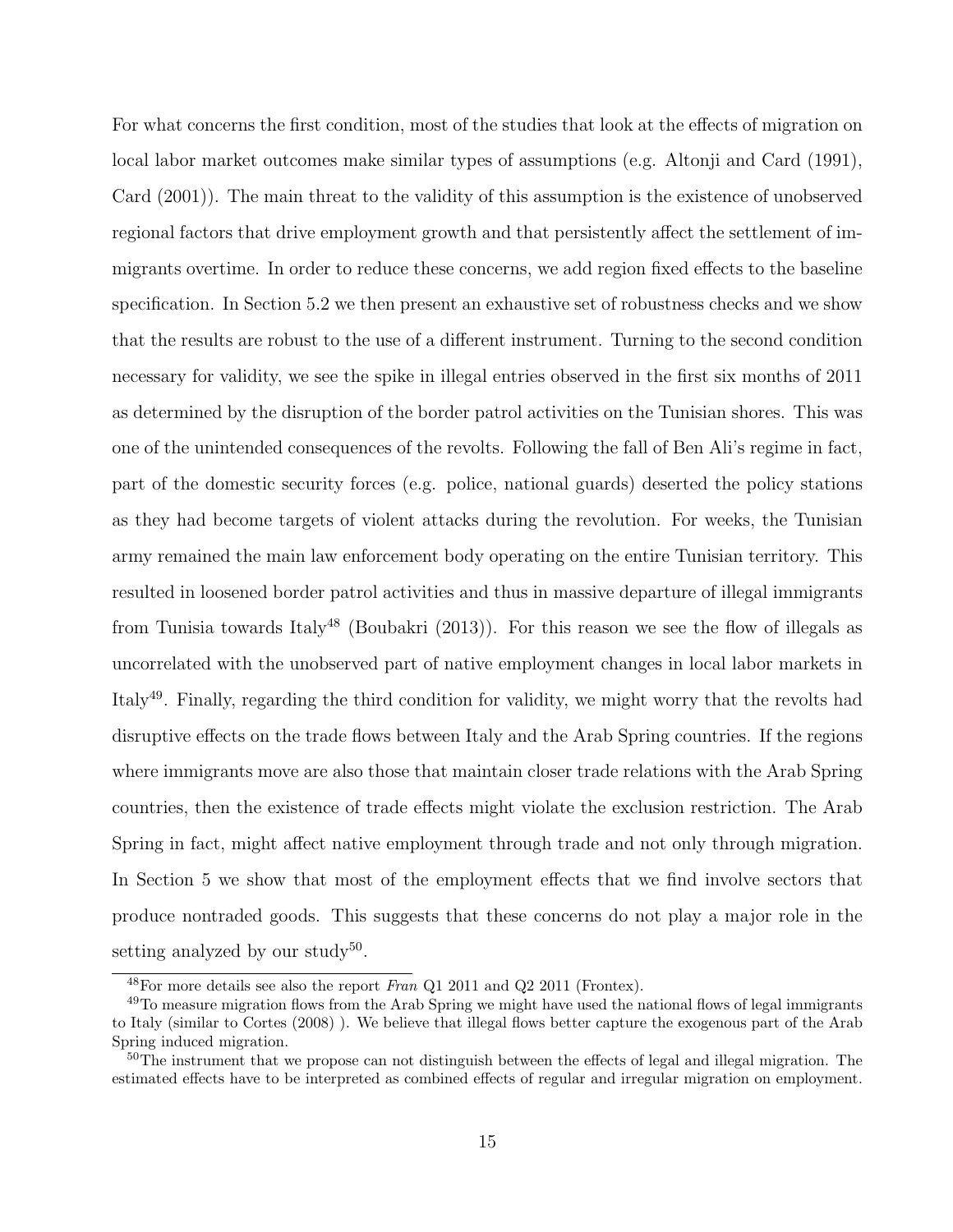For what concerns the first condition, most of the studies that look at the effects of migration on local labor market outcomes make similar types of assumptions (e.g. Altonji and Card (1991), Card (2001)). The main threat to the validity of this assumption is the existence of unobserved regional factors that drive employment growth and that persistently affect the settlement of immigrants overtime. In order to reduce these concerns, we add region fixed effects to the baseline specification. In Section 5.2 we then present an exhaustive set of robustness checks and we show that the results are robust to the use of a different instrument. Turning to the second condition necessary for validity, we see the spike in illegal entries observed in the first six months of 2011 as determined by the disruption of the border patrol activities on the Tunisian shores. This was one of the unintended consequences of the revolts. Following the fall of Ben Ali's regime in fact, part of the domestic security forces (e.g. police, national guards) deserted the policy stations as they had become targets of violent attacks during the revolution. For weeks, the Tunisian army remained the main law enforcement body operating on the entire Tunisian territory. This resulted in loosened border patrol activities and thus in massive departure of illegal immigrants from Tunisia towards Italy[48] (Boubakri (2013)). For this reason we see the flow of illegals as uncorrelated with the unobserved part of native employment changes in local labor markets in Italy[49]. Finally, regarding the third condition for validity, we might worry that the revolts had disruptive effects on the trade flows between Italy and the Arab Spring countries. If the regions where immigrants move are also those that maintain closer trade relations with the Arab Spring countries, then the existence of trade effects might violate the exclusion restriction. The Arab Spring in fact, might affect native employment through trade and not only through migration. In Section 5 we show that most of the employment effects that we find involve sectors that produce nontraded goods. This suggests that these concerns do not play a major role in the setting analyzed by our study[50].

[48]For more details see also the report *Fran* Q1 2011 and Q2 2011 (Frontex).

[49]To measure migration flows from the Arab Spring we might have used the national flows of legal immigrants to Italy (similar to Cortes (2008) ). We believe that illegal flows better capture the exogenous part of the Arab Spring induced migration.

[50]The instrument that we propose can not distinguish between the effects of legal and illegal migration. The estimated effects have to be interpreted as combined effects of regular and irregular migration on employment.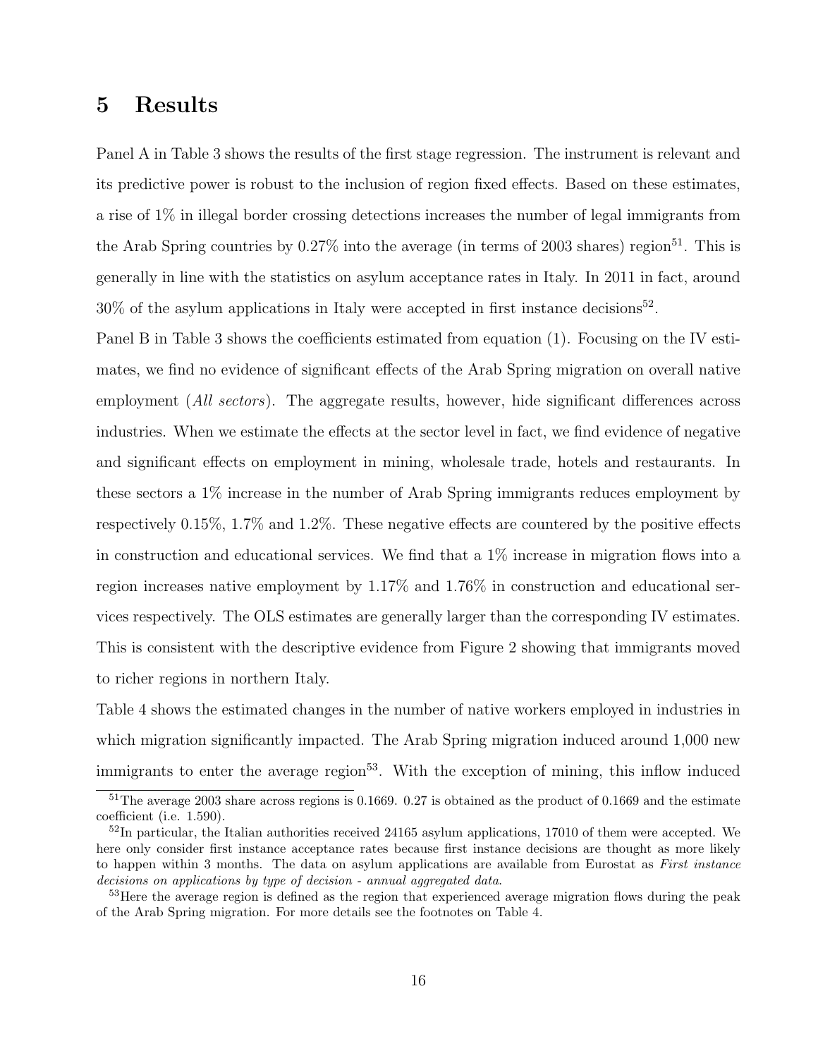# 5 Results

Panel A in Table 3 shows the results of the first stage regression. The instrument is relevant and its predictive power is robust to the inclusion of region fixed effects. Based on these estimates, a rise of 1% in illegal border crossing detections increases the number of legal immigrants from the Arab Spring countries by 0.27% into the average (in terms of 2003 shares) region[51]. This is generally in line with the statistics on asylum acceptance rates in Italy. In 2011 in fact, around 30% of the asylum applications in Italy were accepted in first instance decisions[52].

Panel B in Table 3 shows the coefficients estimated from equation (1). Focusing on the IV estimates, we find no evidence of significant effects of the Arab Spring migration on overall native employment (*All sectors*). The aggregate results, however, hide significant differences across industries. When we estimate the effects at the sector level in fact, we find evidence of negative and significant effects on employment in mining, wholesale trade, hotels and restaurants. In these sectors a 1% increase in the number of Arab Spring immigrants reduces employment by respectively 0.15%, 1.7% and 1.2%. These negative effects are countered by the positive effects in construction and educational services. We find that a 1% increase in migration flows into a region increases native employment by 1.17% and 1.76% in construction and educational services respectively. The OLS estimates are generally larger than the corresponding IV estimates. This is consistent with the descriptive evidence from Figure 2 showing that immigrants moved to richer regions in northern Italy.

Table 4 shows the estimated changes in the number of native workers employed in industries in which migration significantly impacted. The Arab Spring migration induced around 1,000 new immigrants to enter the average region[53]. With the exception of mining, this inflow induced

---

[51] The average 2003 share across regions is 0.1669. 0.27 is obtained as the product of 0.1669 and the estimate coefficient (i.e. 1.590).

[52] In particular, the Italian authorities received 24165 asylum applications, 17010 of them were accepted. We here only consider first instance acceptance rates because first instance decisions are thought as more likely to happen within 3 months. The data on asylum applications are available from Eurostat as *First instance decisions on applications by type of decision - annual aggregated data*.

[53] Here the average region is defined as the region that experienced average migration flows during the peak of the Arab Spring migration. For more details see the footnotes on Table 4.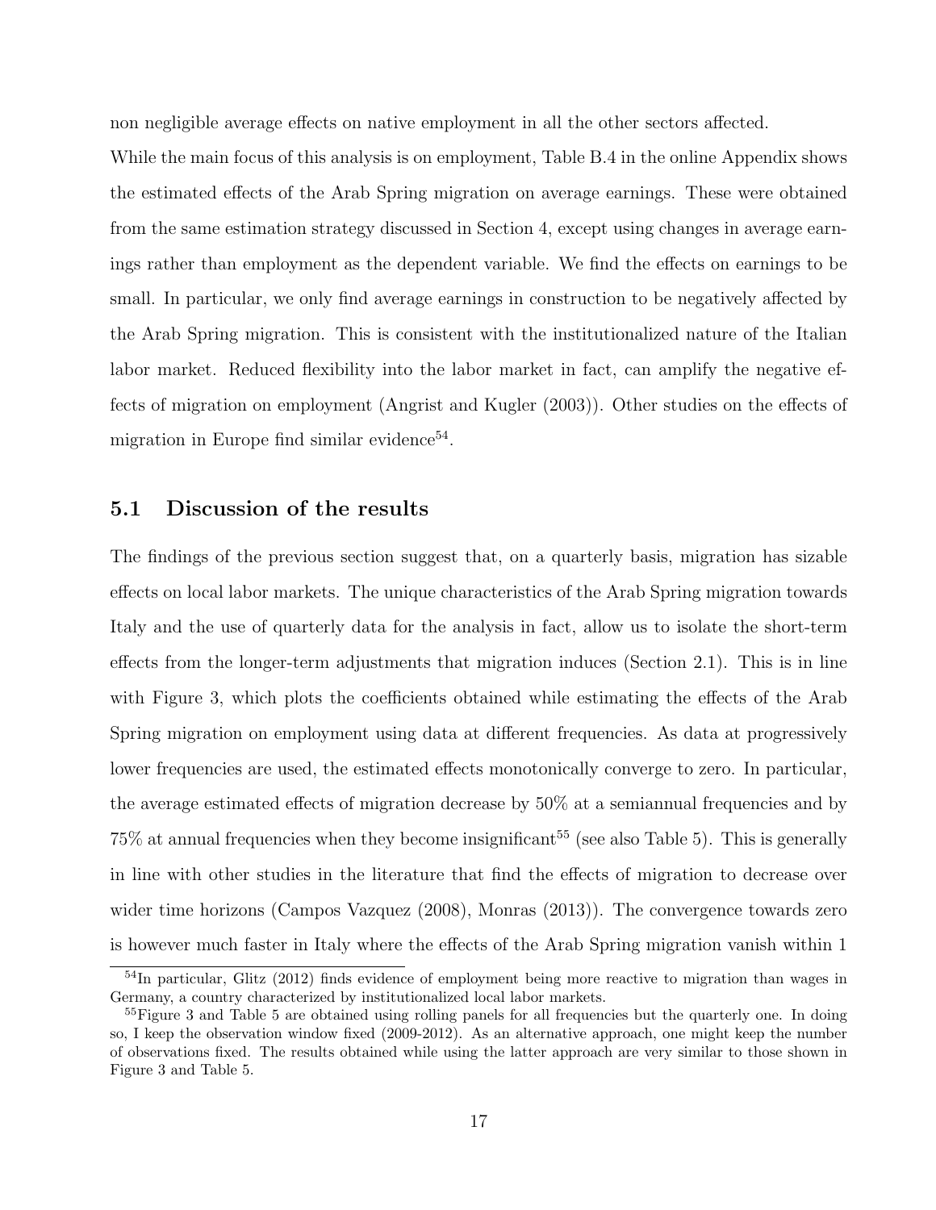non negligible average effects on native employment in all the other sectors affected.

While the main focus of this analysis is on employment, Table B.4 in the online Appendix shows the estimated effects of the Arab Spring migration on average earnings. These were obtained from the same estimation strategy discussed in Section 4, except using changes in average earnings rather than employment as the dependent variable. We find the effects on earnings to be small. In particular, we only find average earnings in construction to be negatively affected by the Arab Spring migration. This is consistent with the institutionalized nature of the Italian labor market. Reduced flexibility into the labor market in fact, can amplify the negative effects of migration on employment (Angrist and Kugler (2003)). Other studies on the effects of migration in Europe find similar evidence[54].

## 5.1 Discussion of the results

The findings of the previous section suggest that, on a quarterly basis, migration has sizable effects on local labor markets. The unique characteristics of the Arab Spring migration towards Italy and the use of quarterly data for the analysis in fact, allow us to isolate the short-term effects from the longer-term adjustments that migration induces (Section 2.1). This is in line with Figure 3, which plots the coefficients obtained while estimating the effects of the Arab Spring migration on employment using data at different frequencies. As data at progressively lower frequencies are used, the estimated effects monotonically converge to zero. In particular, the average estimated effects of migration decrease by 50% at a semiannual frequencies and by 75% at annual frequencies when they become insignificant[55] (see also Table 5). This is generally in line with other studies in the literature that find the effects of migration to decrease over wider time horizons (Campos Vazquez (2008), Monras (2013)). The convergence towards zero is however much faster in Italy where the effects of the Arab Spring migration vanish within 1

[54] In particular, Glitz (2012) finds evidence of employment being more reactive to migration than wages in Germany, a country characterized by institutionalized local labor markets.

[55] Figure 3 and Table 5 are obtained using rolling panels for all frequencies but the quarterly one. In doing so, I keep the observation window fixed (2009-2012). As an alternative approach, one might keep the number of observations fixed. The results obtained while using the latter approach are very similar to those shown in Figure 3 and Table 5.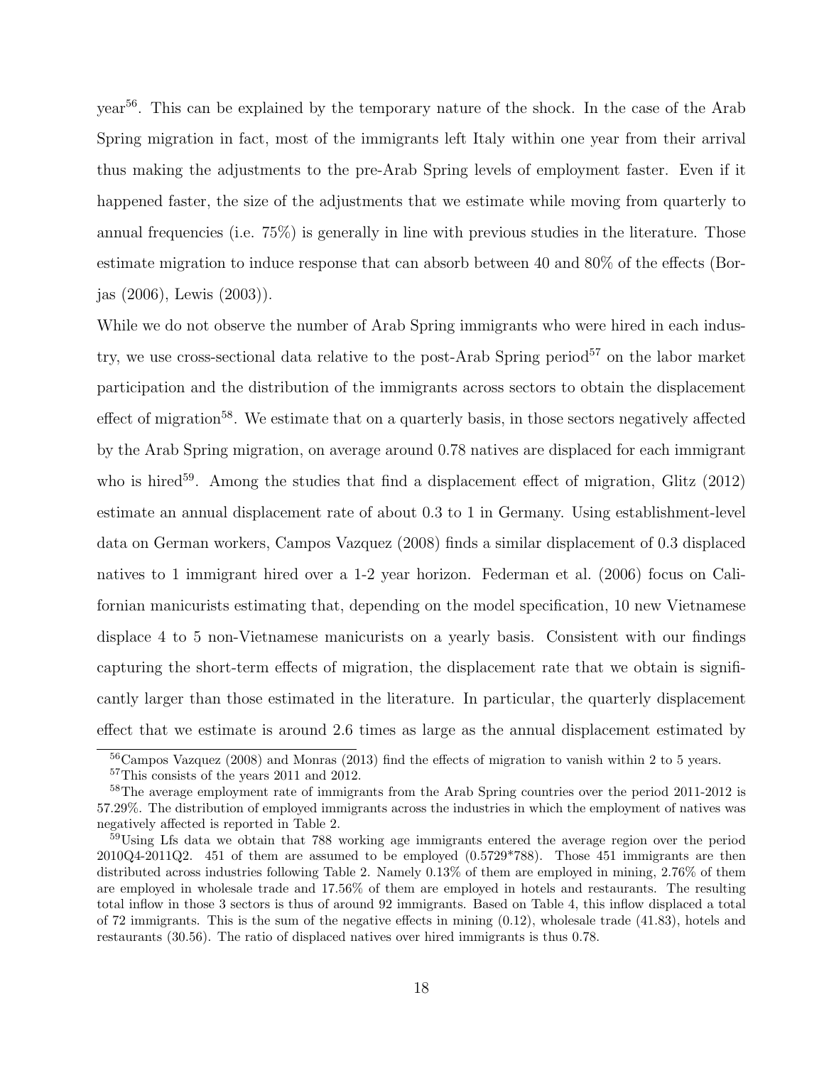year[56]. This can be explained by the temporary nature of the shock. In the case of the Arab Spring migration in fact, most of the immigrants left Italy within one year from their arrival thus making the adjustments to the pre-Arab Spring levels of employment faster. Even if it happened faster, the size of the adjustments that we estimate while moving from quarterly to annual frequencies (i.e. 75%) is generally in line with previous studies in the literature. Those estimate migration to induce response that can absorb between 40 and 80% of the effects (Borjas (2006), Lewis (2003)).

While we do not observe the number of Arab Spring immigrants who were hired in each industry, we use cross-sectional data relative to the post-Arab Spring period[57] on the labor market participation and the distribution of the immigrants across sectors to obtain the displacement effect of migration[58]. We estimate that on a quarterly basis, in those sectors negatively affected by the Arab Spring migration, on average around 0.78 natives are displaced for each immigrant who is hired[59]. Among the studies that find a displacement effect of migration, Glitz (2012) estimate an annual displacement rate of about 0.3 to 1 in Germany. Using establishment-level data on German workers, Campos Vazquez (2008) finds a similar displacement of 0.3 displaced natives to 1 immigrant hired over a 1-2 year horizon. Federman et al. (2006) focus on Californian manicurists estimating that, depending on the model specification, 10 new Vietnamese displace 4 to 5 non-Vietnamese manicurists on a yearly basis. Consistent with our findings capturing the short-term effects of migration, the displacement rate that we obtain is significantly larger than those estimated in the literature. In particular, the quarterly displacement effect that we estimate is around 2.6 times as large as the annual displacement estimated by

[56] Campos Vazquez (2008) and Monras (2013) find the effects of migration to vanish within 2 to 5 years.

[57] This consists of the years 2011 and 2012.

[58] The average employment rate of immigrants from the Arab Spring countries over the period 2011-2012 is 57.29%. The distribution of employed immigrants across the industries in which the employment of natives was negatively affected is reported in Table 2.

[59] Using Lfs data we obtain that 788 working age immigrants entered the average region over the period 2010Q4-2011Q2. 451 of them are assumed to be employed (0.5729*788). Those 451 immigrants are then distributed across industries following Table 2. Namely 0.13% of them are employed in mining, 2.76% of them are employed in wholesale trade and 17.56% of them are employed in hotels and restaurants. The resulting total inflow in those 3 sectors is thus of around 92 immigrants. Based on Table 4, this inflow displaced a total of 72 immigrants. This is the sum of the negative effects in mining (0.12), wholesale trade (41.83), hotels and restaurants (30.56). The ratio of displaced natives over hired immigrants is thus 0.78.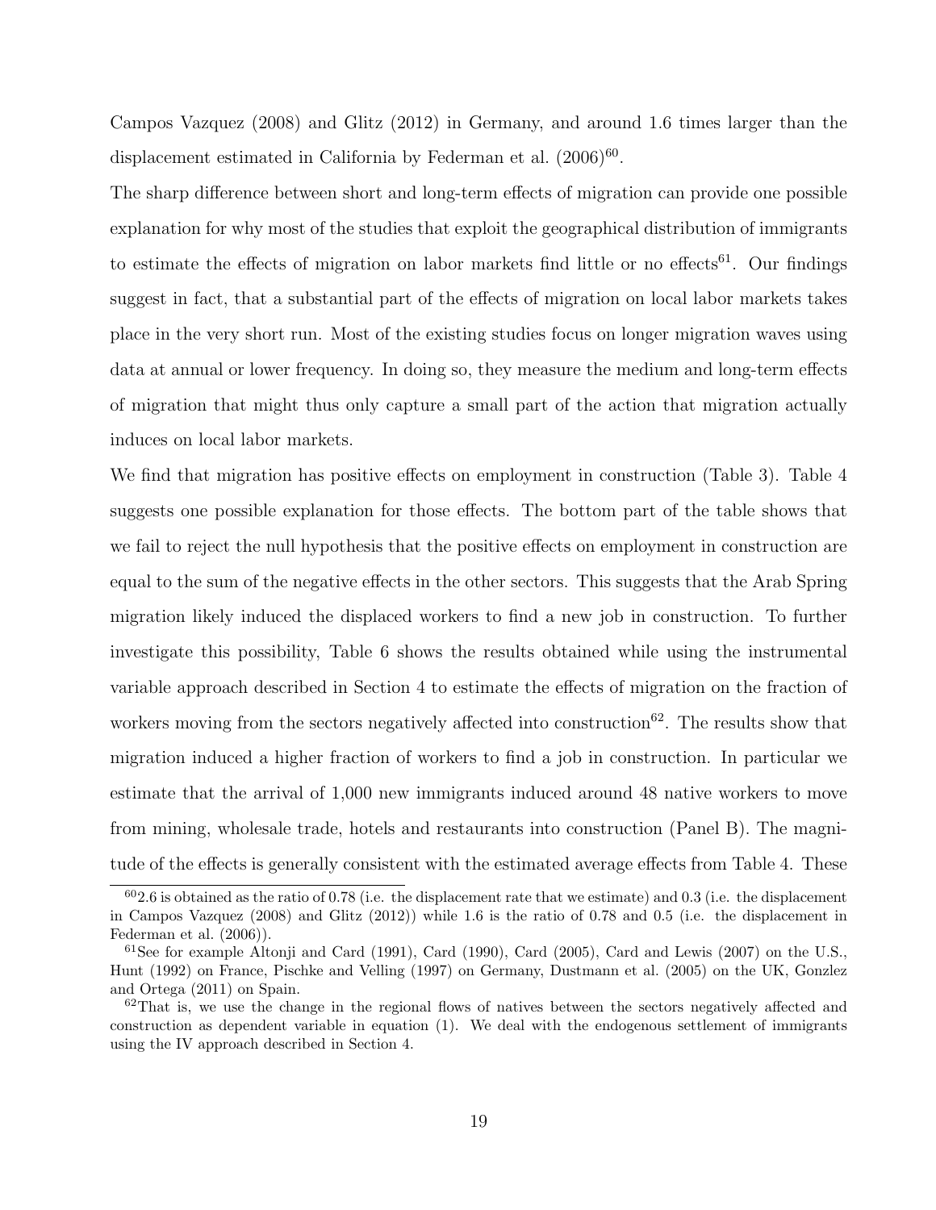Campos Vazquez (2008) and Glitz (2012) in Germany, and around 1.6 times larger than the displacement estimated in California by Federman et al. (2006)[60].

The sharp difference between short and long-term effects of migration can provide one possible explanation for why most of the studies that exploit the geographical distribution of immigrants to estimate the effects of migration on labor markets find little or no effects[61]. Our findings suggest in fact, that a substantial part of the effects of migration on local labor markets takes place in the very short run. Most of the existing studies focus on longer migration waves using data at annual or lower frequency. In doing so, they measure the medium and long-term effects of migration that might thus only capture a small part of the action that migration actually induces on local labor markets.

We find that migration has positive effects on employment in construction (Table 3). Table 4 suggests one possible explanation for those effects. The bottom part of the table shows that we fail to reject the null hypothesis that the positive effects on employment in construction are equal to the sum of the negative effects in the other sectors. This suggests that the Arab Spring migration likely induced the displaced workers to find a new job in construction. To further investigate this possibility, Table 6 shows the results obtained while using the instrumental variable approach described in Section 4 to estimate the effects of migration on the fraction of workers moving from the sectors negatively affected into construction[62]. The results show that migration induced a higher fraction of workers to find a job in construction. In particular we estimate that the arrival of 1,000 new immigrants induced around 48 native workers to move from mining, wholesale trade, hotels and restaurants into construction (Panel B). The magnitude of the effects is generally consistent with the estimated average effects from Table 4. These

[60] 2.6 is obtained as the ratio of 0.78 (i.e. the displacement rate that we estimate) and 0.3 (i.e. the displacement in Campos Vazquez (2008) and Glitz (2012)) while 1.6 is the ratio of 0.78 and 0.5 (i.e. the displacement in Federman et al. (2006)).

[61] See for example Altonji and Card (1991), Card (1990), Card (2005), Card and Lewis (2007) on the U.S., Hunt (1992) on France, Pischke and Velling (1997) on Germany, Dustmann et al. (2005) on the UK, Gonzlez and Ortega (2011) on Spain.

[62] That is, we use the change in the regional flows of natives between the sectors negatively affected and construction as dependent variable in equation (1). We deal with the endogenous settlement of immigrants using the IV approach described in Section 4.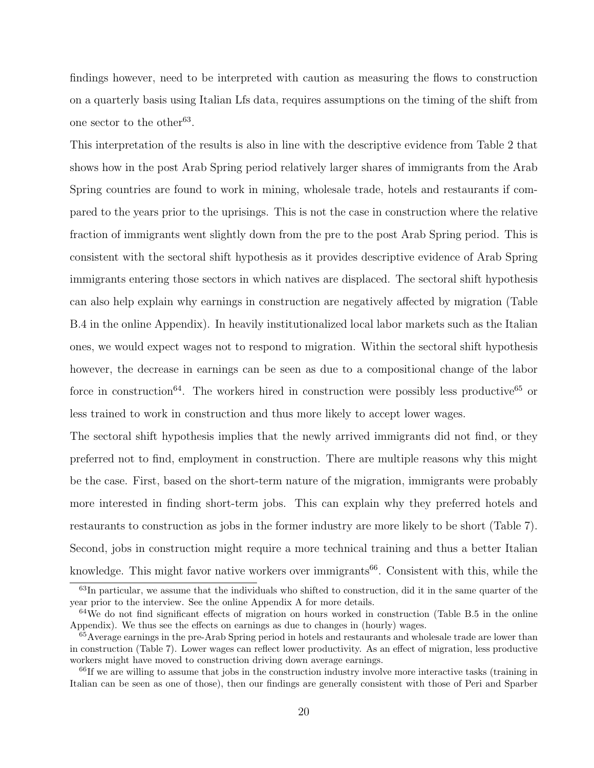findings however, need to be interpreted with caution as measuring the flows to construction on a quarterly basis using Italian Lfs data, requires assumptions on the timing of the shift from one sector to the other[63].

This interpretation of the results is also in line with the descriptive evidence from Table 2 that shows how in the post Arab Spring period relatively larger shares of immigrants from the Arab Spring countries are found to work in mining, wholesale trade, hotels and restaurants if compared to the years prior to the uprisings. This is not the case in construction where the relative fraction of immigrants went slightly down from the pre to the post Arab Spring period. This is consistent with the sectoral shift hypothesis as it provides descriptive evidence of Arab Spring immigrants entering those sectors in which natives are displaced. The sectoral shift hypothesis can also help explain why earnings in construction are negatively affected by migration (Table B.4 in the online Appendix). In heavily institutionalized local labor markets such as the Italian ones, we would expect wages not to respond to migration. Within the sectoral shift hypothesis however, the decrease in earnings can be seen as due to a compositional change of the labor force in construction[64]. The workers hired in construction were possibly less productive[65] or less trained to work in construction and thus more likely to accept lower wages.

The sectoral shift hypothesis implies that the newly arrived immigrants did not find, or they preferred not to find, employment in construction. There are multiple reasons why this might be the case. First, based on the short-term nature of the migration, immigrants were probably more interested in finding short-term jobs. This can explain why they preferred hotels and restaurants to construction as jobs in the former industry are more likely to be short (Table 7). Second, jobs in construction might require a more technical training and thus a better Italian knowledge. This might favor native workers over immigrants[66]. Consistent with this, while the

[63] In particular, we assume that the individuals who shifted to construction, did it in the same quarter of the year prior to the interview. See the online Appendix A for more details.

[64] We do not find significant effects of migration on hours worked in construction (Table B.5 in the online Appendix). We thus see the effects on earnings as due to changes in (hourly) wages.

[65] Average earnings in the pre-Arab Spring period in hotels and restaurants and wholesale trade are lower than in construction (Table 7). Lower wages can reflect lower productivity. As an effect of migration, less productive workers might have moved to construction driving down average earnings.

[66] If we are willing to assume that jobs in the construction industry involve more interactive tasks (training in Italian can be seen as one of those), then our findings are generally consistent with those of Peri and Sparber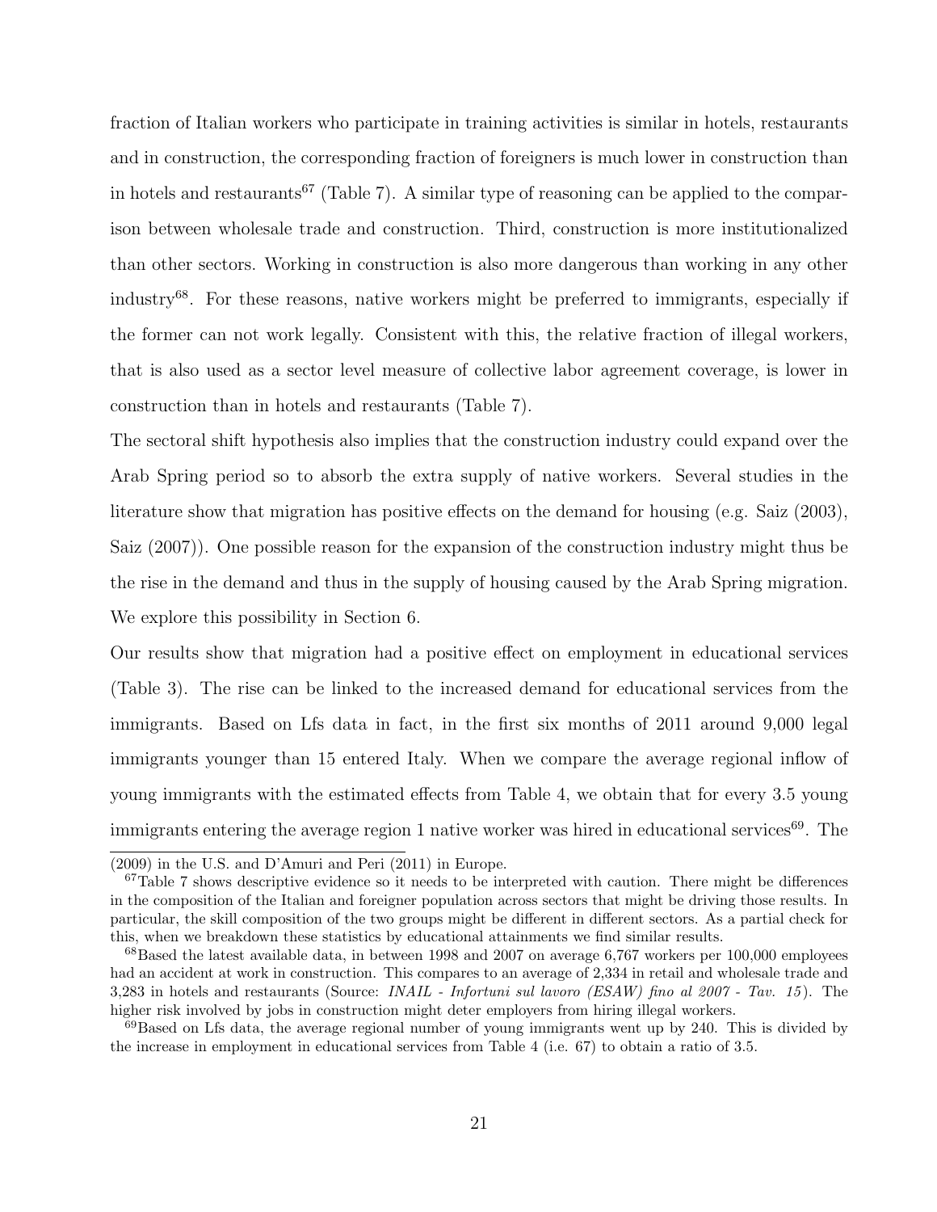fraction of Italian workers who participate in training activities is similar in hotels, restaurants and in construction, the corresponding fraction of foreigners is much lower in construction than in hotels and restaurants[67] (Table 7). A similar type of reasoning can be applied to the comparison between wholesale trade and construction. Third, construction is more institutionalized than other sectors. Working in construction is also more dangerous than working in any other industry[68]. For these reasons, native workers might be preferred to immigrants, especially if the former can not work legally. Consistent with this, the relative fraction of illegal workers, that is also used as a sector level measure of collective labor agreement coverage, is lower in construction than in hotels and restaurants (Table 7).

The sectoral shift hypothesis also implies that the construction industry could expand over the Arab Spring period so to absorb the extra supply of native workers. Several studies in the literature show that migration has positive effects on the demand for housing (e.g. Saiz (2003), Saiz (2007)). One possible reason for the expansion of the construction industry might thus be the rise in the demand and thus in the supply of housing caused by the Arab Spring migration. We explore this possibility in Section 6.

Our results show that migration had a positive effect on employment in educational services (Table 3). The rise can be linked to the increased demand for educational services from the immigrants. Based on Lfs data in fact, in the first six months of 2011 around 9,000 legal immigrants younger than 15 entered Italy. When we compare the average regional inflow of young immigrants with the estimated effects from Table 4, we obtain that for every 3.5 young immigrants entering the average region 1 native worker was hired in educational services[69]. The

---

(2009) in the U.S. and D'Amuri and Peri (2011) in Europe.

[67] Table 7 shows descriptive evidence so it needs to be interpreted with caution. There might be differences in the composition of the Italian and foreigner population across sectors that might be driving those results. In particular, the skill composition of the two groups might be different in different sectors. As a partial check for this, when we breakdown these statistics by educational attainments we find similar results.

[68] Based the latest available data, in between 1998 and 2007 on average 6,767 workers per 100,000 employees had an accident at work in construction. This compares to an average of 2,334 in retail and wholesale trade and 3,283 in hotels and restaurants (Source: *INAIL - Infortuni sul lavoro (ESAW) fino al 2007 - Tav. 15*). The higher risk involved by jobs in construction might deter employers from hiring illegal workers.

[69] Based on Lfs data, the average regional number of young immigrants went up by 240. This is divided by the increase in employment in educational services from Table 4 (i.e. 67) to obtain a ratio of 3.5.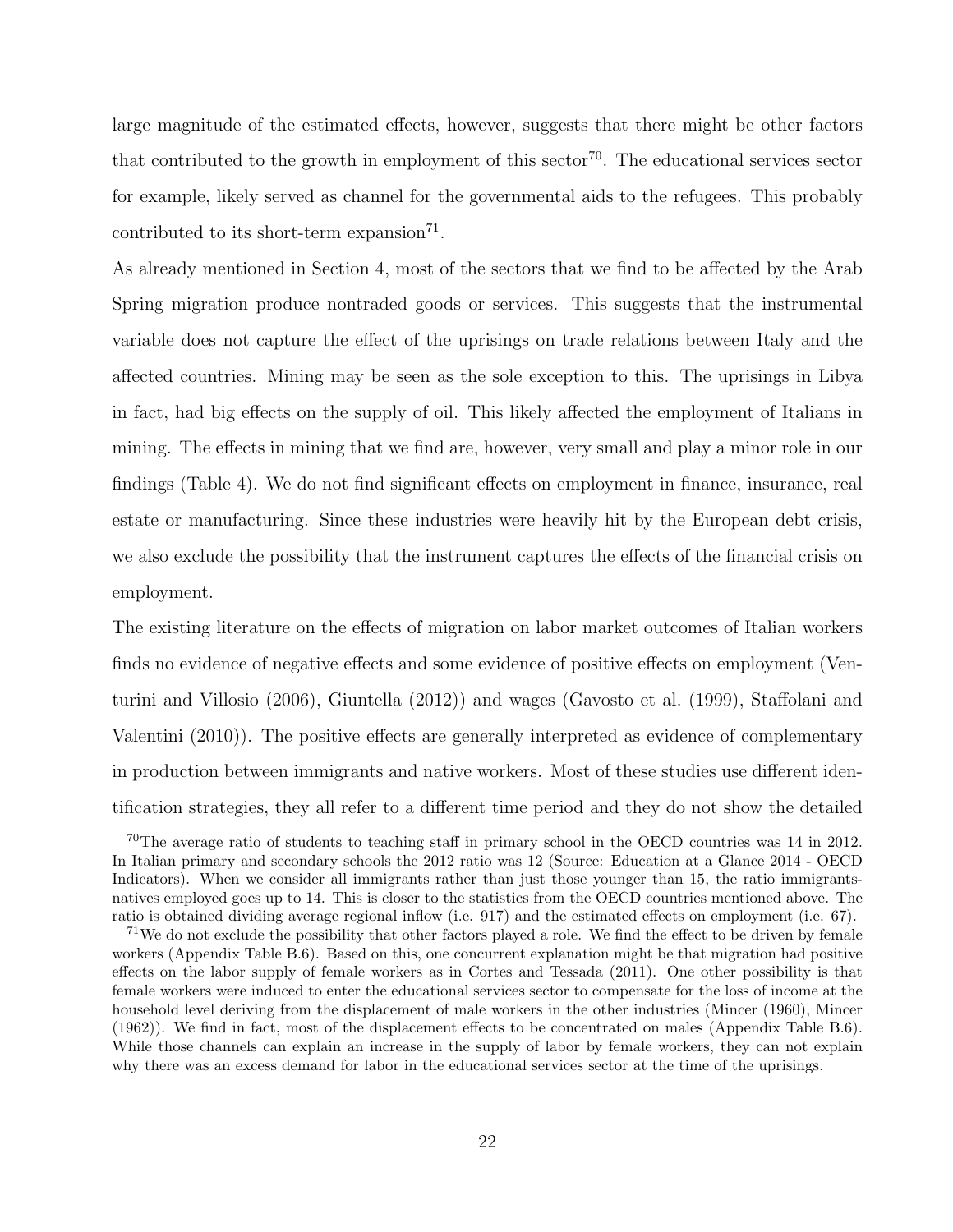large magnitude of the estimated effects, however, suggests that there might be other factors that contributed to the growth in employment of this sector[70]. The educational services sector for example, likely served as channel for the governmental aids to the refugees. This probably contributed to its short-term expansion[71].

As already mentioned in Section 4, most of the sectors that we find to be affected by the Arab Spring migration produce nontraded goods or services. This suggests that the instrumental variable does not capture the effect of the uprisings on trade relations between Italy and the affected countries. Mining may be seen as the sole exception to this. The uprisings in Libya in fact, had big effects on the supply of oil. This likely affected the employment of Italians in mining. The effects in mining that we find are, however, very small and play a minor role in our findings (Table 4). We do not find significant effects on employment in finance, insurance, real estate or manufacturing. Since these industries were heavily hit by the European debt crisis, we also exclude the possibility that the instrument captures the effects of the financial crisis on employment.

The existing literature on the effects of migration on labor market outcomes of Italian workers finds no evidence of negative effects and some evidence of positive effects on employment (Venturini and Villosio (2006), Giuntella (2012)) and wages (Gavosto et al. (1999), Staffolani and Valentini (2010)). The positive effects are generally interpreted as evidence of complementary in production between immigrants and native workers. Most of these studies use different identification strategies, they all refer to a different time period and they do not show the detailed

[70] The average ratio of students to teaching staff in primary school in the OECD countries was 14 in 2012. In Italian primary and secondary schools the 2012 ratio was 12 (Source: Education at a Glance 2014 - OECD Indicators). When we consider all immigrants rather than just those younger than 15, the ratio immigrants-natives employed goes up to 14. This is closer to the statistics from the OECD countries mentioned above. The ratio is obtained dividing average regional inflow (i.e. 917) and the estimated effects on employment (i.e. 67).

[71] We do not exclude the possibility that other factors played a role. We find the effect to be driven by female workers (Appendix Table B.6). Based on this, one concurrent explanation might be that migration had positive effects on the labor supply of female workers as in Cortes and Tessada (2011). One other possibility is that female workers were induced to enter the educational services sector to compensate for the loss of income at the household level deriving from the displacement of male workers in the other industries (Mincer (1960), Mincer (1962)). We find in fact, most of the displacement effects to be concentrated on males (Appendix Table B.6). While those channels can explain an increase in the supply of labor by female workers, they can not explain why there was an excess demand for labor in the educational services sector at the time of the uprisings.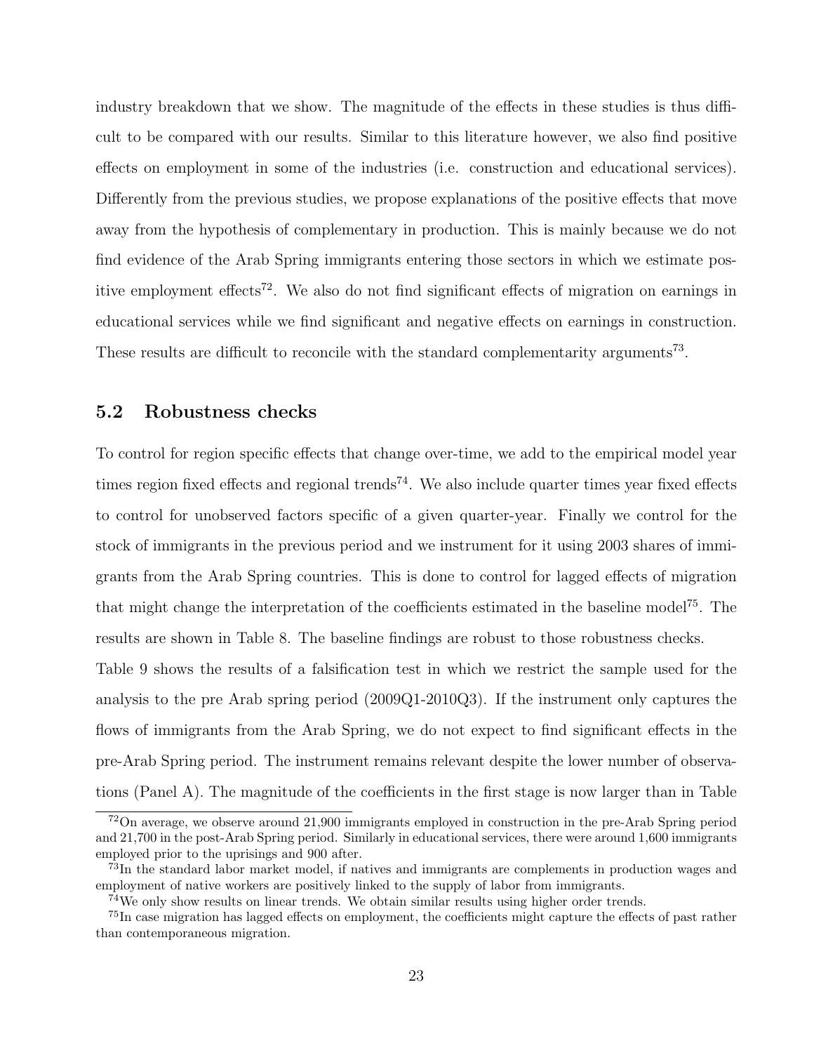industry breakdown that we show. The magnitude of the effects in these studies is thus difficult to be compared with our results. Similar to this literature however, we also find positive effects on employment in some of the industries (i.e. construction and educational services). Differently from the previous studies, we propose explanations of the positive effects that move away from the hypothesis of complementary in production. This is mainly because we do not find evidence of the Arab Spring immigrants entering those sectors in which we estimate positive employment effects[72]. We also do not find significant effects of migration on earnings in educational services while we find significant and negative effects on earnings in construction. These results are difficult to reconcile with the standard complementarity arguments[73].

## 5.2 Robustness checks

To control for region specific effects that change over-time, we add to the empirical model year times region fixed effects and regional trends[74]. We also include quarter times year fixed effects to control for unobserved factors specific of a given quarter-year. Finally we control for the stock of immigrants in the previous period and we instrument for it using 2003 shares of immigrants from the Arab Spring countries. This is done to control for lagged effects of migration that might change the interpretation of the coefficients estimated in the baseline model[75]. The results are shown in Table 8. The baseline findings are robust to those robustness checks.

Table 9 shows the results of a falsification test in which we restrict the sample used for the analysis to the pre Arab spring period (2009Q1-2010Q3). If the instrument only captures the flows of immigrants from the Arab Spring, we do not expect to find significant effects in the pre-Arab Spring period. The instrument remains relevant despite the lower number of observations (Panel A). The magnitude of the coefficients in the first stage is now larger than in Table

[72] On average, we observe around 21,900 immigrants employed in construction in the pre-Arab Spring period and 21,700 in the post-Arab Spring period. Similarly in educational services, there were around 1,600 immigrants employed prior to the uprisings and 900 after.

[73] In the standard labor market model, if natives and immigrants are complements in production wages and employment of native workers are positively linked to the supply of labor from immigrants.

[74] We only show results on linear trends. We obtain similar results using higher order trends.

[75] In case migration has lagged effects on employment, the coefficients might capture the effects of past rather than contemporaneous migration.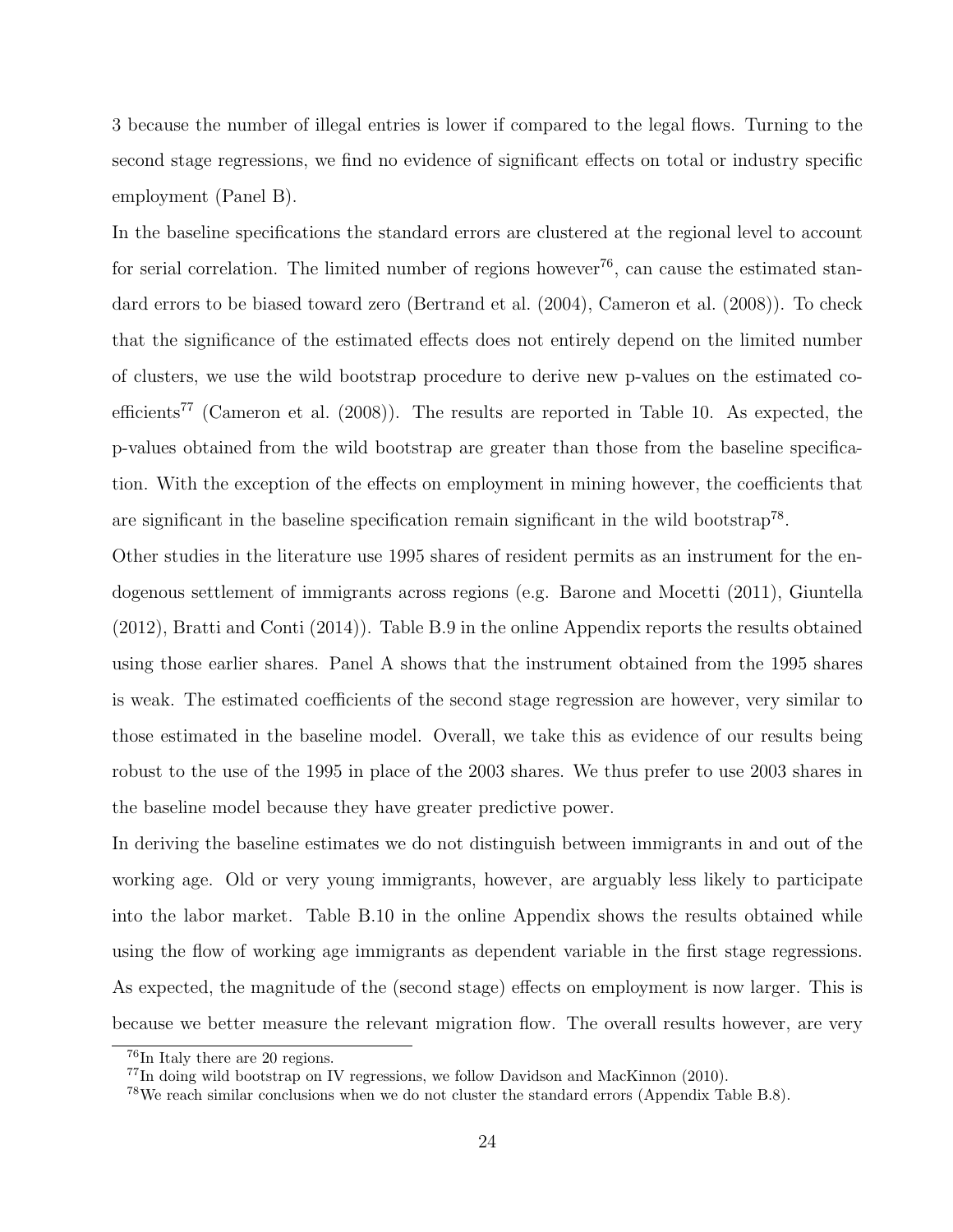3 because the number of illegal entries is lower if compared to the legal flows. Turning to the second stage regressions, we find no evidence of significant effects on total or industry specific employment (Panel B).

In the baseline specifications the standard errors are clustered at the regional level to account for serial correlation. The limited number of regions however[76], can cause the estimated standard errors to be biased toward zero (Bertrand et al. (2004), Cameron et al. (2008)). To check that the significance of the estimated effects does not entirely depend on the limited number of clusters, we use the wild bootstrap procedure to derive new p-values on the estimated coefficients[77] (Cameron et al. (2008)). The results are reported in Table 10. As expected, the p-values obtained from the wild bootstrap are greater than those from the baseline specification. With the exception of the effects on employment in mining however, the coefficients that are significant in the baseline specification remain significant in the wild bootstrap[78].

Other studies in the literature use 1995 shares of resident permits as an instrument for the endogenous settlement of immigrants across regions (e.g. Barone and Mocetti (2011), Giuntella (2012), Bratti and Conti (2014)). Table B.9 in the online Appendix reports the results obtained using those earlier shares. Panel A shows that the instrument obtained from the 1995 shares is weak. The estimated coefficients of the second stage regression are however, very similar to those estimated in the baseline model. Overall, we take this as evidence of our results being robust to the use of the 1995 in place of the 2003 shares. We thus prefer to use 2003 shares in the baseline model because they have greater predictive power.

In deriving the baseline estimates we do not distinguish between immigrants in and out of the working age. Old or very young immigrants, however, are arguably less likely to participate into the labor market. Table B.10 in the online Appendix shows the results obtained while using the flow of working age immigrants as dependent variable in the first stage regressions. As expected, the magnitude of the (second stage) effects on employment is now larger. This is because we better measure the relevant migration flow. The overall results however, are very

[76] In Italy there are 20 regions.

[77] In doing wild bootstrap on IV regressions, we follow Davidson and MacKinnon (2010).

[78] We reach similar conclusions when we do not cluster the standard errors (Appendix Table B.8).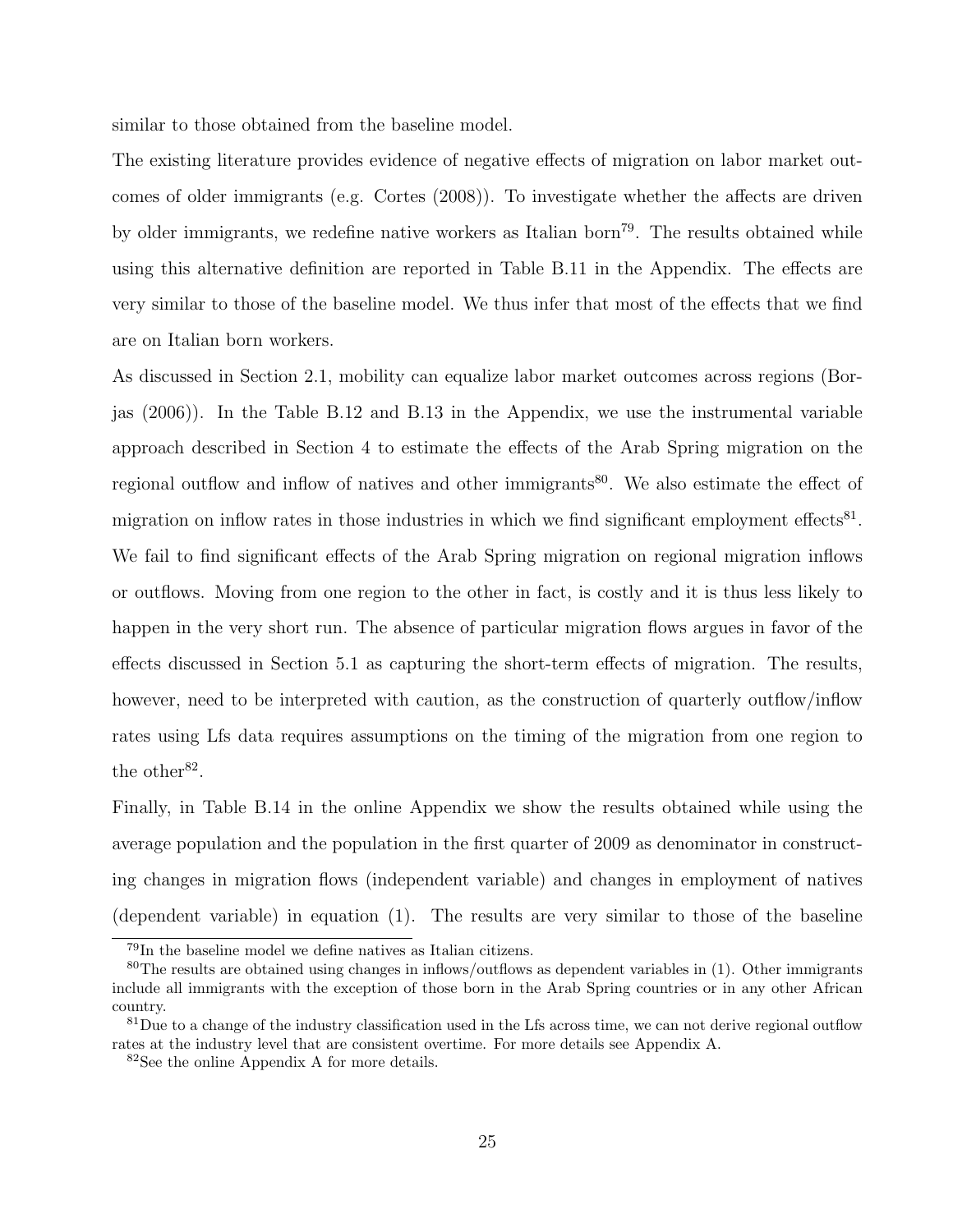similar to those obtained from the baseline model.

The existing literature provides evidence of negative effects of migration on labor market outcomes of older immigrants (e.g. Cortes (2008)). To investigate whether the affects are driven by older immigrants, we redefine native workers as Italian born[79]. The results obtained while using this alternative definition are reported in Table B.11 in the Appendix. The effects are very similar to those of the baseline model. We thus infer that most of the effects that we find are on Italian born workers.

As discussed in Section 2.1, mobility can equalize labor market outcomes across regions (Borjas (2006)). In the Table B.12 and B.13 in the Appendix, we use the instrumental variable approach described in Section 4 to estimate the effects of the Arab Spring migration on the regional outflow and inflow of natives and other immigrants[80]. We also estimate the effect of migration on inflow rates in those industries in which we find significant employment effects[81]. We fail to find significant effects of the Arab Spring migration on regional migration inflows or outflows. Moving from one region to the other in fact, is costly and it is thus less likely to happen in the very short run. The absence of particular migration flows argues in favor of the effects discussed in Section 5.1 as capturing the short-term effects of migration. The results, however, need to be interpreted with caution, as the construction of quarterly outflow/inflow rates using Lfs data requires assumptions on the timing of the migration from one region to the other[82].

Finally, in Table B.14 in the online Appendix we show the results obtained while using the average population and the population in the first quarter of 2009 as denominator in constructing changes in migration flows (independent variable) and changes in employment of natives (dependent variable) in equation (1). The results are very similar to those of the baseline

[79] In the baseline model we define natives as Italian citizens.

[80] The results are obtained using changes in inflows/outflows as dependent variables in (1). Other immigrants include all immigrants with the exception of those born in the Arab Spring countries or in any other African country.

[81] Due to a change of the industry classification used in the Lfs across time, we can not derive regional outflow rates at the industry level that are consistent overtime. For more details see Appendix A.

[82] See the online Appendix A for more details.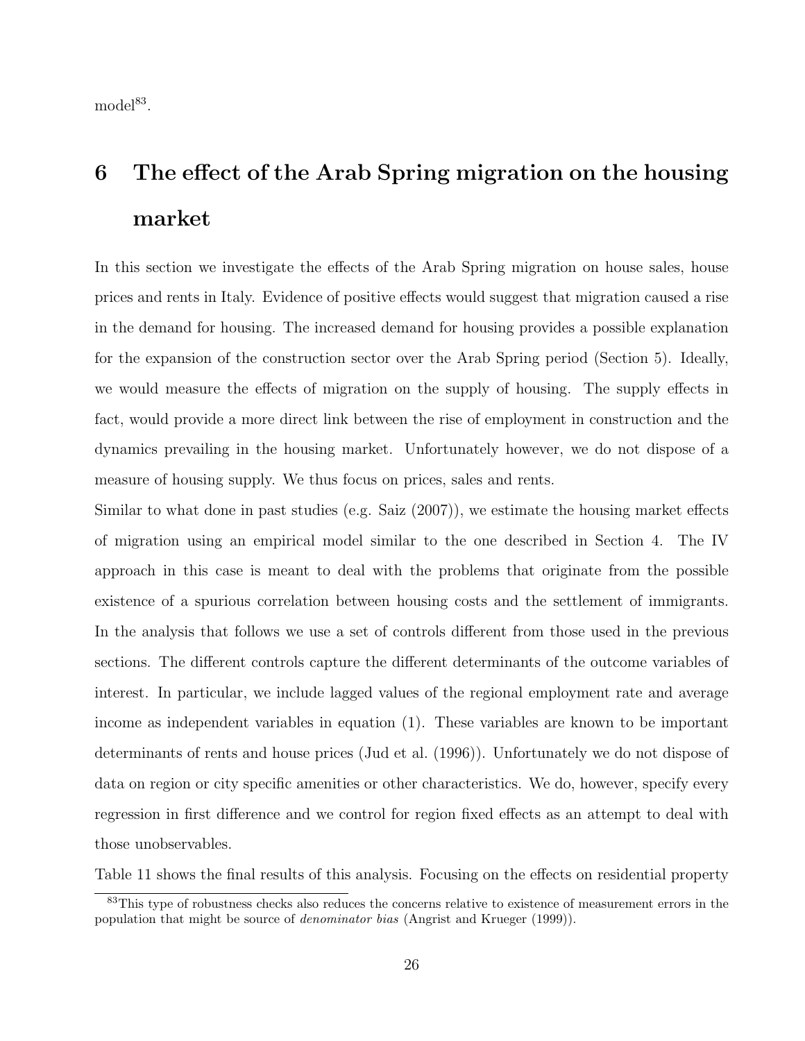model[83].

# 6 The effect of the Arab Spring migration on the housing market

In this section we investigate the effects of the Arab Spring migration on house sales, house prices and rents in Italy. Evidence of positive effects would suggest that migration caused a rise in the demand for housing. The increased demand for housing provides a possible explanation for the expansion of the construction sector over the Arab Spring period (Section 5). Ideally, we would measure the effects of migration on the supply of housing. The supply effects in fact, would provide a more direct link between the rise of employment in construction and the dynamics prevailing in the housing market. Unfortunately however, we do not dispose of a measure of housing supply. We thus focus on prices, sales and rents.

Similar to what done in past studies (e.g. Saiz (2007)), we estimate the housing market effects of migration using an empirical model similar to the one described in Section 4. The IV approach in this case is meant to deal with the problems that originate from the possible existence of a spurious correlation between housing costs and the settlement of immigrants. In the analysis that follows we use a set of controls different from those used in the previous sections. The different controls capture the different determinants of the outcome variables of interest. In particular, we include lagged values of the regional employment rate and average income as independent variables in equation (1). These variables are known to be important determinants of rents and house prices (Jud et al. (1996)). Unfortunately we do not dispose of data on region or city specific amenities or other characteristics. We do, however, specify every regression in first difference and we control for region fixed effects as an attempt to deal with those unobservables.

Table 11 shows the final results of this analysis. Focusing on the effects on residential property

[83] This type of robustness checks also reduces the concerns relative to existence of measurement errors in the population that might be source of *denominator bias* (Angrist and Krueger (1999)).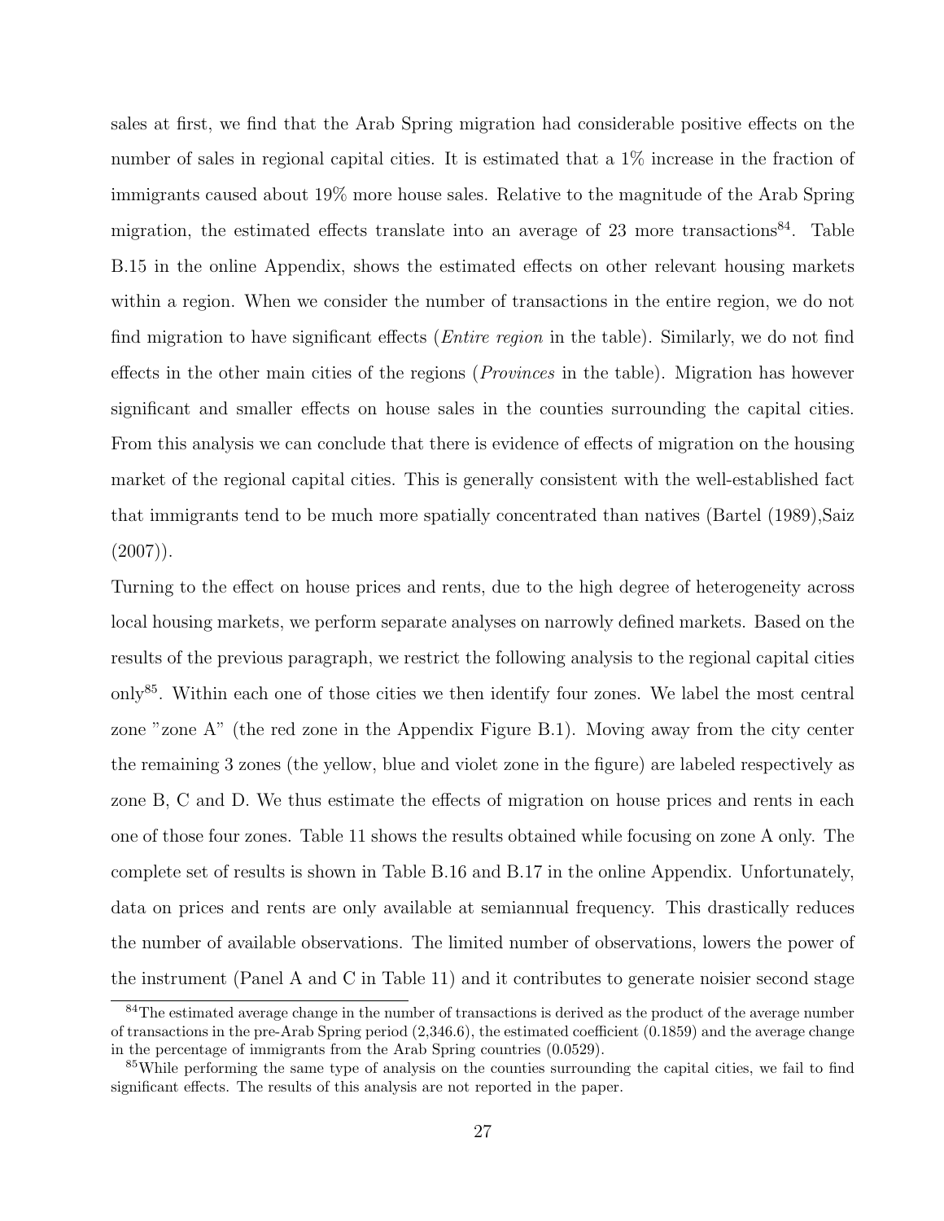sales at first, we find that the Arab Spring migration had considerable positive effects on the number of sales in regional capital cities. It is estimated that a 1% increase in the fraction of immigrants caused about 19% more house sales. Relative to the magnitude of the Arab Spring migration, the estimated effects translate into an average of 23 more transactions[84]. Table B.15 in the online Appendix, shows the estimated effects on other relevant housing markets within a region. When we consider the number of transactions in the entire region, we do not find migration to have significant effects (*Entire region* in the table). Similarly, we do not find effects in the other main cities of the regions (*Provinces* in the table). Migration has however significant and smaller effects on house sales in the counties surrounding the capital cities. From this analysis we can conclude that there is evidence of effects of migration on the housing market of the regional capital cities. This is generally consistent with the well-established fact that immigrants tend to be much more spatially concentrated than natives (Bartel (1989),Saiz (2007)).

Turning to the effect on house prices and rents, due to the high degree of heterogeneity across local housing markets, we perform separate analyses on narrowly defined markets. Based on the results of the previous paragraph, we restrict the following analysis to the regional capital cities only[85]. Within each one of those cities we then identify four zones. We label the most central zone "zone A" (the red zone in the Appendix Figure B.1). Moving away from the city center the remaining 3 zones (the yellow, blue and violet zone in the figure) are labeled respectively as zone B, C and D. We thus estimate the effects of migration on house prices and rents in each one of those four zones. Table 11 shows the results obtained while focusing on zone A only. The complete set of results is shown in Table B.16 and B.17 in the online Appendix. Unfortunately, data on prices and rents are only available at semiannual frequency. This drastically reduces the number of available observations. The limited number of observations, lowers the power of the instrument (Panel A and C in Table 11) and it contributes to generate noisier second stage

[84] The estimated average change in the number of transactions is derived as the product of the average number of transactions in the pre-Arab Spring period (2,346.6), the estimated coefficient (0.1859) and the average change in the percentage of immigrants from the Arab Spring countries (0.0529).

[85] While performing the same type of analysis on the counties surrounding the capital cities, we fail to find significant effects. The results of this analysis are not reported in the paper.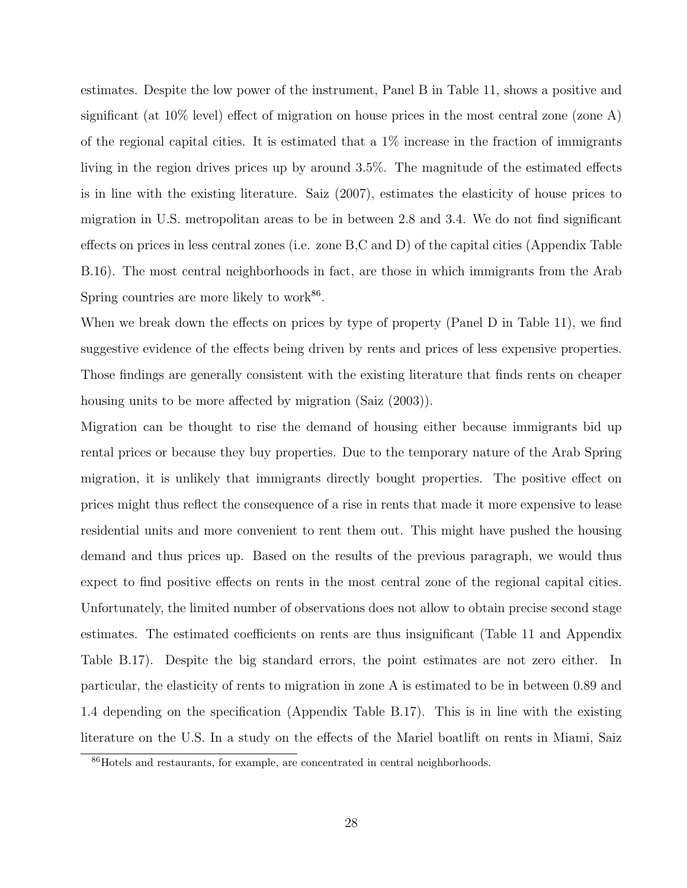estimates. Despite the low power of the instrument, Panel B in Table 11, shows a positive and significant (at 10% level) effect of migration on house prices in the most central zone (zone A) of the regional capital cities. It is estimated that a 1% increase in the fraction of immigrants living in the region drives prices up by around 3.5%. The magnitude of the estimated effects is in line with the existing literature. Saiz (2007), estimates the elasticity of house prices to migration in U.S. metropolitan areas to be in between 2.8 and 3.4. We do not find significant effects on prices in less central zones (i.e. zone B,C and D) of the capital cities (Appendix Table B.16). The most central neighborhoods in fact, are those in which immigrants from the Arab Spring countries are more likely to work[86].

When we break down the effects on prices by type of property (Panel D in Table 11), we find suggestive evidence of the effects being driven by rents and prices of less expensive properties. Those findings are generally consistent with the existing literature that finds rents on cheaper housing units to be more affected by migration (Saiz (2003)).

Migration can be thought to rise the demand of housing either because immigrants bid up rental prices or because they buy properties. Due to the temporary nature of the Arab Spring migration, it is unlikely that immigrants directly bought properties. The positive effect on prices might thus reflect the consequence of a rise in rents that made it more expensive to lease residential units and more convenient to rent them out. This might have pushed the housing demand and thus prices up. Based on the results of the previous paragraph, we would thus expect to find positive effects on rents in the most central zone of the regional capital cities. Unfortunately, the limited number of observations does not allow to obtain precise second stage estimates. The estimated coefficients on rents are thus insignificant (Table 11 and Appendix Table B.17). Despite the big standard errors, the point estimates are not zero either. In particular, the elasticity of rents to migration in zone A is estimated to be in between 0.89 and 1.4 depending on the specification (Appendix Table B.17). This is in line with the existing literature on the U.S. In a study on the effects of the Mariel boatlift on rents in Miami, Saiz

[86] Hotels and restaurants, for example, are concentrated in central neighborhoods.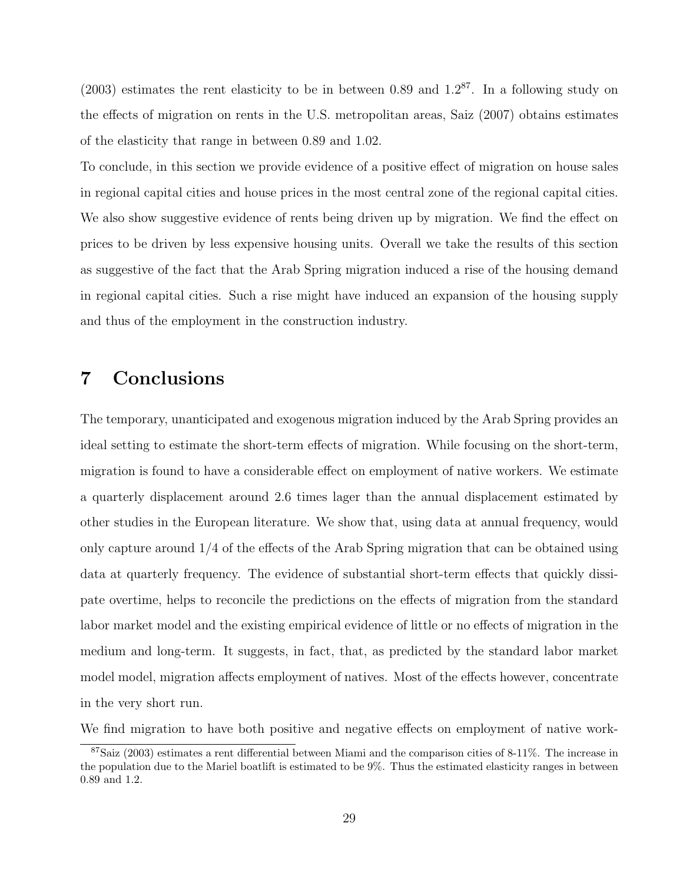(2003) estimates the rent elasticity to be in between 0.89 and 1.2[87]. In a following study on the effects of migration on rents in the U.S. metropolitan areas, Saiz (2007) obtains estimates of the elasticity that range in between 0.89 and 1.02.

To conclude, in this section we provide evidence of a positive effect of migration on house sales in regional capital cities and house prices in the most central zone of the regional capital cities. We also show suggestive evidence of rents being driven up by migration. We find the effect on prices to be driven by less expensive housing units. Overall we take the results of this section as suggestive of the fact that the Arab Spring migration induced a rise of the housing demand in regional capital cities. Such a rise might have induced an expansion of the housing supply and thus of the employment in the construction industry.

# 7 Conclusions

The temporary, unanticipated and exogenous migration induced by the Arab Spring provides an ideal setting to estimate the short-term effects of migration. While focusing on the short-term, migration is found to have a considerable effect on employment of native workers. We estimate a quarterly displacement around 2.6 times lager than the annual displacement estimated by other studies in the European literature. We show that, using data at annual frequency, would only capture around 1/4 of the effects of the Arab Spring migration that can be obtained using data at quarterly frequency. The evidence of substantial short-term effects that quickly dissipate overtime, helps to reconcile the predictions on the effects of migration from the standard labor market model and the existing empirical evidence of little or no effects of migration in the medium and long-term. It suggests, in fact, that, as predicted by the standard labor market model model, migration affects employment of natives. Most of the effects however, concentrate in the very short run.

We find migration to have both positive and negative effects on employment of native work-

[87] Saiz (2003) estimates a rent differential between Miami and the comparison cities of 8-11%. The increase in the population due to the Mariel boatlift is estimated to be 9%. Thus the estimated elasticity ranges in between 0.89 and 1.2.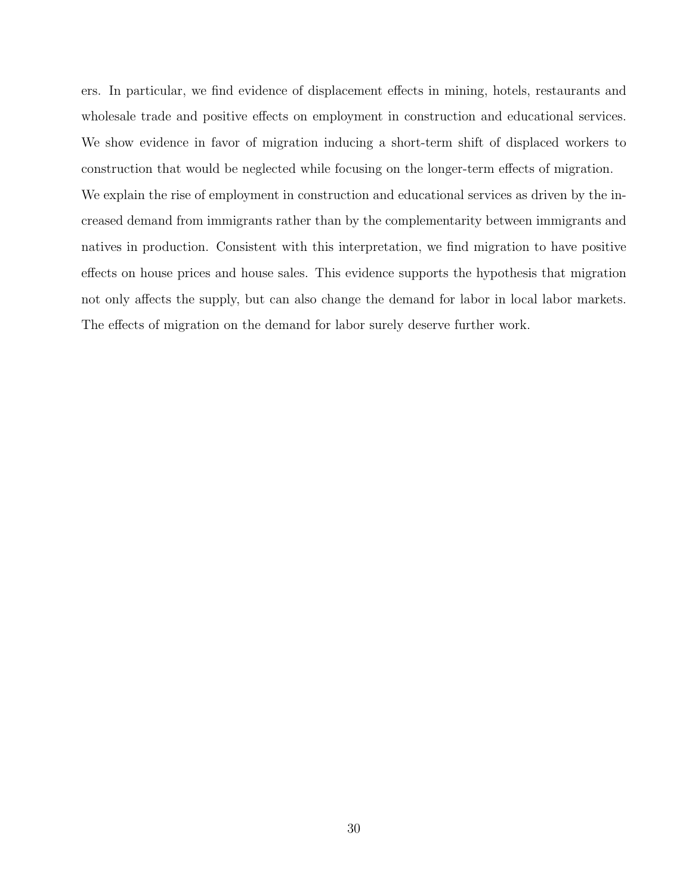ers. In particular, we find evidence of displacement effects in mining, hotels, restaurants and wholesale trade and positive effects on employment in construction and educational services. We show evidence in favor of migration inducing a short-term shift of displaced workers to construction that would be neglected while focusing on the longer-term effects of migration. We explain the rise of employment in construction and educational services as driven by the increased demand from immigrants rather than by the complementarity between immigrants and natives in production. Consistent with this interpretation, we find migration to have positive effects on house prices and house sales. This evidence supports the hypothesis that migration not only affects the supply, but can also change the demand for labor in local labor markets. The effects of migration on the demand for labor surely deserve further work.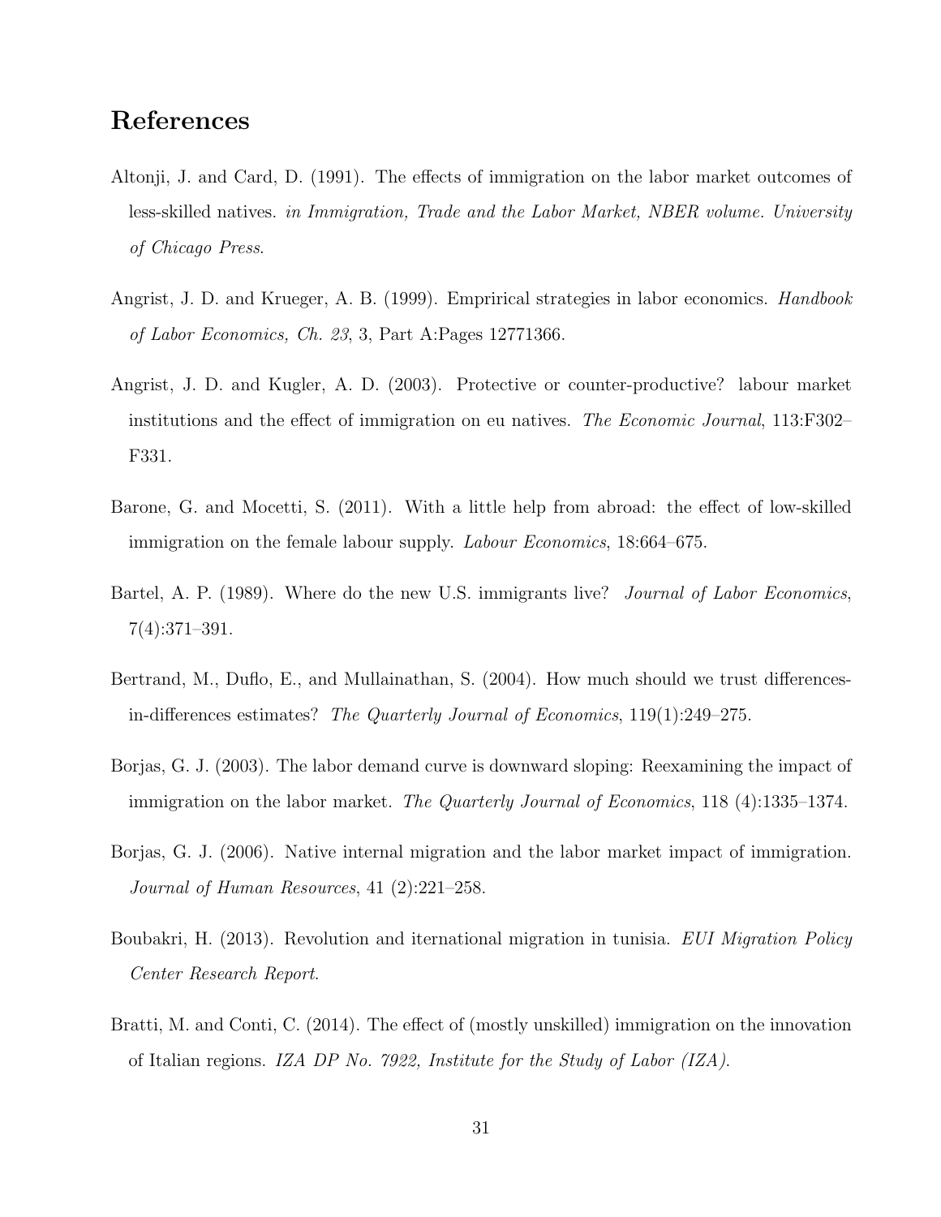# References

Altonji, J. and Card, D. (1991). The effects of immigration on the labor market outcomes of less-skilled natives. *in Immigration, Trade and the Labor Market, NBER volume. University of Chicago Press*.

Angrist, J. D. and Krueger, A. B. (1999). Emprirical strategies in labor economics. *Handbook of Labor Economics, Ch. 23*, 3, Part A:Pages 12771366.

Angrist, J. D. and Kugler, A. D. (2003). Protective or counter-productive? labour market institutions and the effect of immigration on eu natives. *The Economic Journal*, 113:F302–F331.

Barone, G. and Mocetti, S. (2011). With a little help from abroad: the effect of low-skilled immigration on the female labour supply. *Labour Economics*, 18:664–675.

Bartel, A. P. (1989). Where do the new U.S. immigrants live? *Journal of Labor Economics*, 7(4):371–391.

Bertrand, M., Duflo, E., and Mullainathan, S. (2004). How much should we trust differences-in-differences estimates? *The Quarterly Journal of Economics*, 119(1):249–275.

Borjas, G. J. (2003). The labor demand curve is downward sloping: Reexamining the impact of immigration on the labor market. *The Quarterly Journal of Economics*, 118 (4):1335–1374.

Borjas, G. J. (2006). Native internal migration and the labor market impact of immigration. *Journal of Human Resources*, 41 (2):221–258.

Boubakri, H. (2013). Revolution and iternational migration in tunisia. *EUI Migration Policy Center Research Report*.

Bratti, M. and Conti, C. (2014). The effect of (mostly unskilled) immigration on the innovation of Italian regions. *IZA DP No. 7922, Institute for the Study of Labor (IZA)*.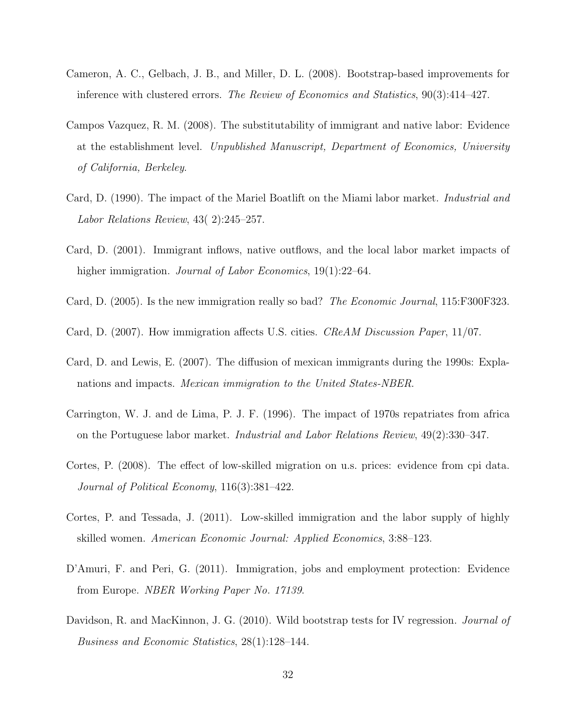Cameron, A. C., Gelbach, J. B., and Miller, D. L. (2008). Bootstrap-based improvements for inference with clustered errors. *The Review of Economics and Statistics*, 90(3):414–427.

Campos Vazquez, R. M. (2008). The substitutability of immigrant and native labor: Evidence at the establishment level. *Unpublished Manuscript, Department of Economics, University of California, Berkeley*.

Card, D. (1990). The impact of the Mariel Boatlift on the Miami labor market. *Industrial and Labor Relations Review*, 43( 2):245–257.

Card, D. (2001). Immigrant inflows, native outflows, and the local labor market impacts of higher immigration. *Journal of Labor Economics*, 19(1):22–64.

Card, D. (2005). Is the new immigration really so bad? *The Economic Journal*, 115:F300F323.

Card, D. (2007). How immigration affects U.S. cities. *CReAM Discussion Paper*, 11/07.

Card, D. and Lewis, E. (2007). The diffusion of mexican immigrants during the 1990s: Explanations and impacts. *Mexican immigration to the United States-NBER*.

Carrington, W. J. and de Lima, P. J. F. (1996). The impact of 1970s repatriates from africa on the Portuguese labor market. *Industrial and Labor Relations Review*, 49(2):330–347.

Cortes, P. (2008). The effect of low-skilled migration on u.s. prices: evidence from cpi data. *Journal of Political Economy*, 116(3):381–422.

Cortes, P. and Tessada, J. (2011). Low-skilled immigration and the labor supply of highly skilled women. *American Economic Journal: Applied Economics*, 3:88–123.

D'Amuri, F. and Peri, G. (2011). Immigration, jobs and employment protection: Evidence from Europe. *NBER Working Paper No. 17139*.

Davidson, R. and MacKinnon, J. G. (2010). Wild bootstrap tests for IV regression. *Journal of Business and Economic Statistics*, 28(1):128–144.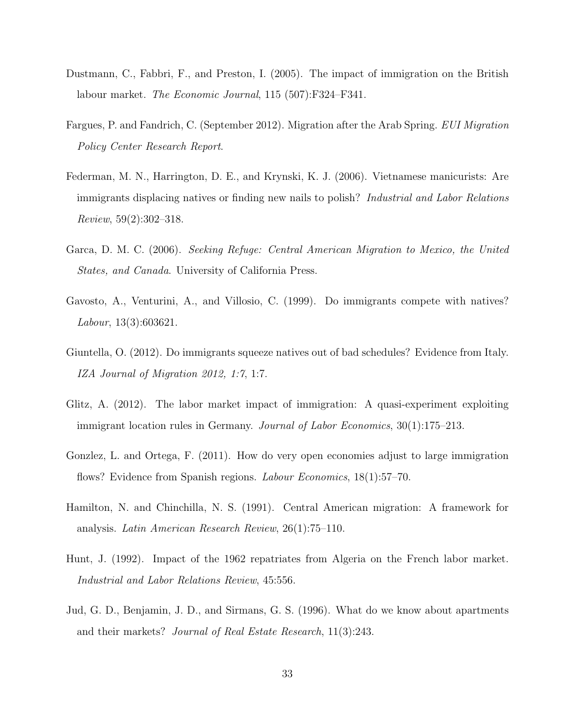Dustmann, C., Fabbri, F., and Preston, I. (2005). The impact of immigration on the British labour market. *The Economic Journal*, 115 (507):F324–F341.

Fargues, P. and Fandrich, C. (September 2012). Migration after the Arab Spring. *EUI Migration Policy Center Research Report*.

Federman, M. N., Harrington, D. E., and Krynski, K. J. (2006). Vietnamese manicurists: Are immigrants displacing natives or finding new nails to polish? *Industrial and Labor Relations Review*, 59(2):302–318.

Garca, D. M. C. (2006). *Seeking Refuge: Central American Migration to Mexico, the United States, and Canada*. University of California Press.

Gavosto, A., Venturini, A., and Villosio, C. (1999). Do immigrants compete with natives? *Labour*, 13(3):603621.

Giuntella, O. (2012). Do immigrants squeeze natives out of bad schedules? Evidence from Italy. *IZA Journal of Migration 2012, 1:7*, 1:7.

Glitz, A. (2012). The labor market impact of immigration: A quasi-experiment exploiting immigrant location rules in Germany. *Journal of Labor Economics*, 30(1):175–213.

Gonzlez, L. and Ortega, F. (2011). How do very open economies adjust to large immigration flows? Evidence from Spanish regions. *Labour Economics*, 18(1):57–70.

Hamilton, N. and Chinchilla, N. S. (1991). Central American migration: A framework for analysis. *Latin American Research Review*, 26(1):75–110.

Hunt, J. (1992). Impact of the 1962 repatriates from Algeria on the French labor market. *Industrial and Labor Relations Review*, 45:556.

Jud, G. D., Benjamin, J. D., and Sirmans, G. S. (1996). What do we know about apartments and their markets? *Journal of Real Estate Research*, 11(3):243.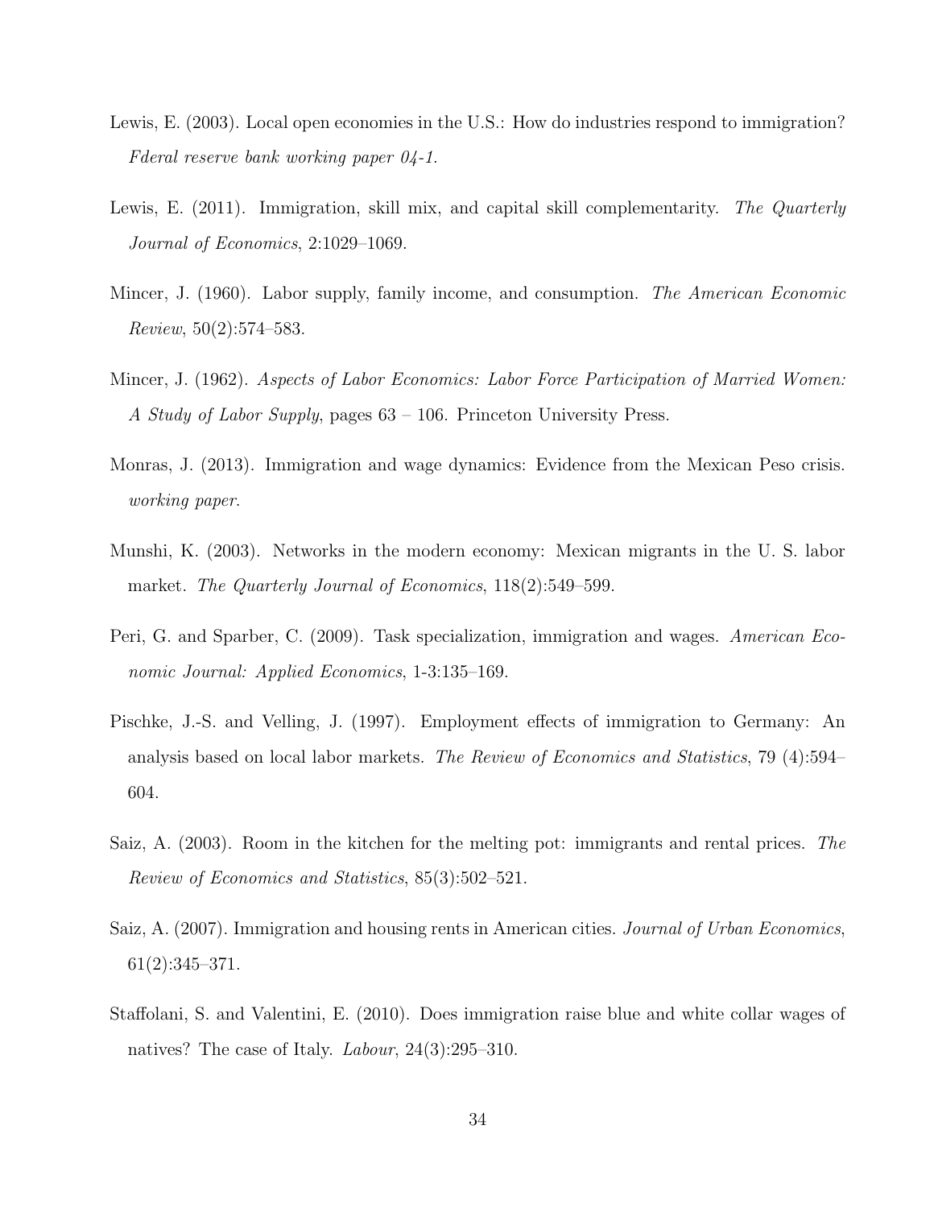Lewis, E. (2003). Local open economies in the U.S.: How do industries respond to immigration? *Fderal reserve bank working paper 04-1*.

Lewis, E. (2011). Immigration, skill mix, and capital skill complementarity. *The Quarterly Journal of Economics*, 2:1029–1069.

Mincer, J. (1960). Labor supply, family income, and consumption. *The American Economic Review*, 50(2):574–583.

Mincer, J. (1962). *Aspects of Labor Economics: Labor Force Participation of Married Women: A Study of Labor Supply*, pages 63 – 106. Princeton University Press.

Monras, J. (2013). Immigration and wage dynamics: Evidence from the Mexican Peso crisis. *working paper*.

Munshi, K. (2003). Networks in the modern economy: Mexican migrants in the U. S. labor market. *The Quarterly Journal of Economics*, 118(2):549–599.

Peri, G. and Sparber, C. (2009). Task specialization, immigration and wages. *American Economic Journal: Applied Economics*, 1-3:135–169.

Pischke, J.-S. and Velling, J. (1997). Employment effects of immigration to Germany: An analysis based on local labor markets. *The Review of Economics and Statistics*, 79 (4):594–604.

Saiz, A. (2003). Room in the kitchen for the melting pot: immigrants and rental prices. *The Review of Economics and Statistics*, 85(3):502–521.

Saiz, A. (2007). Immigration and housing rents in American cities. *Journal of Urban Economics*, 61(2):345–371.

Staffolani, S. and Valentini, E. (2010). Does immigration raise blue and white collar wages of natives? The case of Italy. *Labour*, 24(3):295–310.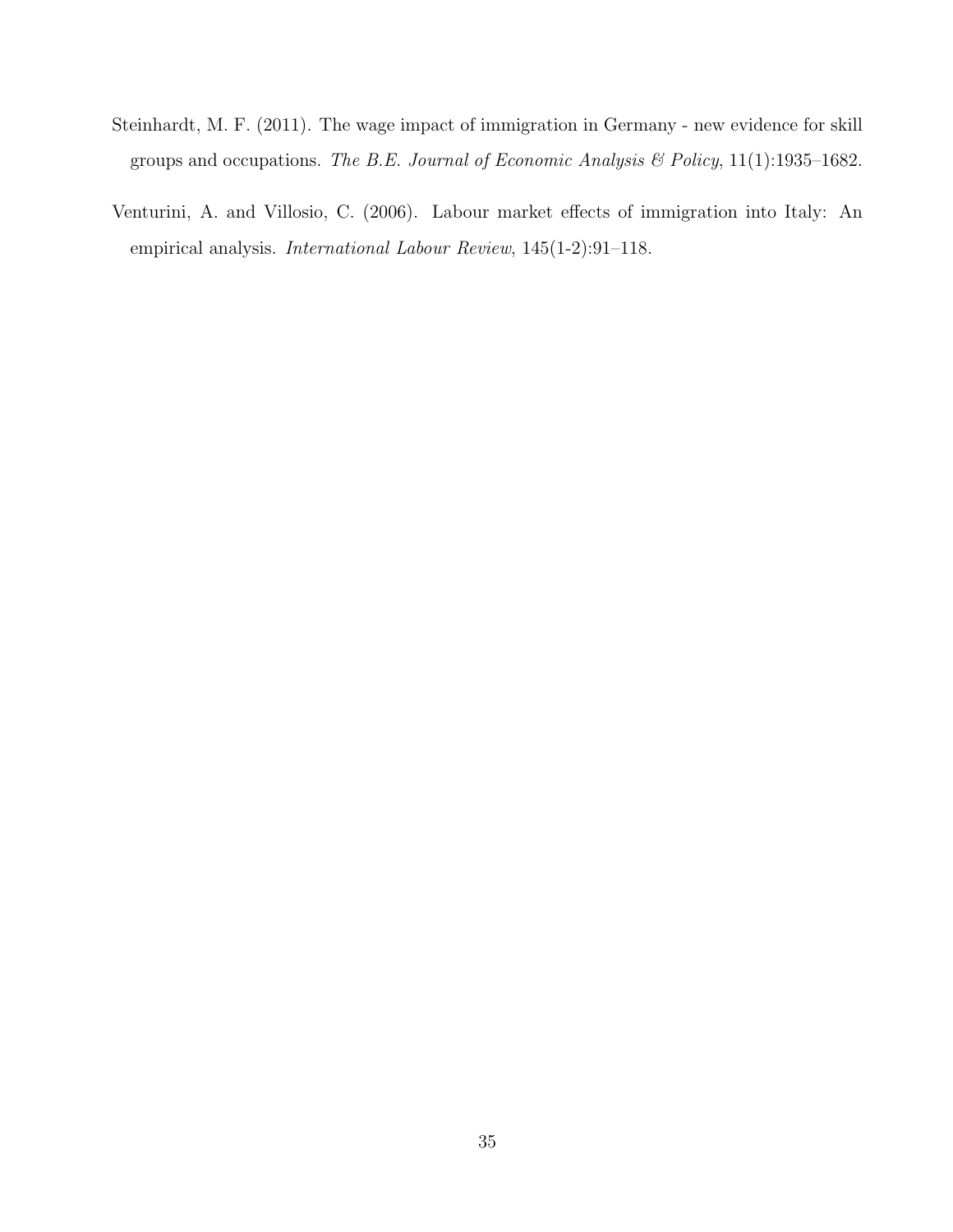Steinhardt, M. F. (2011). The wage impact of immigration in Germany - new evidence for skill groups and occupations. *The B.E. Journal of Economic Analysis & Policy*, 11(1):1935–1682.

Venturini, A. and Villosio, C. (2006). Labour market effects of immigration into Italy: An empirical analysis. *International Labour Review*, 145(1-2):91–118.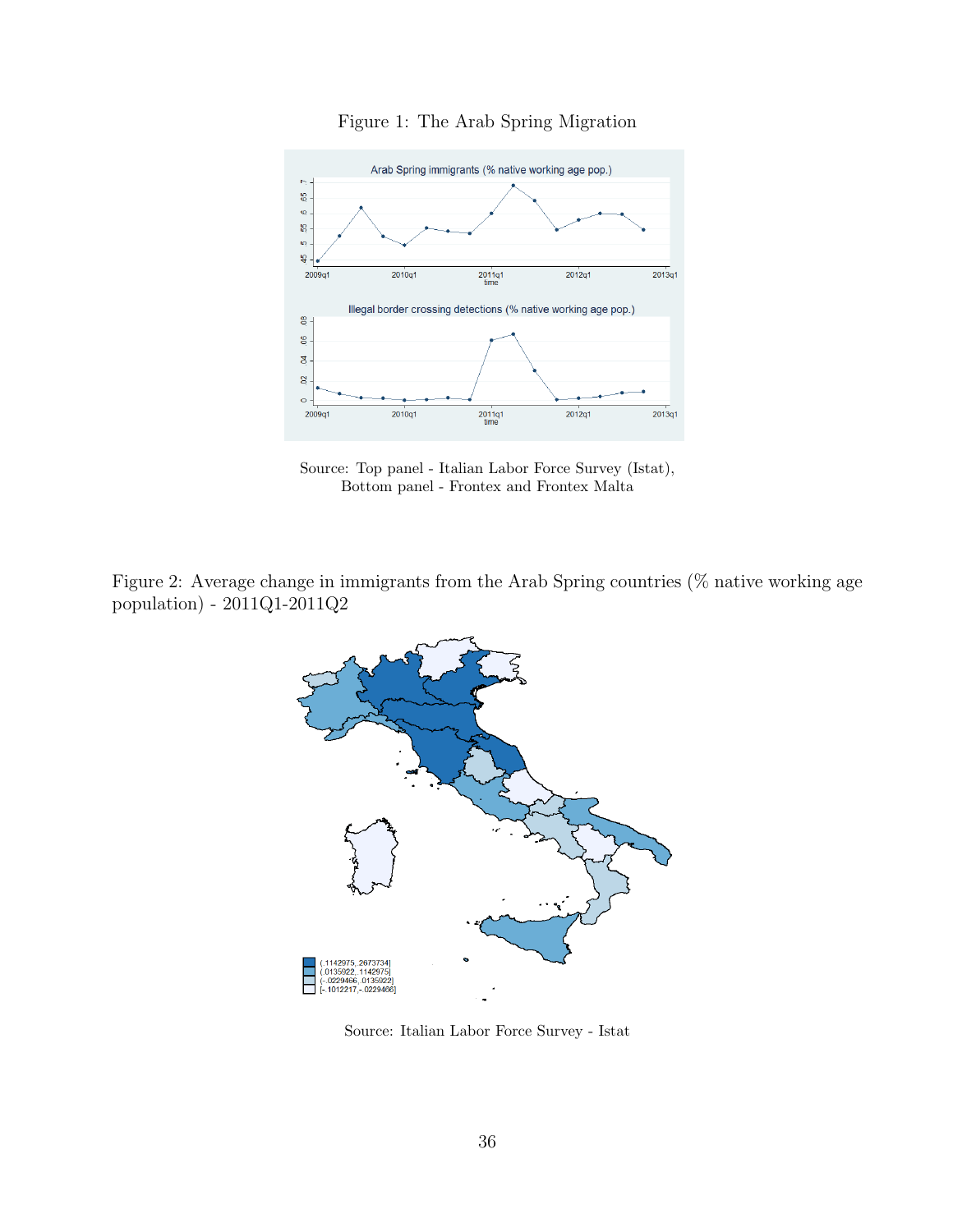Figure 1: The Arab Spring Migration

Source: Top panel - Italian Labor Force Survey (Istat),
Bottom panel - Frontex and Frontex Malta

Figure 2: Average change in immigrants from the Arab Spring countries (% native working age population) - 2011Q1-2011Q2

Source: Italian Labor Force Survey - Istat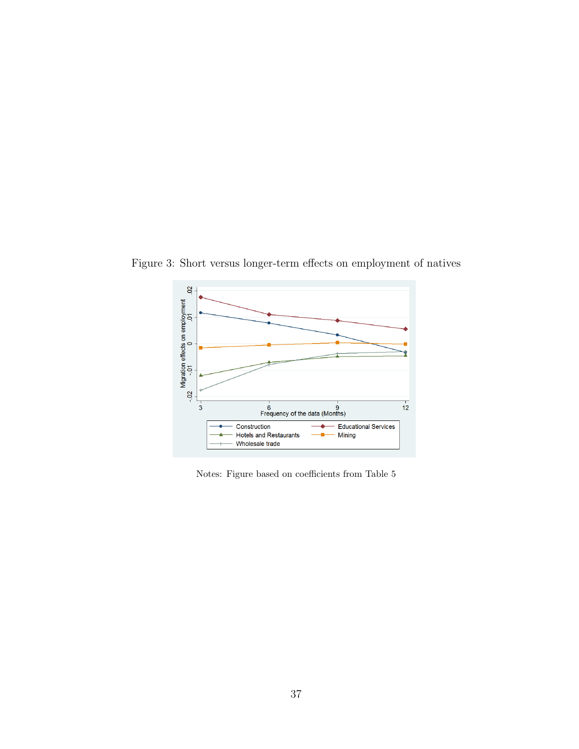Figure 3: Short versus longer-term effects on employment of natives

Notes: Figure based on coefficients from Table 5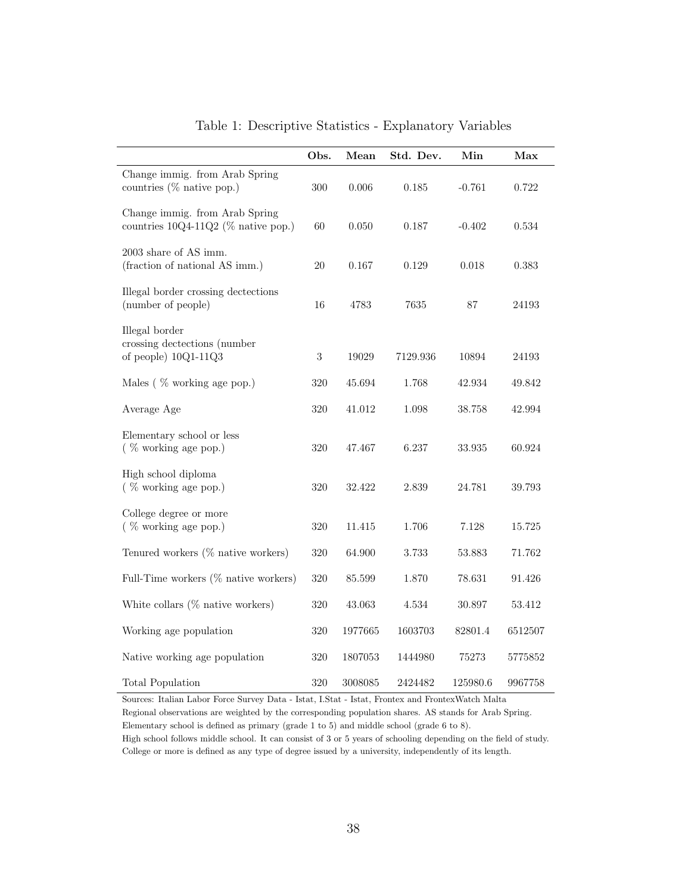Table 1: Descriptive Statistics - Explanatory Variables

| | **Obs.** | **Mean** | **Std. Dev.** | **Min** | **Max** |
|---|---|---|---|---|---|
| Change immig. from Arab Spring countries (% native pop.) | 300 | 0.006 | 0.185 | -0.761 | 0.722 |
| Change immig. from Arab Spring countries 10Q4-11Q2 (% native pop.) | 60 | 0.050 | 0.187 | -0.402 | 0.534 |
| 2003 share of AS imm. (fraction of national AS imm.) | 20 | 0.167 | 0.129 | 0.018 | 0.383 |
| Illegal border crossing dectections (number of people) | 16 | 4783 | 7635 | 87 | 24193 |
| Illegal border crossing dectections (number of people) 10Q1-11Q3 | 3 | 19029 | 7129.936 | 10894 | 24193 |
| Males ( % working age pop.) | 320 | 45.694 | 1.768 | 42.934 | 49.842 |
| Average Age | 320 | 41.012 | 1.098 | 38.758 | 42.994 |
| Elementary school or less ( % working age pop.) | 320 | 47.467 | 6.237 | 33.935 | 60.924 |
| High school diploma ( % working age pop.) | 320 | 32.422 | 2.839 | 24.781 | 39.793 |
| College degree or more ( % working age pop.) | 320 | 11.415 | 1.706 | 7.128 | 15.725 |
| Tenured workers (% native workers) | 320 | 64.900 | 3.733 | 53.883 | 71.762 |
| Full-Time workers (% native workers) | 320 | 85.599 | 1.870 | 78.631 | 91.426 |
| White collars (% native workers) | 320 | 43.063 | 4.534 | 30.897 | 53.412 |
| Working age population | 320 | 1977665 | 1603703 | 82801.4 | 6512507 |
| Native working age population | 320 | 1807053 | 1444980 | 75273 | 5775852 |
| Total Population | 320 | 3008085 | 2424482 | 125980.6 | 9967758 |

Sources: Italian Labor Force Survey Data - Istat, I.Stat - Istat, Frontex and FrontexWatch Malta
Regional observations are weighted by the corresponding population shares. AS stands for Arab Spring.
Elementary school is defined as primary (grade 1 to 5) and middle school (grade 6 to 8).
High school follows middle school. It can consist of 3 or 5 years of schooling depending on the field of study.
College or more is defined as any type of degree issued by a university, independently of its length.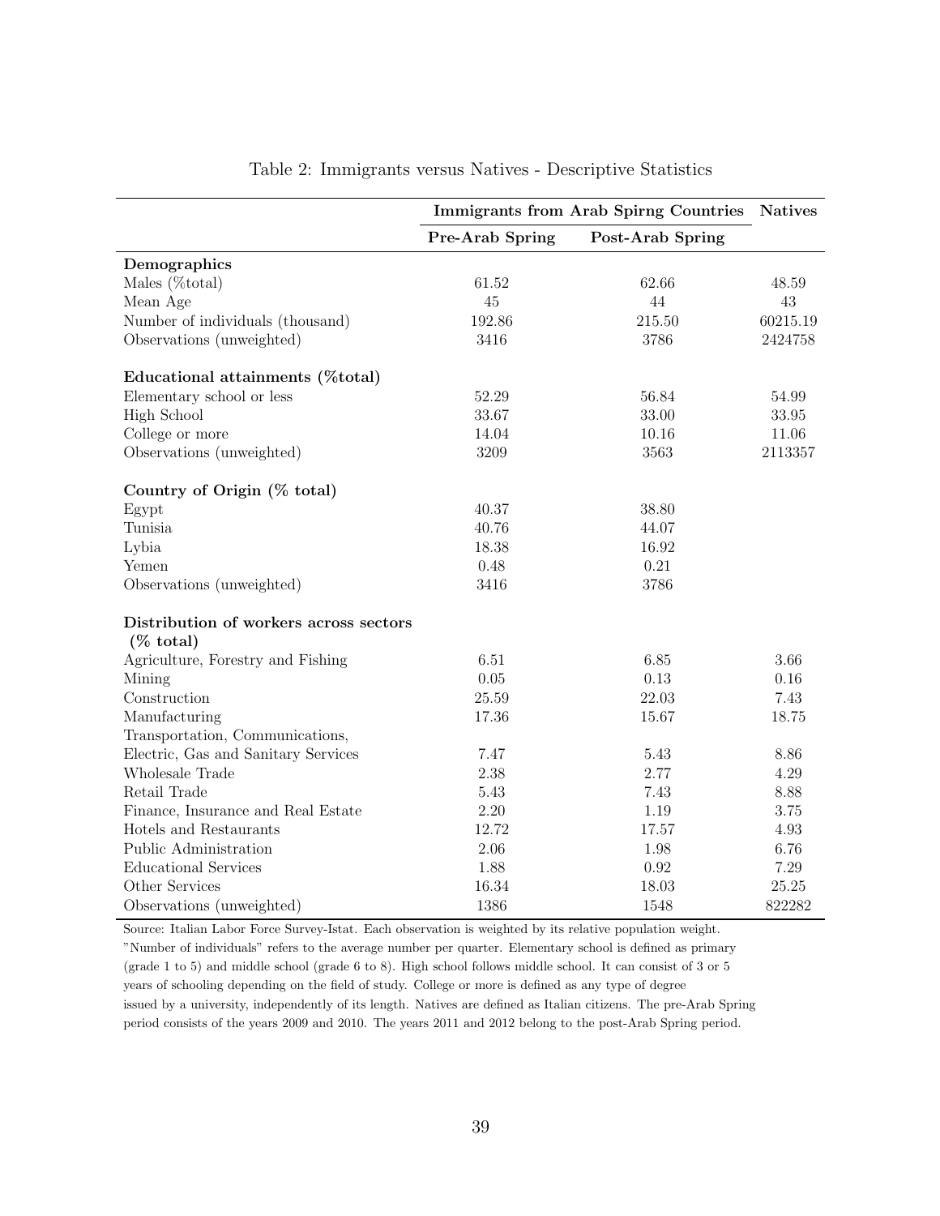Table 2: Immigrants versus Natives - Descriptive Statistics

| | **Immigrants from Arab Spirng Countries** | | **Natives** |
|---|---|---|---|
| | **Pre-Arab Spring** | **Post-Arab Spring** | |
| **Demographics** | | | |
| Males (%total) | 61.52 | 62.66 | 48.59 |
| Mean Age | 45 | 44 | 43 |
| Number of individuals (thousand) | 192.86 | 215.50 | 60215.19 |
| Observations (unweighted) | 3416 | 3786 | 2424758 |
| **Educational attainments (%total)** | | | |
| Elementary school or less | 52.29 | 56.84 | 54.99 |
| High School | 33.67 | 33.00 | 33.95 |
| College or more | 14.04 | 10.16 | 11.06 |
| Observations (unweighted) | 3209 | 3563 | 2113357 |
| **Country of Origin (% total)** | | | |
| Egypt | 40.37 | 38.80 | |
| Tunisia | 40.76 | 44.07 | |
| Lybia | 18.38 | 16.92 | |
| Yemen | 0.48 | 0.21 | |
| Observations (unweighted) | 3416 | 3786 | |
| **Distribution of workers across sectors (% total)** | | | |
| Agriculture, Forestry and Fishing | 6.51 | 6.85 | 3.66 |
| Mining | 0.05 | 0.13 | 0.16 |
| Construction | 25.59 | 22.03 | 7.43 |
| Manufacturing | 17.36 | 15.67 | 18.75 |
| Transportation, Communications, Electric, Gas and Sanitary Services | 7.47 | 5.43 | 8.86 |
| Wholesale Trade | 2.38 | 2.77 | 4.29 |
| Retail Trade | 5.43 | 7.43 | 8.88 |
| Finance, Insurance and Real Estate | 2.20 | 1.19 | 3.75 |
| Hotels and Restaurants | 12.72 | 17.57 | 4.93 |
| Public Administration | 2.06 | 1.98 | 6.76 |
| Educational Services | 1.88 | 0.92 | 7.29 |
| Other Services | 16.34 | 18.03 | 25.25 |
| Observations (unweighted) | 1386 | 1548 | 822282 |

Source: Italian Labor Force Survey-Istat. Each observation is weighted by its relative population weight. "Number of individuals" refers to the average number per quarter. Elementary school is defined as primary (grade 1 to 5) and middle school (grade 6 to 8). High school follows middle school. It can consist of 3 or 5 years of schooling depending on the field of study. College or more is defined as any type of degree issued by a university, independently of its length. Natives are defined as Italian citizens. The pre-Arab Spring period consists of the years 2009 and 2010. The years 2011 and 2012 belong to the post-Arab Spring period.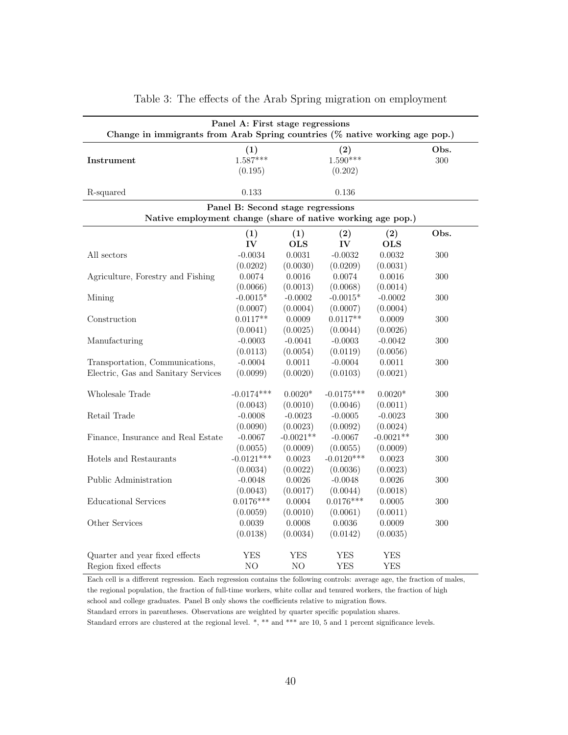Table 3: The effects of the Arab Spring migration on employment

| Panel A: First stage regressions<br>Change in immigrants from Arab Spring countries (% native working age pop.) | | | | | |
|---|---|---|---|---|---|
| | (1) | | (2) | | Obs. |
| **Instrument** | 1.587*** | | 1.590*** | | 300 |
| | (0.195) | | (0.202) | | |
| R-squared | 0.133 | | 0.136 | | |

| Panel B: Second stage regressions<br>Native employment change (share of native working age pop.) | | | | | |
|---|---|---|---|---|---|
| | (1)<br>IV | (1)<br>OLS | (2)<br>IV | (2)<br>OLS | Obs. |
| All sectors | -0.0034 | 0.0031 | -0.0032 | 0.0032 | 300 |
| | (0.0202) | (0.0030) | (0.0209) | (0.0031) | |
| Agriculture, Forestry and Fishing | 0.0074 | 0.0016 | 0.0074 | 0.0016 | 300 |
| | (0.0066) | (0.0013) | (0.0068) | (0.0014) | |
| Mining | -0.0015* | -0.0002 | -0.0015* | -0.0002 | 300 |
| | (0.0007) | (0.0004) | (0.0007) | (0.0004) | |
| Construction | 0.0117** | 0.0009 | 0.0117** | 0.0009 | 300 |
| | (0.0041) | (0.0025) | (0.0044) | (0.0026) | |
| Manufacturing | -0.0003 | -0.0041 | -0.0003 | -0.0042 | 300 |
| | (0.0113) | (0.0054) | (0.0119) | (0.0056) | |
| Transportation, Communications, Electric, Gas and Sanitary Services | -0.0004 | 0.0011 | -0.0004 | 0.0011 | 300 |
| | (0.0099) | (0.0020) | (0.0103) | (0.0021) | |
| Wholesale Trade | -0.0174*** | 0.0020* | -0.0175*** | 0.0020* | 300 |
| | (0.0043) | (0.0010) | (0.0046) | (0.0011) | |
| Retail Trade | -0.0008 | -0.0023 | -0.0005 | -0.0023 | 300 |
| | (0.0090) | (0.0023) | (0.0092) | (0.0024) | |
| Finance, Insurance and Real Estate | -0.0067 | -0.0021** | -0.0067 | -0.0021** | 300 |
| | (0.0055) | (0.0009) | (0.0055) | (0.0009) | |
| Hotels and Restaurants | -0.0121*** | 0.0023 | -0.0120*** | 0.0023 | 300 |
| | (0.0034) | (0.0022) | (0.0036) | (0.0023) | |
| Public Administration | -0.0048 | 0.0026 | -0.0048 | 0.0026 | 300 |
| | (0.0043) | (0.0017) | (0.0044) | (0.0018) | |
| Educational Services | 0.0176*** | 0.0004 | 0.0176*** | 0.0005 | 300 |
| | (0.0059) | (0.0010) | (0.0061) | (0.0011) | |
| Other Services | 0.0039 | 0.0008 | 0.0036 | 0.0009 | 300 |
| | (0.0138) | (0.0034) | (0.0142) | (0.0035) | |
| Quarter and year fixed effects | YES | YES | YES | YES | |
| Region fixed effects | NO | NO | YES | YES | |

Each cell is a different regression. Each regression contains the following controls: average age, the fraction of males, the regional population, the fraction of full-time workers, white collar and tenured workers, the fraction of high school and college graduates. Panel B only shows the coefficients relative to migration flows.
Standard errors in parentheses. Observations are weighted by quarter specific population shares.
Standard errors are clustered at the regional level. *, ** and *** are 10, 5 and 1 percent significance levels.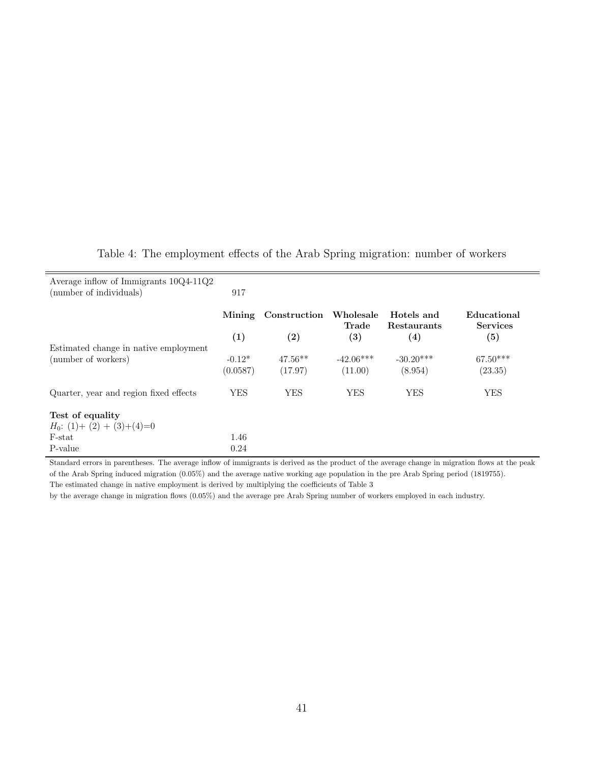Table 4: The employment effects of the Arab Spring migration: number of workers

| | | | | | |
|---|---|---|---|---|---|
| Average inflow of Immigrants 10Q4-11Q2 (number of individuals) | 917 | | | | |
| | **Mining** | **Construction** | **Wholesale Trade** | **Hotels and Restaurants** | **Educational Services** |
| | **(1)** | **(2)** | **(3)** | **(4)** | **(5)** |
| Estimated change in native employment (number of workers) | -0.12* | 47.56** | -42.06*** | -30.20*** | 67.50*** |
| | (0.0587) | (17.97) | (11.00) | (8.954) | (23.35) |
| Quarter, year and region fixed effects | YES | YES | YES | YES | YES |
| **Test of equality** | | | | | |
| $H_0$: (1)+ (2) + (3)+(4)=0 | | | | | |
| F-stat | 1.46 | | | | |
| P-value | 0.24 | | | | |

Standard errors in parentheses. The average inflow of immigrants is derived as the product of the average change in migration flows at the peak of the Arab Spring induced migration (0.05%) and the average native working age population in the pre Arab Spring period (1819755).
The estimated change in native employment is derived by multiplying the coefficients of Table 3
by the average change in migration flows (0.05%) and the average pre Arab Spring number of workers employed in each industry.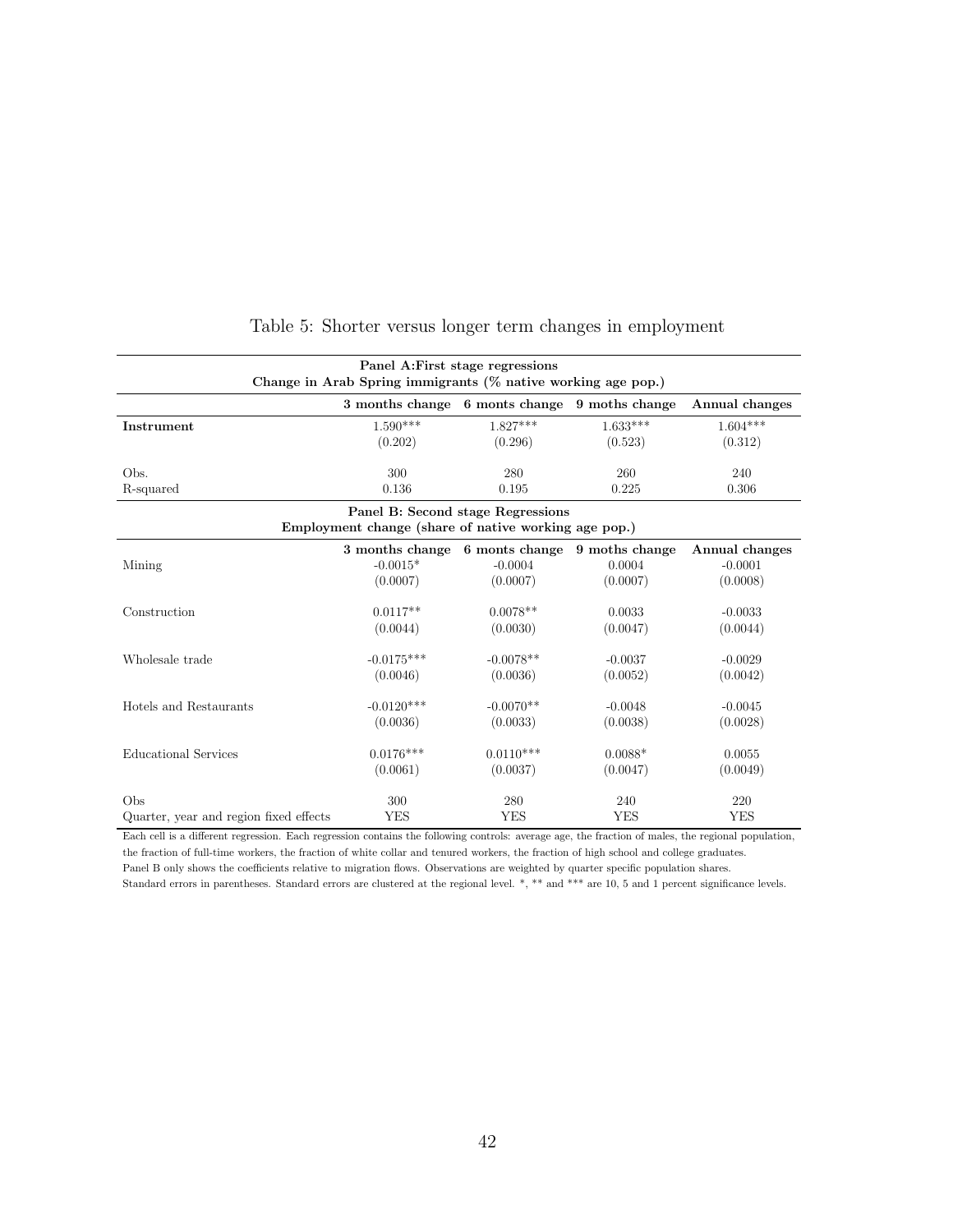Table 5: Shorter versus longer term changes in employment

| Panel A:First stage regressions<br>Change in Arab Spring immigrants (% native working age pop.) | | | | |
|---|---|---|---|---|
| | **3 months change** | **6 monts change** | **9 moths change** | **Annual changes** |
| **Instrument** | 1.590*** | 1.827*** | 1.633*** | 1.604*** |
| | (0.202) | (0.296) | (0.523) | (0.312) |
| Obs. | 300 | 280 | 260 | 240 |
| R-squared | 0.136 | 0.195 | 0.225 | 0.306 |

| Panel B: Second stage Regressions<br>Employment change (share of native working age pop.) | | | | |
|---|---|---|---|---|
| | **3 months change** | **6 monts change** | **9 moths change** | **Annual changes** |
| Mining | -0.0015* | -0.0004 | 0.0004 | -0.0001 |
| | (0.0007) | (0.0007) | (0.0007) | (0.0008) |
| Construction | 0.0117** | 0.0078** | 0.0033 | -0.0033 |
| | (0.0044) | (0.0030) | (0.0047) | (0.0044) |
| Wholesale trade | -0.0175*** | -0.0078** | -0.0037 | -0.0029 |
| | (0.0046) | (0.0036) | (0.0052) | (0.0042) |
| Hotels and Restaurants | -0.0120*** | -0.0070** | -0.0048 | -0.0045 |
| | (0.0036) | (0.0033) | (0.0038) | (0.0028) |
| Educational Services | 0.0176*** | 0.0110*** | 0.0088* | 0.0055 |
| | (0.0061) | (0.0037) | (0.0047) | (0.0049) |
| Obs | 300 | 280 | 240 | 220 |
| Quarter, year and region fixed effects | YES | YES | YES | YES |

Each cell is a different regression. Each regression contains the following controls: average age, the fraction of males, the regional population, the fraction of full-time workers, the fraction of white collar and tenured workers, the fraction of high school and college graduates.
Panel B only shows the coefficients relative to migration flows. Observations are weighted by quarter specific population shares.
Standard errors in parentheses. Standard errors are clustered at the regional level. *, ** and *** are 10, 5 and 1 percent significance levels.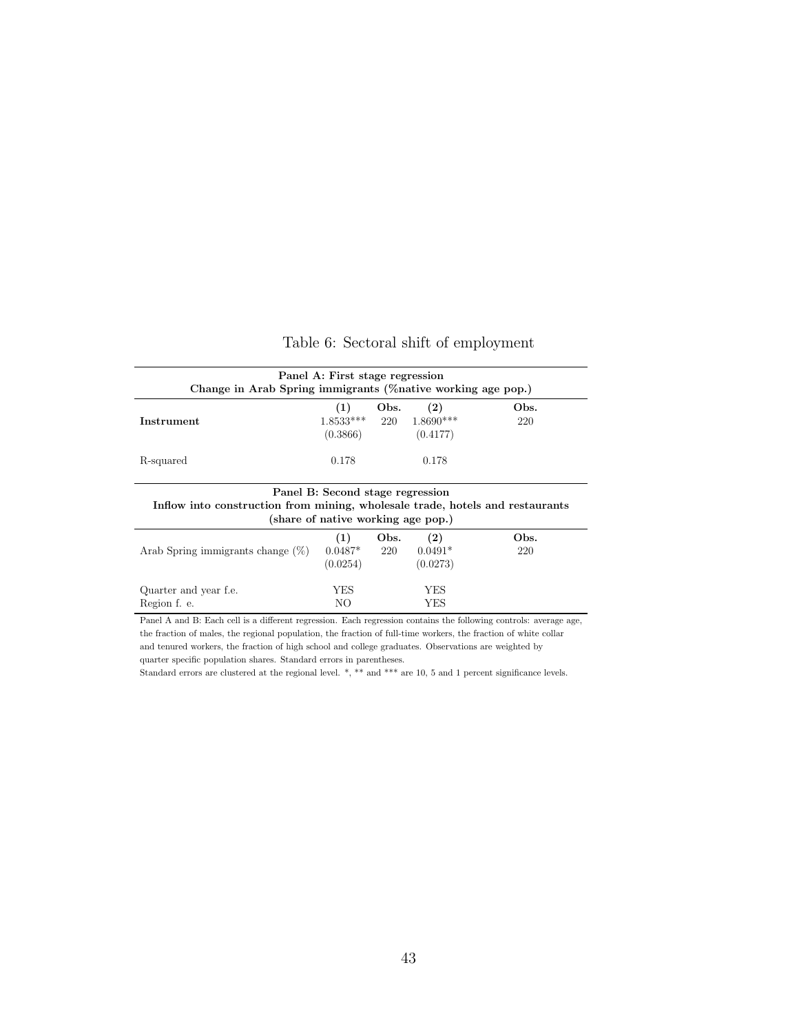Table 6: Sectoral shift of employment

| **Panel A: First stage regression**<br>**Change in Arab Spring immigrants (%native working age pop.)** | | | | |
|---|---|---|---|---|
| | **(1)** | **Obs.** | **(2)** | **Obs.** |
| **Instrument** | 1.8533*** | 220 | 1.8690*** | 220 |
| | (0.3866) | | (0.4177) | |
| R-squared | 0.178 | | 0.178 | |
| **Panel B: Second stage regression**<br>**Inflow into construction from mining, wholesale trade, hotels and restaurants**<br>**(share of native working age pop.)** | | | | |
| | **(1)** | **Obs.** | **(2)** | **Obs.** |
| Arab Spring immigrants change (%) | 0.0487* | 220 | 0.0491* | 220 |
| | (0.0254) | | (0.0273) | |
| Quarter and year f.e. | YES | | YES | |
| Region f. e. | NO | | YES | |

Panel A and B: Each cell is a different regression. Each regression contains the following controls: average age, the fraction of males, the regional population, the fraction of full-time workers, the fraction of white collar and tenured workers, the fraction of high school and college graduates. Observations are weighted by quarter specific population shares. Standard errors in parentheses.
Standard errors are clustered at the regional level. *, ** and *** are 10, 5 and 1 percent significance levels.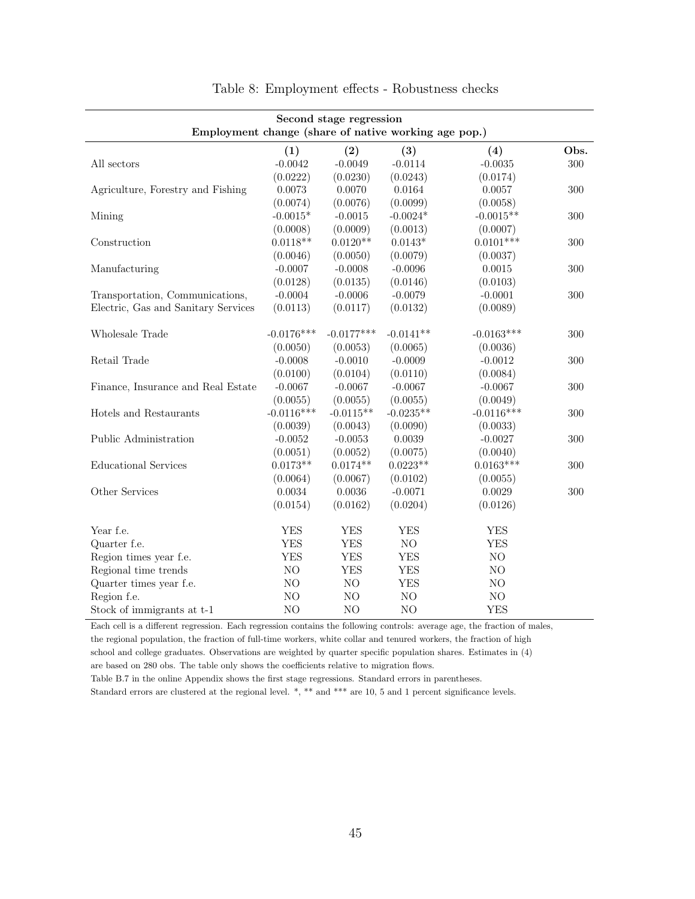Table 8: Employment effects - Robustness checks

| Second stage regression | | | | | |
|---|---|---|---|---|---|
| Employment change (share of native working age pop.) | | | | | |
| | **(1)** | **(2)** | **(3)** | **(4)** | **Obs.** |
| All sectors | -0.0042 | -0.0049 | -0.0114 | -0.0035 | 300 |
| | (0.0222) | (0.0230) | (0.0243) | (0.0174) | |
| Agriculture, Forestry and Fishing | 0.0073 | 0.0070 | 0.0164 | 0.0057 | 300 |
| | (0.0074) | (0.0076) | (0.0099) | (0.0058) | |
| Mining | -0.0015* | -0.0015 | -0.0024* | -0.0015** | 300 |
| | (0.0008) | (0.0009) | (0.0013) | (0.0007) | |
| Construction | 0.0118** | 0.0120** | 0.0143* | 0.0101*** | 300 |
| | (0.0046) | (0.0050) | (0.0079) | (0.0037) | |
| Manufacturing | -0.0007 | -0.0008 | -0.0096 | 0.0015 | 300 |
| | (0.0128) | (0.0135) | (0.0146) | (0.0103) | |
| Transportation, Communications, Electric, Gas and Sanitary Services | -0.0004 | -0.0006 | -0.0079 | -0.0001 | 300 |
| | (0.0113) | (0.0117) | (0.0132) | (0.0089) | |
| Wholesale Trade | -0.0176*** | -0.0177*** | -0.0141** | -0.0163*** | 300 |
| | (0.0050) | (0.0053) | (0.0065) | (0.0036) | |
| Retail Trade | -0.0008 | -0.0010 | -0.0009 | -0.0012 | 300 |
| | (0.0100) | (0.0104) | (0.0110) | (0.0084) | |
| Finance, Insurance and Real Estate | -0.0067 | -0.0067 | -0.0067 | -0.0067 | 300 |
| | (0.0055) | (0.0055) | (0.0055) | (0.0049) | |
| Hotels and Restaurants | -0.0116*** | -0.0115** | -0.0235** | -0.0116*** | 300 |
| | (0.0039) | (0.0043) | (0.0090) | (0.0033) | |
| Public Administration | -0.0052 | -0.0053 | 0.0039 | -0.0027 | 300 |
| | (0.0051) | (0.0052) | (0.0075) | (0.0040) | |
| Educational Services | 0.0173** | 0.0174** | 0.0223** | 0.0163*** | 300 |
| | (0.0064) | (0.0067) | (0.0102) | (0.0055) | |
| Other Services | 0.0034 | 0.0036 | -0.0071 | 0.0029 | 300 |
| | (0.0154) | (0.0162) | (0.0204) | (0.0126) | |
| Year f.e. | YES | YES | YES | YES | |
| Quarter f.e. | YES | YES | NO | YES | |
| Region times year f.e. | YES | YES | YES | NO | |
| Regional time trends | NO | YES | YES | NO | |
| Quarter times year f.e. | NO | NO | YES | NO | |
| Region f.e. | NO | NO | NO | NO | |
| Stock of immigrants at t-1 | NO | NO | NO | YES | |

Each cell is a different regression. Each regression contains the following controls: average age, the fraction of males, the regional population, the fraction of full-time workers, white collar and tenured workers, the fraction of high school and college graduates. Observations are weighted by quarter specific population shares. Estimates in (4) are based on 280 obs. The table only shows the coefficients relative to migration flows.

Table B.7 in the online Appendix shows the first stage regressions. Standard errors in parentheses.

Standard errors are clustered at the regional level. *, ** and *** are 10, 5 and 1 percent significance levels.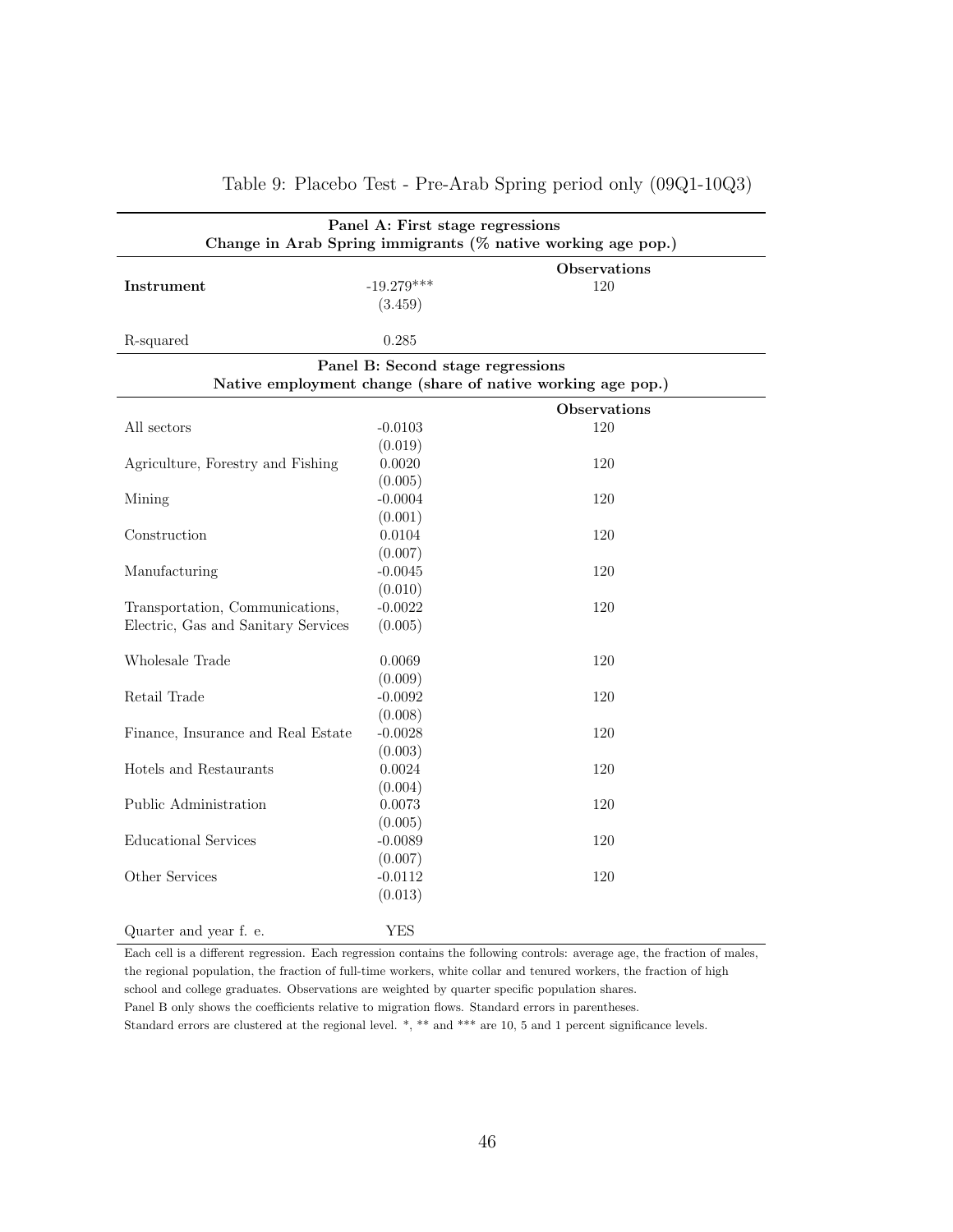Table 9: Placebo Test - Pre-Arab Spring period only (09Q1-10Q3)

| Panel A: First stage regressions | | |
|---|---|---|
| Change in Arab Spring immigrants (% native working age pop.) | | |
| | | Observations |
| **Instrument** | -19.279*** | 120 |
| | (3.459) | |
| R-squared | 0.285 | |
| **Panel B: Second stage regressions** | | |
| **Native employment change (share of native working age pop.)** | | |
| | | **Observations** |
| All sectors | -0.0103 | 120 |
| | (0.019) | |
| Agriculture, Forestry and Fishing | 0.0020 | 120 |
| | (0.005) | |
| Mining | -0.0004 | 120 |
| | (0.001) | |
| Construction | 0.0104 | 120 |
| | (0.007) | |
| Manufacturing | -0.0045 | 120 |
| | (0.010) | |
| Transportation, Communications, | -0.0022 | 120 |
| Electric, Gas and Sanitary Services | (0.005) | |
| Wholesale Trade | 0.0069 | 120 |
| | (0.009) | |
| Retail Trade | -0.0092 | 120 |
| | (0.008) | |
| Finance, Insurance and Real Estate | -0.0028 | 120 |
| | (0.003) | |
| Hotels and Restaurants | 0.0024 | 120 |
| | (0.004) | |
| Public Administration | 0.0073 | 120 |
| | (0.005) | |
| Educational Services | -0.0089 | 120 |
| | (0.007) | |
| Other Services | -0.0112 | 120 |
| | (0.013) | |
| Quarter and year f. e. | YES | |

Each cell is a different regression. Each regression contains the following controls: average age, the fraction of males, the regional population, the fraction of full-time workers, white collar and tenured workers, the fraction of high school and college graduates. Observations are weighted by quarter specific population shares.
Panel B only shows the coefficients relative to migration flows. Standard errors in parentheses.
Standard errors are clustered at the regional level. *, ** and *** are 10, 5 and 1 percent significance levels.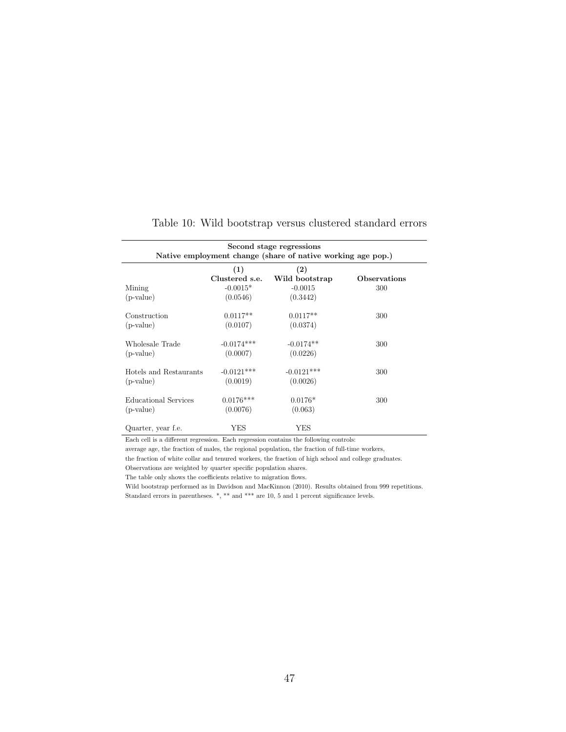Table 10: Wild bootstrap versus clustered standard errors

| Second stage regressions<br>Native employment change (share of native working age pop.) | | | |
|---|---|---|---|
| | **(1)**<br>**Clustered s.e.** | **(2)**<br>**Wild bootstrap** | **Observations** |
| Mining | -0.0015* | -0.0015 | 300 |
| (p-value) | (0.0546) | (0.3442) | |
| Construction | 0.0117** | 0.0117** | 300 |
| (p-value) | (0.0107) | (0.0374) | |
| Wholesale Trade | -0.0174*** | -0.0174** | 300 |
| (p-value) | (0.0007) | (0.0226) | |
| Hotels and Restaurants | -0.0121*** | -0.0121*** | 300 |
| (p-value) | (0.0019) | (0.0026) | |
| Educational Services | 0.0176*** | 0.0176* | 300 |
| (p-value) | (0.0076) | (0.063) | |
| Quarter, year f.e. | YES | YES | |

Each cell is a different regression. Each regression contains the following controls:
average age, the fraction of males, the regional population, the fraction of full-time workers,
the fraction of white collar and tenured workers, the fraction of high school and college graduates.
Observations are weighted by quarter specific population shares.
The table only shows the coefficients relative to migration flows.
Wild bootstrap performed as in Davidson and MacKinnon (2010). Results obtained from 999 repetitions.
Standard errors in parentheses. *, ** and *** are 10, 5 and 1 percent significance levels.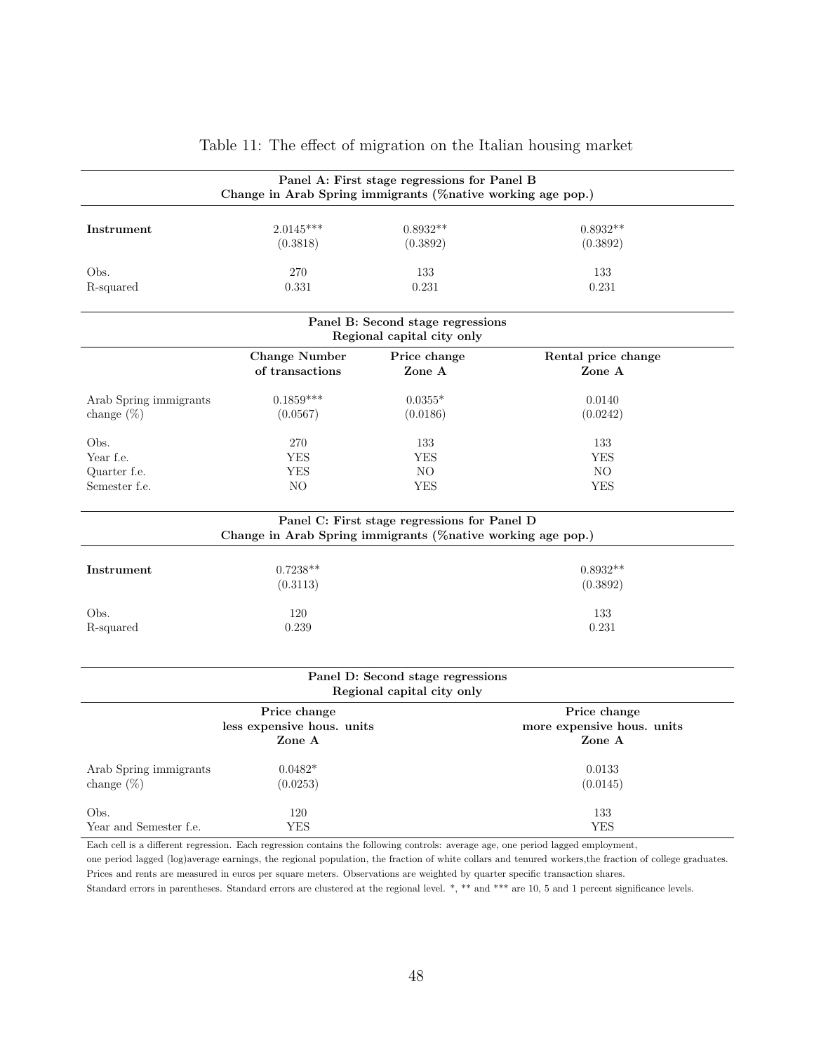Table 11: The effect of migration on the Italian housing market

| Panel A: First stage regressions for Panel B<br>Change in Arab Spring immigrants (%native working age pop.) | | | |
|---|---|---|---|
| **Instrument** | 2.0145*** | 0.8932** | 0.8932** |
| | (0.3818) | (0.3892) | (0.3892) |
| Obs. | 270 | 133 | 133 |
| R-squared | 0.331 | 0.231 | 0.231 |

| Panel B: Second stage regressions<br>Regional capital city only | | | |
|---|---|---|---|
| | **Change Number of transactions** | **Price change Zone A** | **Rental price change Zone A** |
| Arab Spring immigrants | 0.1859*** | 0.0355* | 0.0140 |
| change (%) | (0.0567) | (0.0186) | (0.0242) |
| Obs. | 270 | 133 | 133 |
| Year f.e. | YES | YES | YES |
| Quarter f.e. | YES | NO | NO |
| Semester f.e. | NO | YES | YES |

| Panel C: First stage regressions for Panel D<br>Change in Arab Spring immigrants (%native working age pop.) | | |
|---|---|---|
| **Instrument** | 0.7238** | 0.8932** |
| | (0.3113) | (0.3892) |
| Obs. | 120 | 133 |
| R-squared | 0.239 | 0.231 |

| Panel D: Second stage regressions<br>Regional capital city only | | |
|---|---|---|
| | **Price change less expensive hous. units Zone A** | **Price change more expensive hous. units Zone A** |
| Arab Spring immigrants | 0.0482* | 0.0133 |
| change (%) | (0.0253) | (0.0145) |
| Obs. | 120 | 133 |
| Year and Semester f.e. | YES | YES |

Each cell is a different regression. Each regression contains the following controls: average age, one period lagged employment, one period lagged (log)average earnings, the regional population, the fraction of white collars and tenured workers,the fraction of college graduates. Prices and rents are measured in euros per square meters. Observations are weighted by quarter specific transaction shares. Standard errors in parentheses. Standard errors are clustered at the regional level. *, ** and *** are 10, 5 and 1 percent significance levels.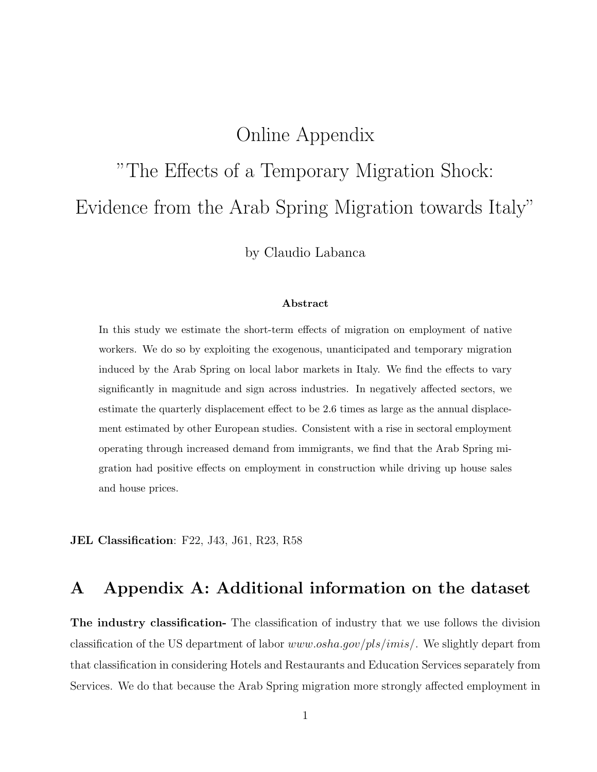# Online Appendix

# "The Effects of a Temporary Migration Shock: Evidence from the Arab Spring Migration towards Italy"

by Claudio Labanca

**Abstract**

In this study we estimate the short-term effects of migration on employment of native workers. We do so by exploiting the exogenous, unanticipated and temporary migration induced by the Arab Spring on local labor markets in Italy. We find the effects to vary significantly in magnitude and sign across industries. In negatively affected sectors, we estimate the quarterly displacement effect to be 2.6 times as large as the annual displacement estimated by other European studies. Consistent with a rise in sectoral employment operating through increased demand from immigrants, we find that the Arab Spring migration had positive effects on employment in construction while driving up house sales and house prices.

**JEL Classification**: F22, J43, J61, R23, R58

## A Appendix A: Additional information on the dataset

**The industry classification-** The classification of industry that we use follows the division classification of the US department of labor *www.osha.gov/pls/imis/*. We slightly depart from that classification in considering Hotels and Restaurants and Education Services separately from Services. We do that because the Arab Spring migration more strongly affected employment in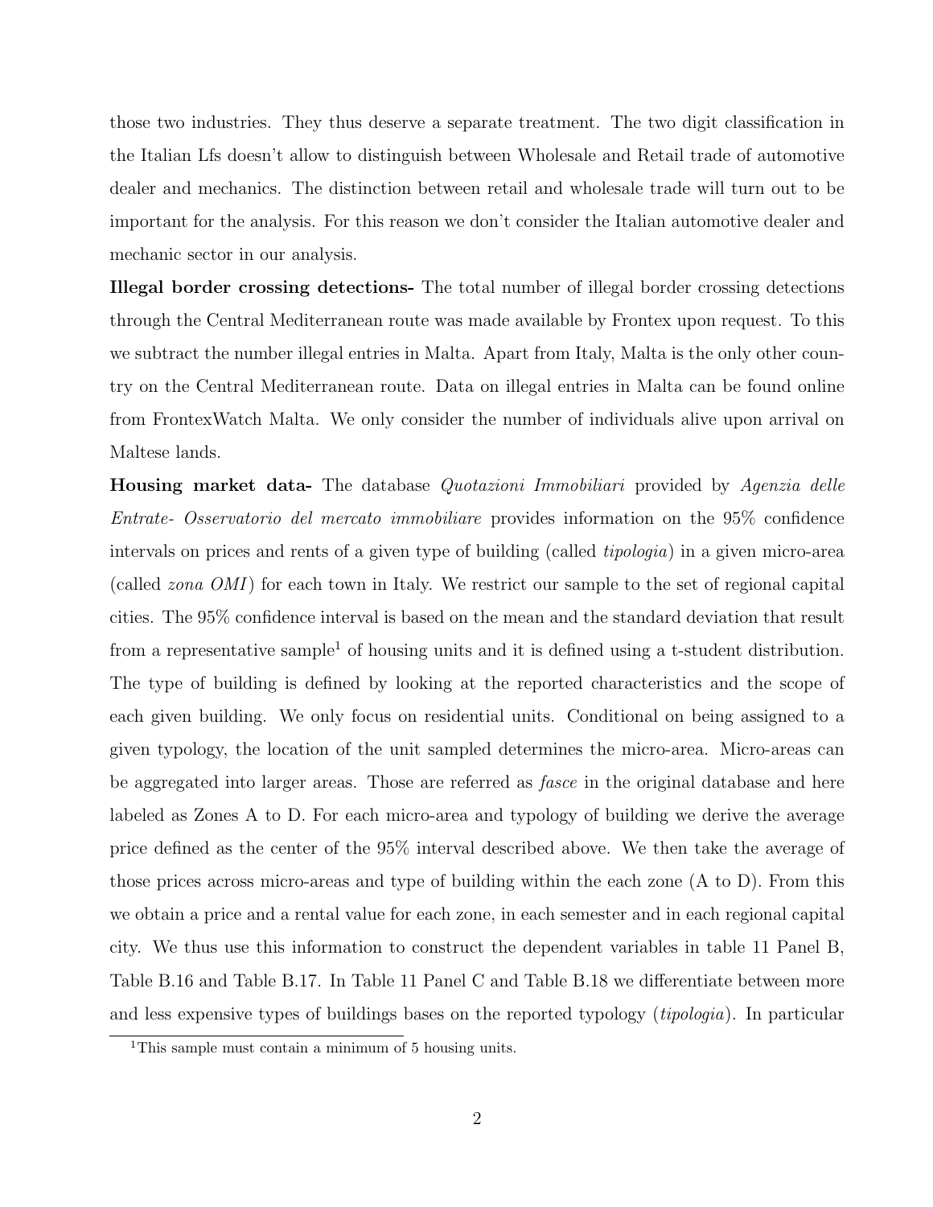those two industries. They thus deserve a separate treatment. The two digit classification in the Italian Lfs doesn't allow to distinguish between Wholesale and Retail trade of automotive dealer and mechanics. The distinction between retail and wholesale trade will turn out to be important for the analysis. For this reason we don't consider the Italian automotive dealer and mechanic sector in our analysis.

**Illegal border crossing detections-** The total number of illegal border crossing detections through the Central Mediterranean route was made available by Frontex upon request. To this we subtract the number illegal entries in Malta. Apart from Italy, Malta is the only other country on the Central Mediterranean route. Data on illegal entries in Malta can be found online from FrontexWatch Malta. We only consider the number of individuals alive upon arrival on Maltese lands.

**Housing market data-** The database *Quotazioni Immobiliari* provided by *Agenzia delle Entrate- Osservatorio del mercato immobiliare* provides information on the 95% confidence intervals on prices and rents of a given type of building (called *tipologia*) in a given micro-area (called *zona OMI*) for each town in Italy. We restrict our sample to the set of regional capital cities. The 95% confidence interval is based on the mean and the standard deviation that result from a representative sample[1] of housing units and it is defined using a t-student distribution. The type of building is defined by looking at the reported characteristics and the scope of each given building. We only focus on residential units. Conditional on being assigned to a given typology, the location of the unit sampled determines the micro-area. Micro-areas can be aggregated into larger areas. Those are referred as *fasce* in the original database and here labeled as Zones A to D. For each micro-area and typology of building we derive the average price defined as the center of the 95% interval described above. We then take the average of those prices across micro-areas and type of building within the each zone (A to D). From this we obtain a price and a rental value for each zone, in each semester and in each regional capital city. We thus use this information to construct the dependent variables in table 11 Panel B, Table B.16 and Table B.17. In Table 11 Panel C and Table B.18 we differentiate between more and less expensive types of buildings bases on the reported typology (*tipologia*). In particular

[1]This sample must contain a minimum of 5 housing units.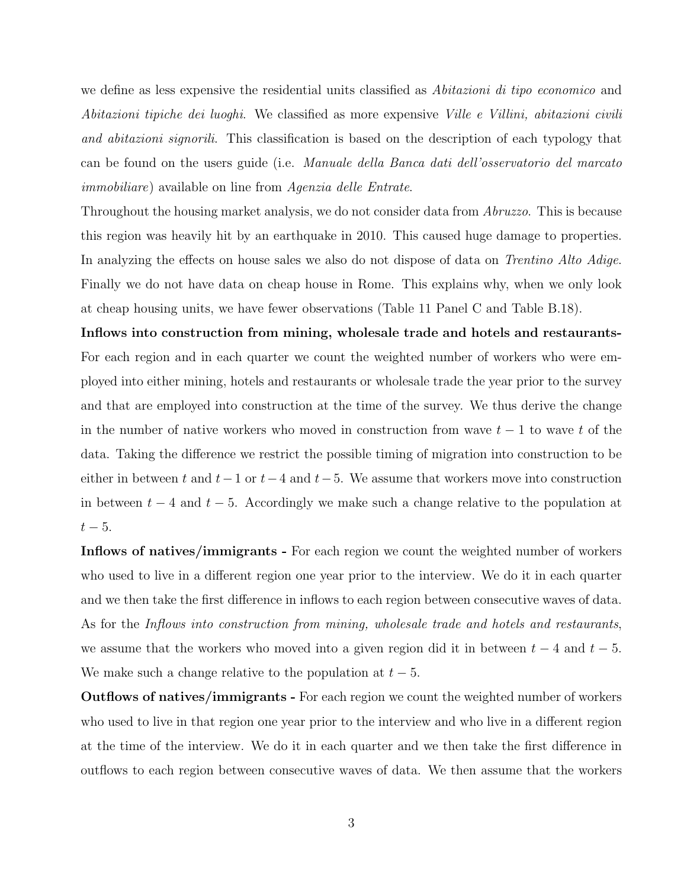we define as less expensive the residential units classified as *Abitazioni di tipo economico* and *Abitazioni tipiche dei luoghi*. We classified as more expensive *Ville e Villini, abitazioni civili and abitazioni signorili*. This classification is based on the description of each typology that can be found on the users guide (i.e. *Manuale della Banca dati dell'osservatorio del marcato immobiliare*) available on line from *Agenzia delle Entrate*.

Throughout the housing market analysis, we do not consider data from *Abruzzo*. This is because this region was heavily hit by an earthquake in 2010. This caused huge damage to properties. In analyzing the effects on house sales we also do not dispose of data on *Trentino Alto Adige*. Finally we do not have data on cheap house in Rome. This explains why, when we only look at cheap housing units, we have fewer observations (Table 11 Panel C and Table B.18).

**Inflows into construction from mining, wholesale trade and hotels and restaurants-** For each region and in each quarter we count the weighted number of workers who were employed into either mining, hotels and restaurants or wholesale trade the year prior to the survey and that are employed into construction at the time of the survey. We thus derive the change in the number of native workers who moved in construction from wave $t-1$ to wave $t$ of the data. Taking the difference we restrict the possible timing of migration into construction to be either in between $t$ and $t-1$ or $t-4$ and $t-5$. We assume that workers move into construction in between $t-4$ and $t-5$. Accordingly we make such a change relative to the population at $t-5$.

**Inflows of natives/immigrants -** For each region we count the weighted number of workers who used to live in a different region one year prior to the interview. We do it in each quarter and we then take the first difference in inflows to each region between consecutive waves of data. As for the *Inflows into construction from mining, wholesale trade and hotels and restaurants*, we assume that the workers who moved into a given region did it in between $t-4$ and $t-5$. We make such a change relative to the population at $t-5$.

**Outflows of natives/immigrants -** For each region we count the weighted number of workers who used to live in that region one year prior to the interview and who live in a different region at the time of the interview. We do it in each quarter and we then take the first difference in outflows to each region between consecutive waves of data. We then assume that the workers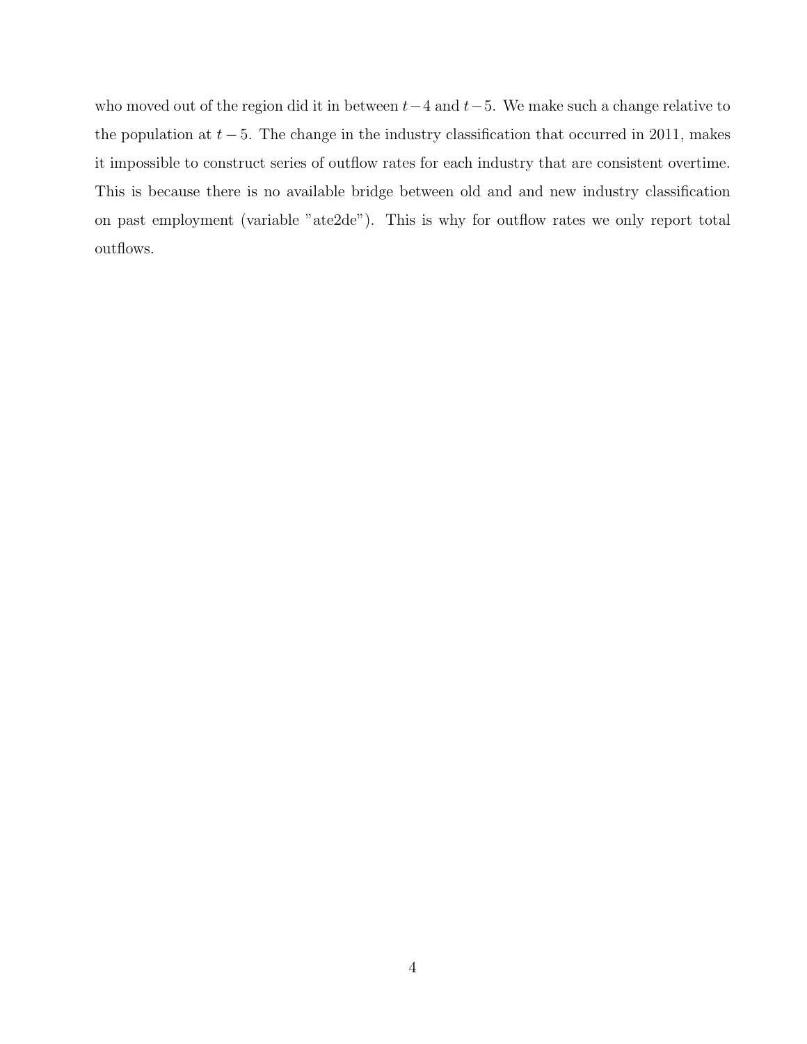who moved out of the region did it in between $t-4$ and $t-5$. We make such a change relative to the population at $t-5$. The change in the industry classification that occurred in 2011, makes it impossible to construct series of outflow rates for each industry that are consistent overtime. This is because there is no available bridge between old and and new industry classification on past employment (variable "ate2de"). This is why for outflow rates we only report total outflows.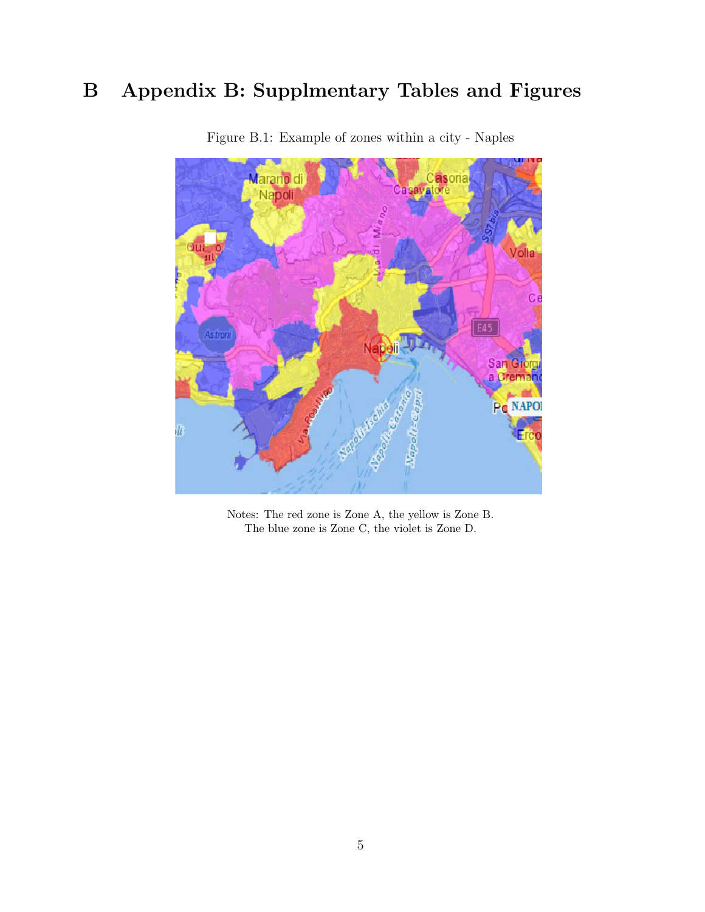# B Appendix B: Supplmentary Tables and Figures

Figure B.1: Example of zones within a city - Naples

Notes: The red zone is Zone A, the yellow is Zone B.
The blue zone is Zone C, the violet is Zone D.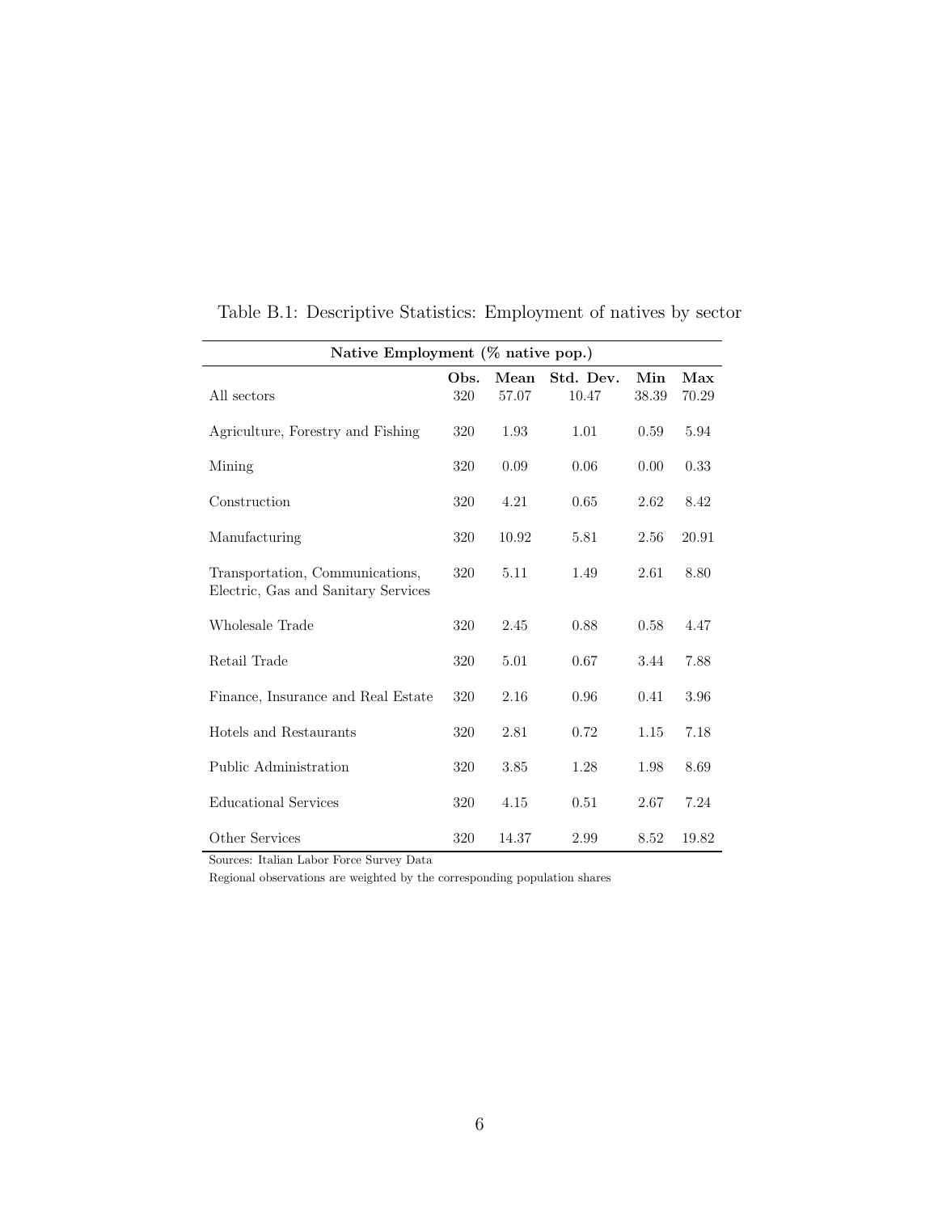Table B.1: Descriptive Statistics: Employment of natives by sector

| Native Employment (% native pop.) | | | | | |
|---|---|---|---|---|---|
| | **Obs.** | **Mean** | **Std. Dev.** | **Min** | **Max** |
| All sectors | 320 | 57.07 | 10.47 | 38.39 | 70.29 |
| Agriculture, Forestry and Fishing | 320 | 1.93 | 1.01 | 0.59 | 5.94 |
| Mining | 320 | 0.09 | 0.06 | 0.00 | 0.33 |
| Construction | 320 | 4.21 | 0.65 | 2.62 | 8.42 |
| Manufacturing | 320 | 10.92 | 5.81 | 2.56 | 20.91 |
| Transportation, Communications, Electric, Gas and Sanitary Services | 320 | 5.11 | 1.49 | 2.61 | 8.80 |
| Wholesale Trade | 320 | 2.45 | 0.88 | 0.58 | 4.47 |
| Retail Trade | 320 | 5.01 | 0.67 | 3.44 | 7.88 |
| Finance, Insurance and Real Estate | 320 | 2.16 | 0.96 | 0.41 | 3.96 |
| Hotels and Restaurants | 320 | 2.81 | 0.72 | 1.15 | 7.18 |
| Public Administration | 320 | 3.85 | 1.28 | 1.98 | 8.69 |
| Educational Services | 320 | 4.15 | 0.51 | 2.67 | 7.24 |
| Other Services | 320 | 14.37 | 2.99 | 8.52 | 19.82 |

Sources: Italian Labor Force Survey Data

Regional observations are weighted by the corresponding population shares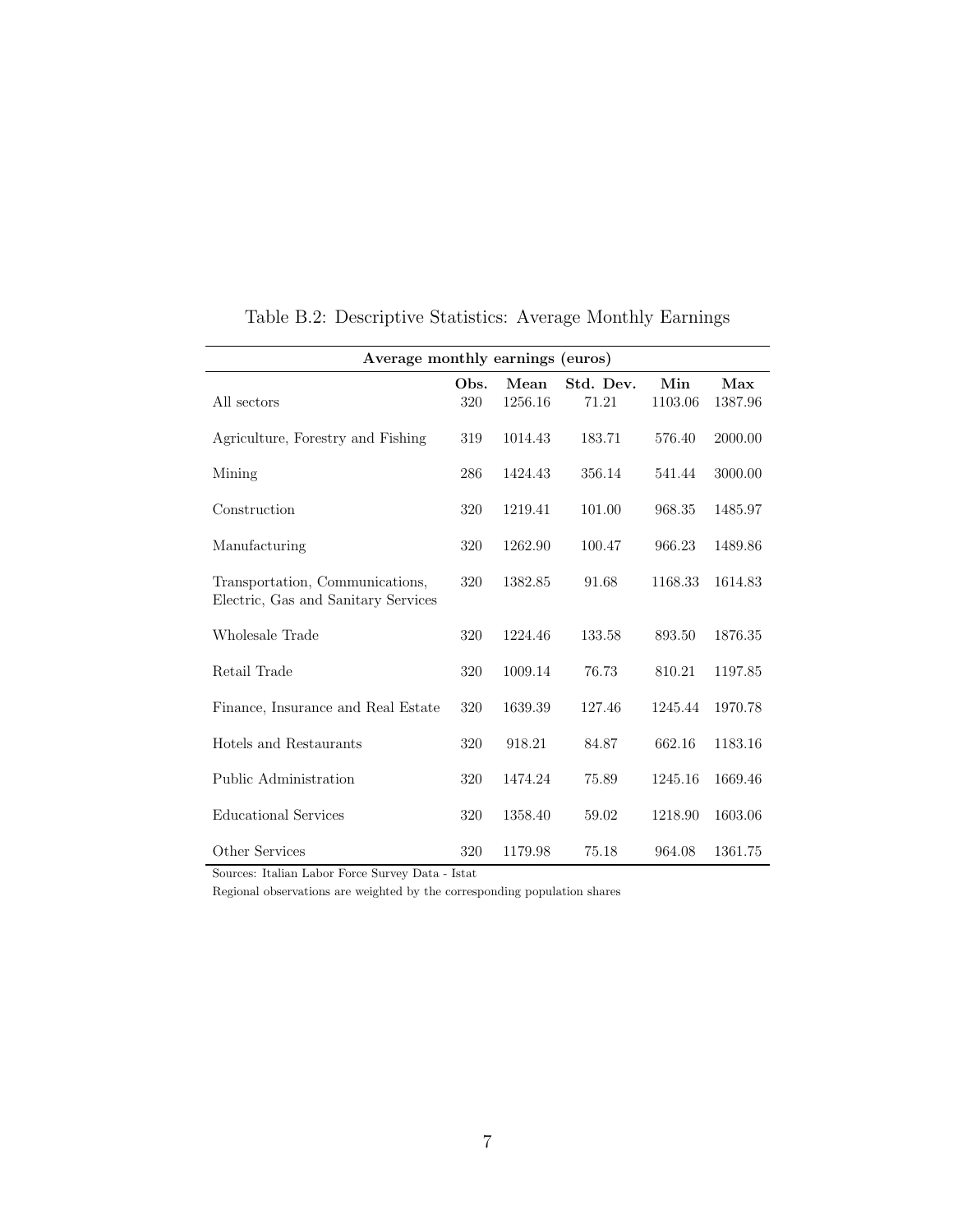Table B.2: Descriptive Statistics: Average Monthly Earnings

| Average monthly earnings (euros) | | | | | |
|---|---|---|---|---|---|
| | **Obs.** | **Mean** | **Std. Dev.** | **Min** | **Max** |
| All sectors | 320 | 1256.16 | 71.21 | 1103.06 | 1387.96 |
| Agriculture, Forestry and Fishing | 319 | 1014.43 | 183.71 | 576.40 | 2000.00 |
| Mining | 286 | 1424.43 | 356.14 | 541.44 | 3000.00 |
| Construction | 320 | 1219.41 | 101.00 | 968.35 | 1485.97 |
| Manufacturing | 320 | 1262.90 | 100.47 | 966.23 | 1489.86 |
| Transportation, Communications, Electric, Gas and Sanitary Services | 320 | 1382.85 | 91.68 | 1168.33 | 1614.83 |
| Wholesale Trade | 320 | 1224.46 | 133.58 | 893.50 | 1876.35 |
| Retail Trade | 320 | 1009.14 | 76.73 | 810.21 | 1197.85 |
| Finance, Insurance and Real Estate | 320 | 1639.39 | 127.46 | 1245.44 | 1970.78 |
| Hotels and Restaurants | 320 | 918.21 | 84.87 | 662.16 | 1183.16 |
| Public Administration | 320 | 1474.24 | 75.89 | 1245.16 | 1669.46 |
| Educational Services | 320 | 1358.40 | 59.02 | 1218.90 | 1603.06 |
| Other Services | 320 | 1179.98 | 75.18 | 964.08 | 1361.75 |

Sources: Italian Labor Force Survey Data - Istat

Regional observations are weighted by the corresponding population shares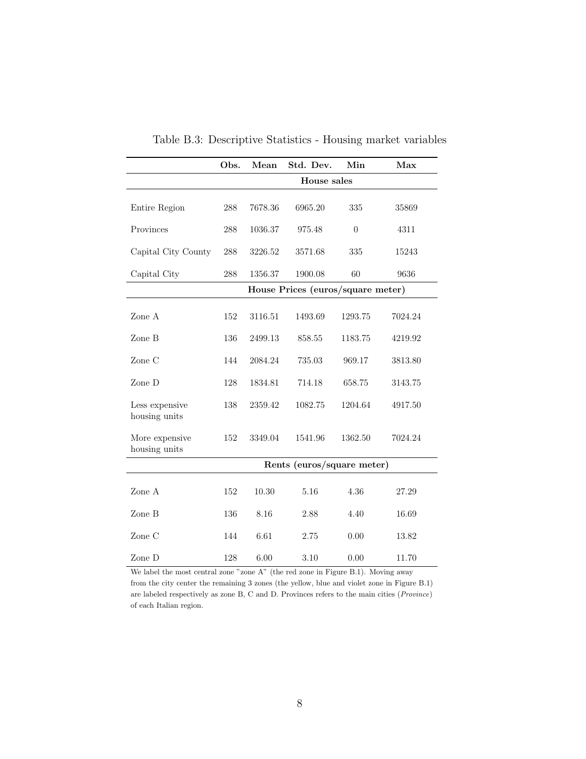Table B.3: Descriptive Statistics - Housing market variables

| | Obs. | Mean | Std. Dev. | Min | Max |
|---|---|---|---|---|---|
| **House sales** | | | | | |
| Entire Region | 288 | 7678.36 | 6965.20 | 335 | 35869 |
| Provinces | 288 | 1036.37 | 975.48 | 0 | 4311 |
| Capital City County | 288 | 3226.52 | 3571.68 | 335 | 15243 |
| Capital City | 288 | 1356.37 | 1900.08 | 60 | 9636 |
| **House Prices (euros/square meter)** | | | | | |
| Zone A | 152 | 3116.51 | 1493.69 | 1293.75 | 7024.24 |
| Zone B | 136 | 2499.13 | 858.55 | 1183.75 | 4219.92 |
| Zone C | 144 | 2084.24 | 735.03 | 969.17 | 3813.80 |
| Zone D | 128 | 1834.81 | 714.18 | 658.75 | 3143.75 |
| Less expensive housing units | 138 | 2359.42 | 1082.75 | 1204.64 | 4917.50 |
| More expensive housing units | 152 | 3349.04 | 1541.96 | 1362.50 | 7024.24 |
| **Rents (euros/square meter)** | | | | | |
| Zone A | 152 | 10.30 | 5.16 | 4.36 | 27.29 |
| Zone B | 136 | 8.16 | 2.88 | 4.40 | 16.69 |
| Zone C | 144 | 6.61 | 2.75 | 0.00 | 13.82 |
| Zone D | 128 | 6.00 | 3.10 | 0.00 | 11.70 |

We label the most central zone "zone A" (the red zone in Figure B.1). Moving away from the city center the remaining 3 zones (the yellow, blue and violet zone in Figure B.1) are labeled respectively as zone B, C and D. Provinces refers to the main cities (*Province*) of each Italian region.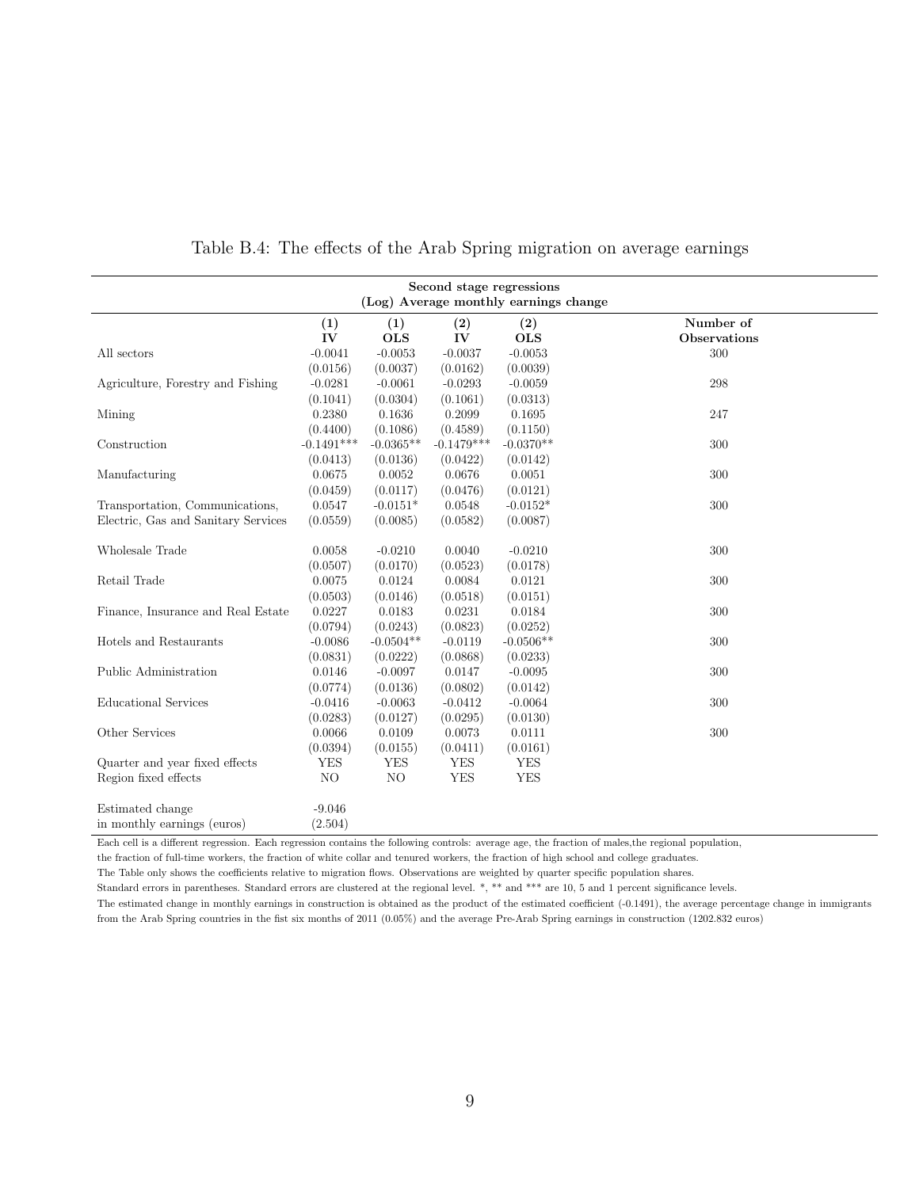Table B.4: The effects of the Arab Spring migration on average earnings

| | Second stage regressions (Log) Average monthly earnings change | | | | |
|---|---|---|---|---|---|
| | **(1) IV** | **(1) OLS** | **(2) IV** | **(2) OLS** | **Number of Observations** |
| All sectors | -0.0041 | -0.0053 | -0.0037 | -0.0053 | 300 |
| | (0.0156) | (0.0037) | (0.0162) | (0.0039) | |
| Agriculture, Forestry and Fishing | -0.0281 | -0.0061 | -0.0293 | -0.0059 | 298 |
| | (0.1041) | (0.0304) | (0.1061) | (0.0313) | |
| Mining | 0.2380 | 0.1636 | 0.2099 | 0.1695 | 247 |
| | (0.4400) | (0.1086) | (0.4589) | (0.1150) | |
| Construction | -0.1491*** | -0.0365** | -0.1479*** | -0.0370** | 300 |
| | (0.0413) | (0.0136) | (0.0422) | (0.0142) | |
| Manufacturing | 0.0675 | 0.0052 | 0.0676 | 0.0051 | 300 |
| | (0.0459) | (0.0117) | (0.0476) | (0.0121) | |
| Transportation, Communications, Electric, Gas and Sanitary Services | 0.0547 | -0.0151* | 0.0548 | -0.0152* | 300 |
| | (0.0559) | (0.0085) | (0.0582) | (0.0087) | |
| Wholesale Trade | 0.0058 | -0.0210 | 0.0040 | -0.0210 | 300 |
| | (0.0507) | (0.0170) | (0.0523) | (0.0178) | |
| Retail Trade | 0.0075 | 0.0124 | 0.0084 | 0.0121 | 300 |
| | (0.0503) | (0.0146) | (0.0518) | (0.0151) | |
| Finance, Insurance and Real Estate | 0.0227 | 0.0183 | 0.0231 | 0.0184 | 300 |
| | (0.0794) | (0.0243) | (0.0823) | (0.0252) | |
| Hotels and Restaurants | -0.0086 | -0.0504** | -0.0119 | -0.0506** | 300 |
| | (0.0831) | (0.0222) | (0.0868) | (0.0233) | |
| Public Administration | 0.0146 | -0.0097 | 0.0147 | -0.0095 | 300 |
| | (0.0774) | (0.0136) | (0.0802) | (0.0142) | |
| Educational Services | -0.0416 | -0.0063 | -0.0412 | -0.0064 | 300 |
| | (0.0283) | (0.0127) | (0.0295) | (0.0130) | |
| Other Services | 0.0066 | 0.0109 | 0.0073 | 0.0111 | 300 |
| | (0.0394) | (0.0155) | (0.0411) | (0.0161) | |
| Quarter and year fixed effects | YES | YES | YES | YES | |
| Region fixed effects | NO | NO | YES | YES | |
| Estimated change in monthly earnings (euros) | -9.046 | | | | |
| | (2.504) | | | | |

Each cell is a different regression. Each regression contains the following controls: average age, the fraction of males,the regional population, the fraction of full-time workers, the fraction of white collar and tenured workers, the fraction of high school and college graduates.
The Table only shows the coefficients relative to migration flows. Observations are weighted by quarter specific population shares.
Standard errors in parentheses. Standard errors are clustered at the regional level. *, ** and *** are 10, 5 and 1 percent significance levels.
The estimated change in monthly earnings in construction is obtained as the product of the estimated coefficient (-0.1491), the average percentage change in immigrants from the Arab Spring countries in the fist six months of 2011 (0.05%) and the average Pre-Arab Spring earnings in construction (1202.832 euros)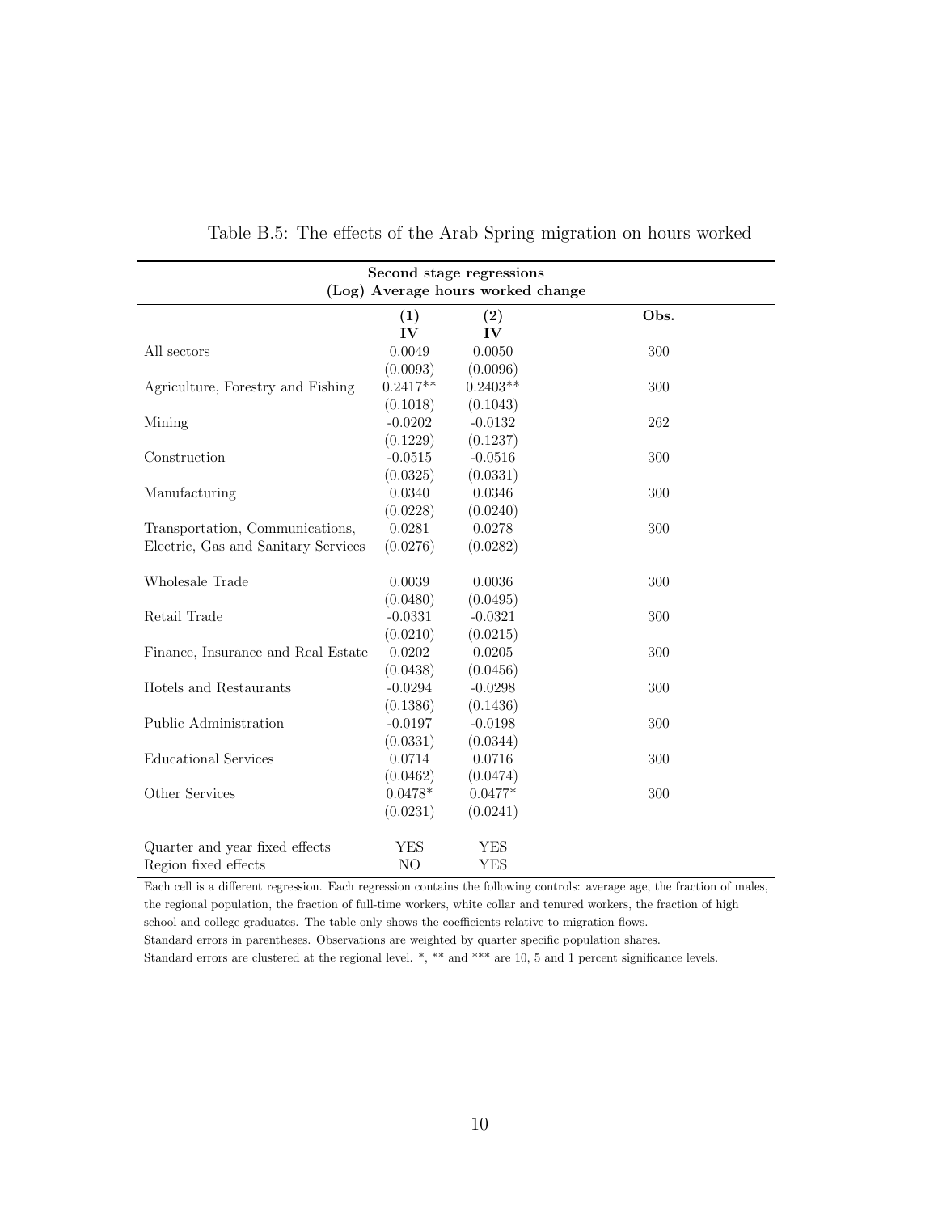Table B.5: The effects of the Arab Spring migration on hours worked

| Second stage regressions (Log) Average hours worked change | | | |
|---|---|---|---|
| | (1) IV | (2) IV | Obs. |
| All sectors | 0.0049 | 0.0050 | 300 |
| | (0.0093) | (0.0096) | |
| Agriculture, Forestry and Fishing | 0.2417** | 0.2403** | 300 |
| | (0.1018) | (0.1043) | |
| Mining | -0.0202 | -0.0132 | 262 |
| | (0.1229) | (0.1237) | |
| Construction | -0.0515 | -0.0516 | 300 |
| | (0.0325) | (0.0331) | |
| Manufacturing | 0.0340 | 0.0346 | 300 |
| | (0.0228) | (0.0240) | |
| Transportation, Communications, Electric, Gas and Sanitary Services | 0.0281 | 0.0278 | 300 |
| | (0.0276) | (0.0282) | |
| Wholesale Trade | 0.0039 | 0.0036 | 300 |
| | (0.0480) | (0.0495) | |
| Retail Trade | -0.0331 | -0.0321 | 300 |
| | (0.0210) | (0.0215) | |
| Finance, Insurance and Real Estate | 0.0202 | 0.0205 | 300 |
| | (0.0438) | (0.0456) | |
| Hotels and Restaurants | -0.0294 | -0.0298 | 300 |
| | (0.1386) | (0.1436) | |
| Public Administration | -0.0197 | -0.0198 | 300 |
| | (0.0331) | (0.0344) | |
| Educational Services | 0.0714 | 0.0716 | 300 |
| | (0.0462) | (0.0474) | |
| Other Services | 0.0478* | 0.0477* | 300 |
| | (0.0231) | (0.0241) | |
| Quarter and year fixed effects | YES | YES | |
| Region fixed effects | NO | YES | |

Each cell is a different regression. Each regression contains the following controls: average age, the fraction of males, the regional population, the fraction of full-time workers, white collar and tenured workers, the fraction of high school and college graduates. The table only shows the coefficients relative to migration flows.
Standard errors in parentheses. Observations are weighted by quarter specific population shares.
Standard errors are clustered at the regional level. *, ** and *** are 10, 5 and 1 percent significance levels.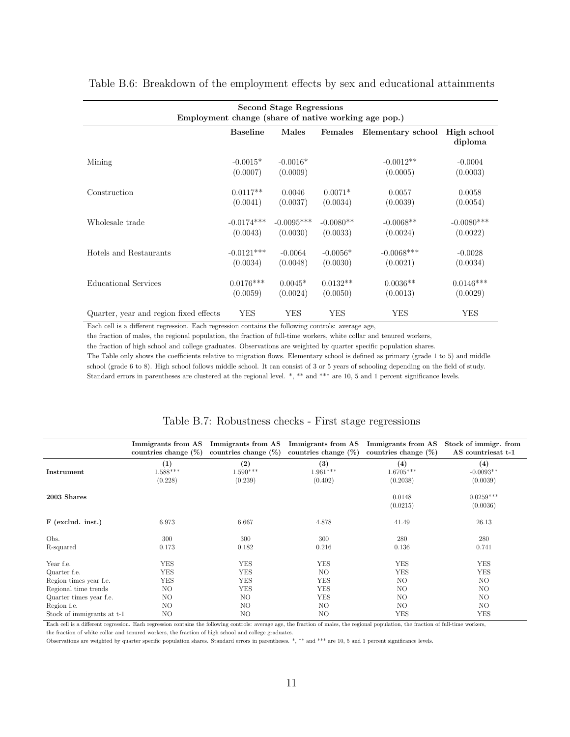Table B.6: Breakdown of the employment effects by sex and educational attainments

| | Second Stage Regressions | | | | |
|---|---|---|---|---|---|
| | Employment change (share of native working age pop.) | | | | |
| | **Baseline** | **Males** | **Females** | **Elementary school** | **High school diploma** |
| Mining | -0.0015* | -0.0016* | | -0.0012** | -0.0004 |
| | (0.0007) | (0.0009) | | (0.0005) | (0.0003) |
| Construction | 0.0117** | 0.0046 | 0.0071* | 0.0057 | 0.0058 |
| | (0.0041) | (0.0037) | (0.0034) | (0.0039) | (0.0054) |
| Wholesale trade | -0.0174*** | -0.0095*** | -0.0080** | -0.0068** | -0.0080*** |
| | (0.0043) | (0.0030) | (0.0033) | (0.0024) | (0.0022) |
| Hotels and Restaurants | -0.0121*** | -0.0064 | -0.0056* | -0.0068*** | -0.0028 |
| | (0.0034) | (0.0048) | (0.0030) | (0.0021) | (0.0034) |
| Educational Services | 0.0176*** | 0.0045* | 0.0132** | 0.0036** | 0.0146*** |
| | (0.0059) | (0.0024) | (0.0050) | (0.0013) | (0.0029) |
| Quarter, year and region fixed effects | YES | YES | YES | YES | YES |

Each cell is a different regression. Each regression contains the following controls: average age, the fraction of males, the regional population, the fraction of full-time workers, white collar and tenured workers, the fraction of high school and college graduates. Observations are weighted by quarter specific population shares. The Table only shows the coefficients relative to migration flows. Elementary school is defined as primary (grade 1 to 5) and middle school (grade 6 to 8). High school follows middle school. It can consist of 3 or 5 years of schooling depending on the field of study. Standard errors in parentheses are clustered at the regional level. *, ** and *** are 10, 5 and 1 percent significance levels.

Table B.7: Robustness checks - First stage regressions

| | Immigrants from AS countries change (%) | Immigrants from AS countries change (%) | Immigrants from AS countries change (%) | Immigrants from AS countries change (%) | Stock of immigr. from AS countriesat t-1 |
|---|---|---|---|---|---|
| | (1) | (2) | (3) | (4) | (4) |
| **Instrument** | 1.588*** | 1.590*** | 1.961*** | 1.6705*** | -0.0093** |
| | (0.228) | (0.239) | (0.402) | (0.2038) | (0.0039) |
| **2003 Shares** | | | | 0.0148 | 0.0259*** |
| | | | | (0.0215) | (0.0036) |
| **F (exclud. inst.)** | 6.973 | 6.667 | 4.878 | 41.49 | 26.13 |
| Obs. | 300 | 300 | 300 | 280 | 280 |
| R-squared | 0.173 | 0.182 | 0.216 | 0.136 | 0.741 |
| Year f.e. | YES | YES | YES | YES | YES |
| Quarter f.e. | YES | YES | NO | YES | YES |
| Region times year f.e. | YES | YES | YES | NO | NO |
| Regional time trends | NO | YES | YES | NO | NO |
| Quarter times year f.e. | NO | NO | YES | NO | NO |
| Region f.e. | NO | NO | NO | NO | NO |
| Stock of immigrants at t-1 | NO | NO | NO | YES | YES |

Each cell is a different regression. Each regression contains the following controls: average age, the fraction of males, the regional population, the fraction of full-time workers, the fraction of white collar and tenured workers, the fraction of high school and college graduates.
Observations are weighted by quarter specific population shares. Standard errors in parentheses. *, ** and *** are 10, 5 and 1 percent significance levels.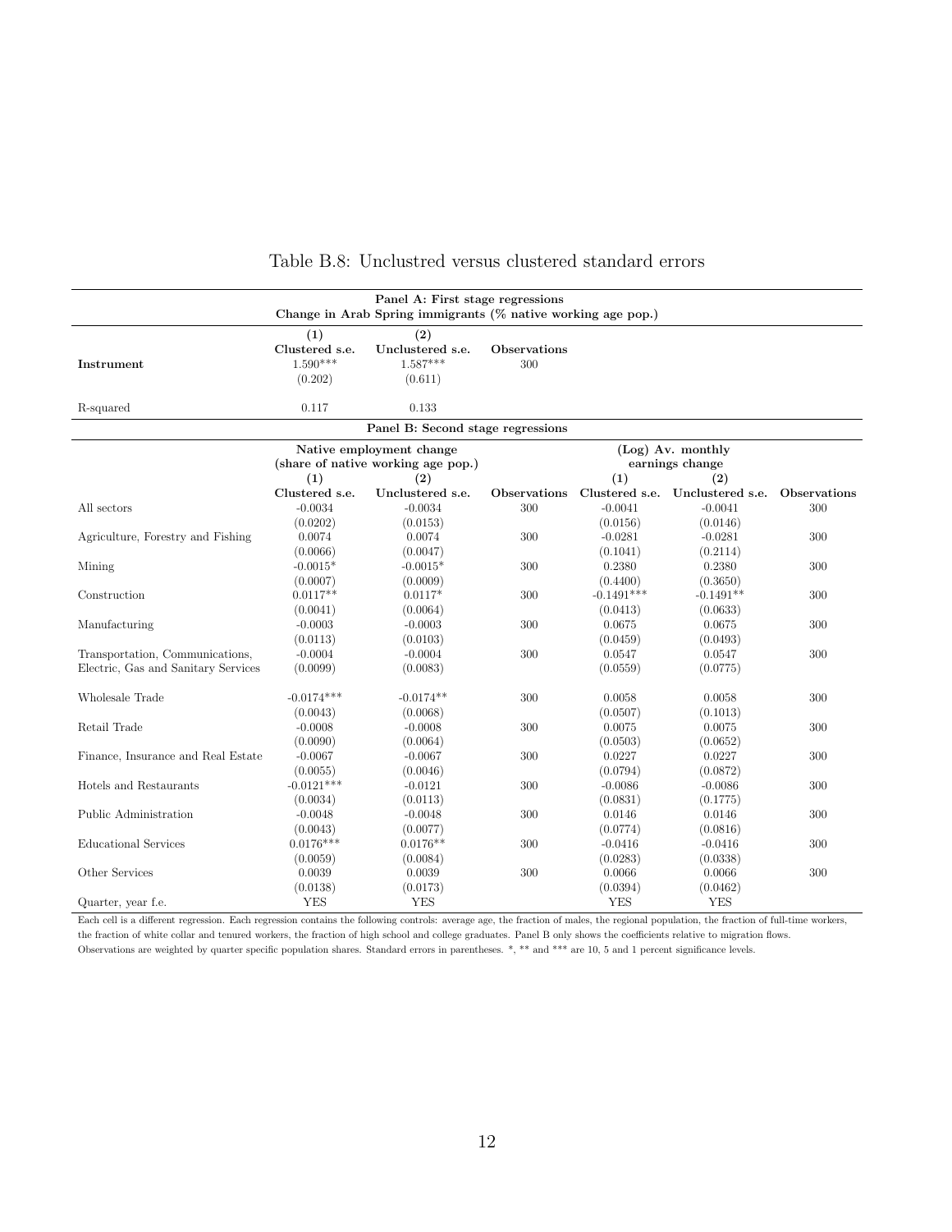Table B.8: Unclustred versus clustered standard errors

| Panel A: First stage regressions | | | |
|---|---|---|---|
| | Change in Arab Spring immigrants (% native working age pop.) | | |
| | (1) | (2) | |
| | Clustered s.e. | Unclustered s.e. | Observations |
| **Instrument** | 1.590*** | 1.587*** | 300 |
| | (0.202) | (0.611) | |
| R-squared | 0.117 | 0.133 | |

| Panel B: Second stage regressions | | | | | | |
|---|---|---|---|---|---|---|
| | Native employment change (share of native working age pop.) | | | (Log) Av. monthly earnings change | | |
| | (1) | (2) | | (1) | (2) | |
| | Clustered s.e. | Unclustered s.e. | Observations | Clustered s.e. | Unclustered s.e. | Observations |
| All sectors | -0.0034 | -0.0034 | 300 | -0.0041 | -0.0041 | 300 |
| | (0.0202) | (0.0153) | | (0.0156) | (0.0146) | |
| Agriculture, Forestry and Fishing | 0.0074 | 0.0074 | 300 | -0.0281 | -0.0281 | 300 |
| | (0.0066) | (0.0047) | | (0.1041) | (0.2114) | |
| Mining | -0.0015* | -0.0015* | 300 | 0.2380 | 0.2380 | 300 |
| | (0.0007) | (0.0009) | | (0.4400) | (0.3650) | |
| Construction | 0.0117** | 0.0117* | 300 | -0.1491*** | -0.1491** | 300 |
| | (0.0041) | (0.0064) | | (0.0413) | (0.0633) | |
| Manufacturing | -0.0003 | -0.0003 | 300 | 0.0675 | 0.0675 | 300 |
| | (0.0113) | (0.0103) | | (0.0459) | (0.0493) | |
| Transportation, Communications, Electric, Gas and Sanitary Services | -0.0004 | -0.0004 | 300 | 0.0547 | 0.0547 | 300 |
| | (0.0099) | (0.0083) | | (0.0559) | (0.0775) | |
| Wholesale Trade | -0.0174*** | -0.0174** | 300 | 0.0058 | 0.0058 | 300 |
| | (0.0043) | (0.0068) | | (0.0507) | (0.1013) | |
| Retail Trade | -0.0008 | -0.0008 | 300 | 0.0075 | 0.0075 | 300 |
| | (0.0090) | (0.0064) | | (0.0503) | (0.0652) | |
| Finance, Insurance and Real Estate | -0.0067 | -0.0067 | 300 | 0.0227 | 0.0227 | 300 |
| | (0.0055) | (0.0046) | | (0.0794) | (0.0872) | |
| Hotels and Restaurants | -0.0121*** | -0.0121 | 300 | -0.0086 | -0.0086 | 300 |
| | (0.0034) | (0.0113) | | (0.0831) | (0.1775) | |
| Public Administration | -0.0048 | -0.0048 | 300 | 0.0146 | 0.0146 | 300 |
| | (0.0043) | (0.0077) | | (0.0774) | (0.0816) | |
| Educational Services | 0.0176*** | 0.0176** | 300 | -0.0416 | -0.0416 | 300 |
| | (0.0059) | (0.0084) | | (0.0283) | (0.0338) | |
| Other Services | 0.0039 | 0.0039 | 300 | 0.0066 | 0.0066 | 300 |
| | (0.0138) | (0.0173) | | (0.0394) | (0.0462) | |
| Quarter, year f.e. | YES | YES | | YES | YES | |

Each cell is a different regression. Each regression contains the following controls: average age, the fraction of males, the regional population, the fraction of full-time workers, the fraction of white collar and tenured workers, the fraction of high school and college graduates. Panel B only shows the coefficients relative to migration flows. Observations are weighted by quarter specific population shares. Standard errors in parentheses. *, ** and *** are 10, 5 and 1 percent significance levels.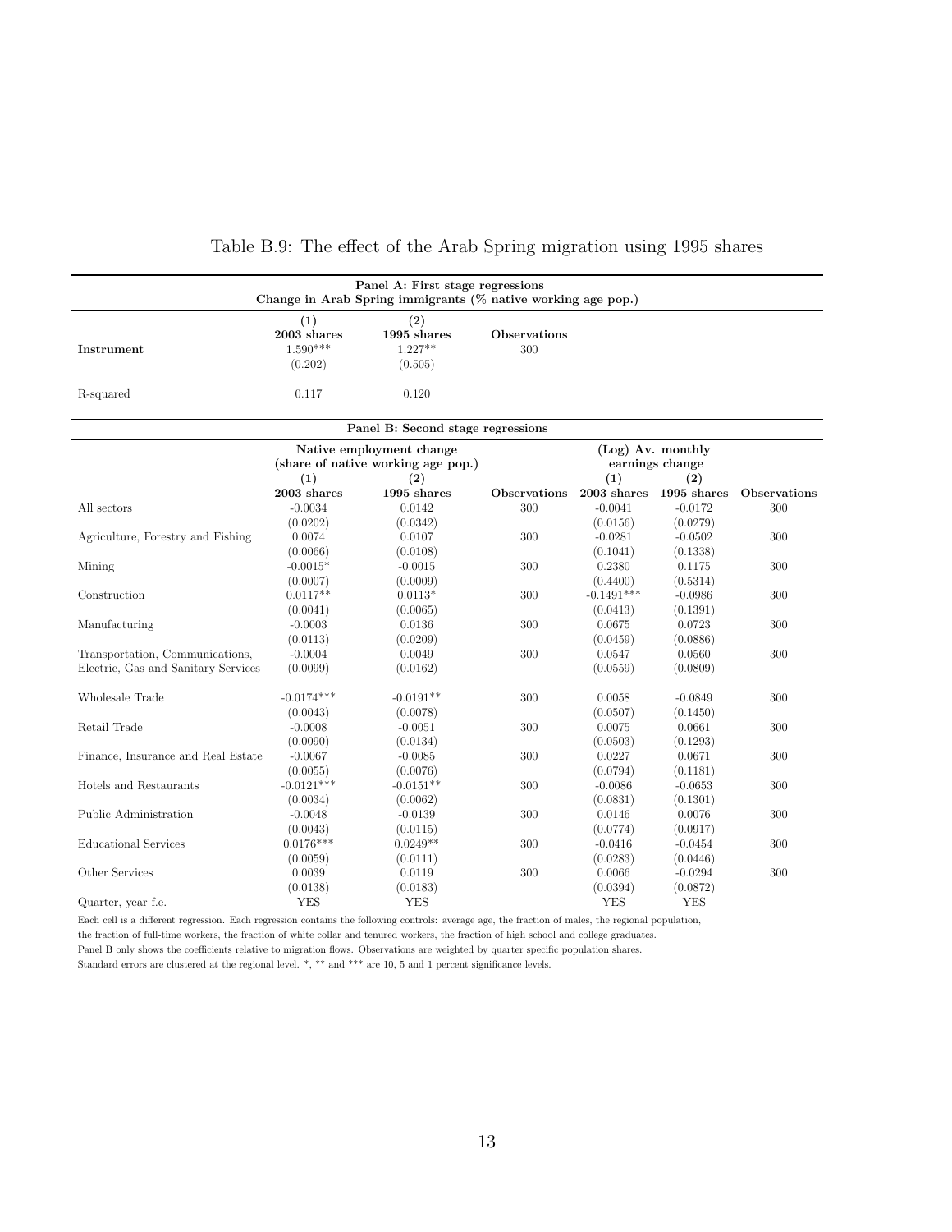# Table B.9: The effect of the Arab Spring migration using 1995 shares

| Panel A: First stage regressions<br>Change in Arab Spring immigrants (% native working age pop.) | | | |
|---|---|---|---|
| | **(1)**<br>**2003 shares** | **(2)**<br>**1995 shares** | **Observations** |
| **Instrument** | 1.590*** | 1.227** | 300 |
| | (0.202) | (0.505) | |
| R-squared | 0.117 | 0.120 | |

| Panel B: Second stage regressions | | | | | | |
|---|---|---|---|---|---|---|
| | Native employment change (share of native working age pop.) | | | (Log) Av. monthly earnings change | | |
| | **(1)**<br>**2003 shares** | **(2)**<br>**1995 shares** | **Observations** | **(1)**<br>**2003 shares** | **(2)**<br>**1995 shares** | **Observations** |
| All sectors | -0.0034 | 0.0142 | 300 | -0.0041 | -0.0172 | 300 |
| | (0.0202) | (0.0342) | | (0.0156) | (0.0279) | |
| Agriculture, Forestry and Fishing | 0.0074 | 0.0107 | 300 | -0.0281 | -0.0502 | 300 |
| | (0.0066) | (0.0108) | | (0.1041) | (0.1338) | |
| Mining | -0.0015* | -0.0015 | 300 | 0.2380 | 0.1175 | 300 |
| | (0.0007) | (0.0009) | | (0.4400) | (0.5314) | |
| Construction | 0.0117** | 0.0113* | 300 | -0.1491*** | -0.0986 | 300 |
| | (0.0041) | (0.0065) | | (0.0413) | (0.1391) | |
| Manufacturing | -0.0003 | 0.0136 | 300 | 0.0675 | 0.0723 | 300 |
| | (0.0113) | (0.0209) | | (0.0459) | (0.0886) | |
| Transportation, Communications, Electric, Gas and Sanitary Services | -0.0004 | 0.0049 | 300 | 0.0547 | 0.0560 | 300 |
| | (0.0099) | (0.0162) | | (0.0559) | (0.0809) | |
| Wholesale Trade | -0.0174*** | -0.0191** | 300 | 0.0058 | -0.0849 | 300 |
| | (0.0043) | (0.0078) | | (0.0507) | (0.1450) | |
| Retail Trade | -0.0008 | -0.0051 | 300 | 0.0075 | 0.0661 | 300 |
| | (0.0090) | (0.0134) | | (0.0503) | (0.1293) | |
| Finance, Insurance and Real Estate | -0.0067 | -0.0085 | 300 | 0.0227 | 0.0671 | 300 |
| | (0.0055) | (0.0076) | | (0.0794) | (0.1181) | |
| Hotels and Restaurants | -0.0121*** | -0.0151** | 300 | -0.0086 | -0.0653 | 300 |
| | (0.0034) | (0.0062) | | (0.0831) | (0.1301) | |
| Public Administration | -0.0048 | -0.0139 | 300 | 0.0146 | 0.0076 | 300 |
| | (0.0043) | (0.0115) | | (0.0774) | (0.0917) | |
| Educational Services | 0.0176*** | 0.0249** | 300 | -0.0416 | -0.0454 | 300 |
| | (0.0059) | (0.0111) | | (0.0283) | (0.0446) | |
| Other Services | 0.0039 | 0.0119 | 300 | 0.0066 | -0.0294 | 300 |
| | (0.0138) | (0.0183) | | (0.0394) | (0.0872) | |
| Quarter, year f.e. | YES | YES | | YES | YES | |

Each cell is a different regression. Each regression contains the following controls: average age, the fraction of males, the regional population, the fraction of full-time workers, the fraction of white collar and tenured workers, the fraction of high school and college graduates.
Panel B only shows the coefficients relative to migration flows. Observations are weighted by quarter specific population shares.
Standard errors are clustered at the regional level. *, ** and *** are 10, 5 and 1 percent significance levels.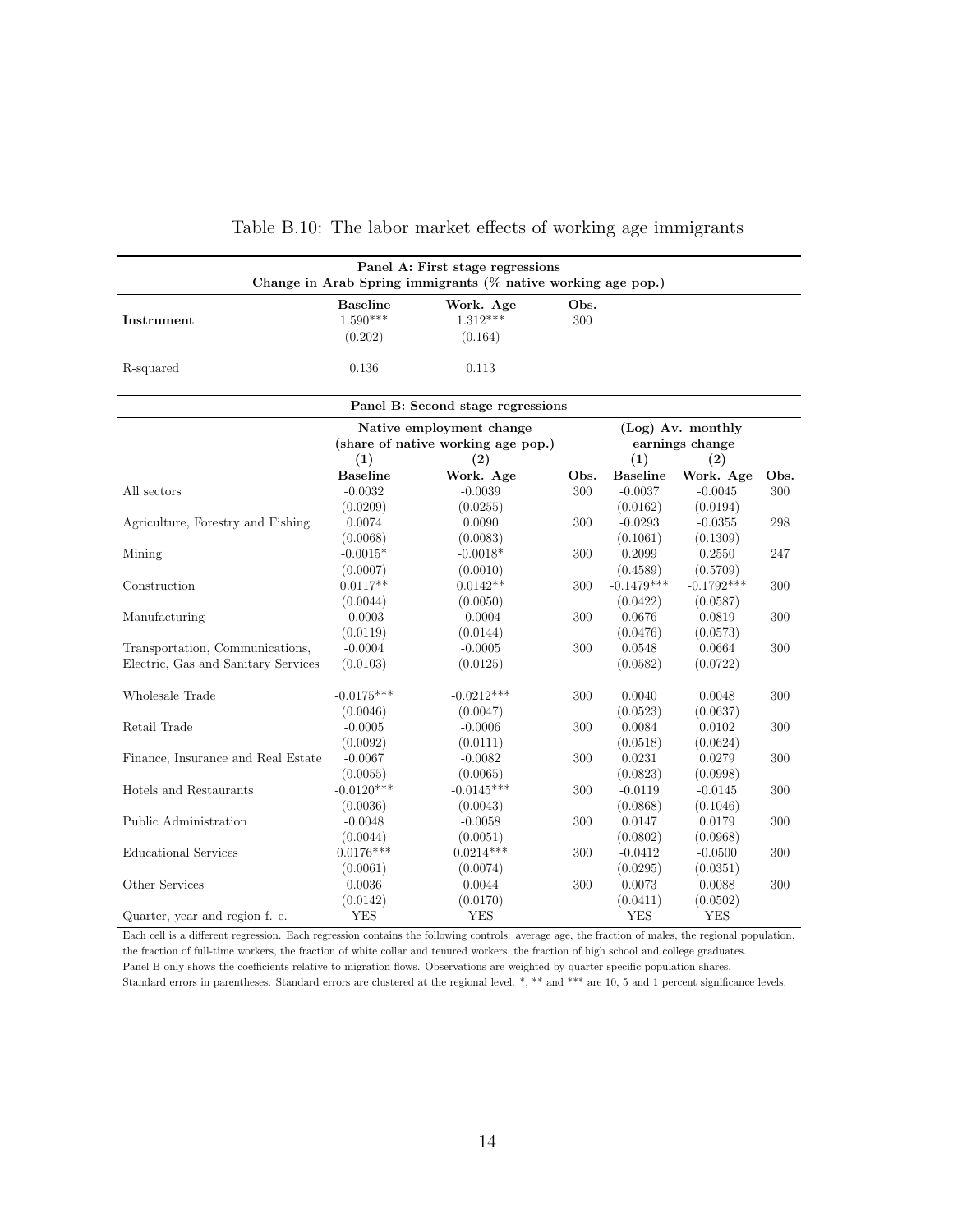# Table B.10: The labor market effects of working age immigrants

| Panel A: First stage regressions<br>Change in Arab Spring immigrants (% native working age pop.) | | | |
|---|---|---|---|
| | **Baseline** | **Work. Age** | **Obs.** |
| **Instrument** | 1.590*** | 1.312*** | 300 |
| | (0.202) | (0.164) | |
| R-squared | 0.136 | 0.113 | |

| Panel B: Second stage regressions | | | | | | |
|---|---|---|---|---|---|---|
| | Native employment change (share of native working age pop.) | | | (Log) Av. monthly earnings change | | |
| | **(1)** | **(2)** | | **(1)** | **(2)** | |
| | **Baseline** | **Work. Age** | **Obs.** | **Baseline** | **Work. Age** | **Obs.** |
| All sectors | -0.0032 | -0.0039 | 300 | -0.0037 | -0.0045 | 300 |
| | (0.0209) | (0.0255) | | (0.0162) | (0.0194) | |
| Agriculture, Forestry and Fishing | 0.0074 | 0.0090 | 300 | -0.0293 | -0.0355 | 298 |
| | (0.0068) | (0.0083) | | (0.1061) | (0.1309) | |
| Mining | -0.0015* | -0.0018* | 300 | 0.2099 | 0.2550 | 247 |
| | (0.0007) | (0.0010) | | (0.4589) | (0.5709) | |
| Construction | 0.0117** | 0.0142** | 300 | -0.1479*** | -0.1792*** | 300 |
| | (0.0044) | (0.0050) | | (0.0422) | (0.0587) | |
| Manufacturing | -0.0003 | -0.0004 | 300 | 0.0676 | 0.0819 | 300 |
| | (0.0119) | (0.0144) | | (0.0476) | (0.0573) | |
| Transportation, Communications, Electric, Gas and Sanitary Services | -0.0004 | -0.0005 | 300 | 0.0548 | 0.0664 | 300 |
| | (0.0103) | (0.0125) | | (0.0582) | (0.0722) | |
| Wholesale Trade | -0.0175*** | -0.0212*** | 300 | 0.0040 | 0.0048 | 300 |
| | (0.0046) | (0.0047) | | (0.0523) | (0.0637) | |
| Retail Trade | -0.0005 | -0.0006 | 300 | 0.0084 | 0.0102 | 300 |
| | (0.0092) | (0.0111) | | (0.0518) | (0.0624) | |
| Finance, Insurance and Real Estate | -0.0067 | -0.0082 | 300 | 0.0231 | 0.0279 | 300 |
| | (0.0055) | (0.0065) | | (0.0823) | (0.0998) | |
| Hotels and Restaurants | -0.0120*** | -0.0145*** | 300 | -0.0119 | -0.0145 | 300 |
| | (0.0036) | (0.0043) | | (0.0868) | (0.1046) | |
| Public Administration | -0.0048 | -0.0058 | 300 | 0.0147 | 0.0179 | 300 |
| | (0.0044) | (0.0051) | | (0.0802) | (0.0968) | |
| Educational Services | 0.0176*** | 0.0214*** | 300 | -0.0412 | -0.0500 | 300 |
| | (0.0061) | (0.0074) | | (0.0295) | (0.0351) | |
| Other Services | 0.0036 | 0.0044 | 300 | 0.0073 | 0.0088 | 300 |
| | (0.0142) | (0.0170) | | (0.0411) | (0.0502) | |
| Quarter, year and region f. e. | YES | YES | | YES | YES | |

Each cell is a different regression. Each regression contains the following controls: average age, the fraction of males, the regional population, the fraction of full-time workers, the fraction of white collar and tenured workers, the fraction of high school and college graduates.
Panel B only shows the coefficients relative to migration flows. Observations are weighted by quarter specific population shares.
Standard errors in parentheses. Standard errors are clustered at the regional level. *, ** and *** are 10, 5 and 1 percent significance levels.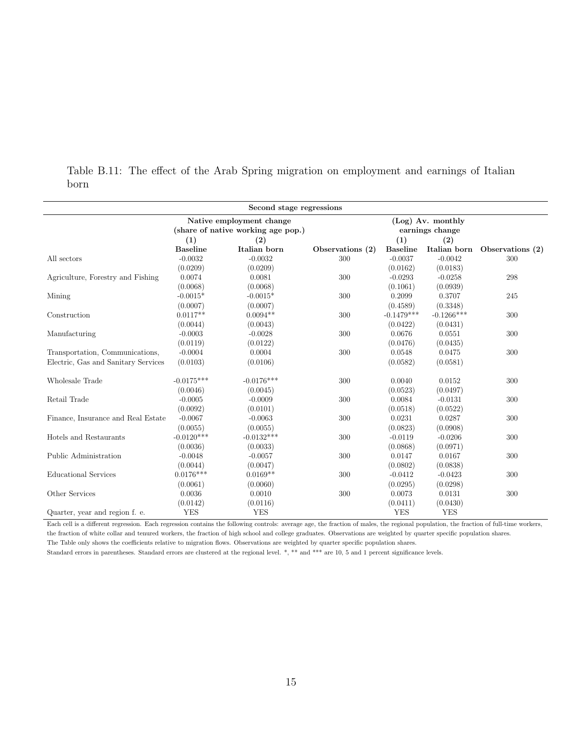Table B.11: The effect of the Arab Spring migration on employment and earnings of Italian born

| Second stage regressions | | | | | | |
|---|---|---|---|---|---|---|
| | Native employment change (share of native working age pop.) | | | (Log) Av. monthly earnings change | | |
| | (1) | (2) | | (1) | (2) | |
| | **Baseline** | **Italian born** | **Observations (2)** | **Baseline** | **Italian born** | **Observations (2)** |
| All sectors | -0.0032 | -0.0032 | 300 | -0.0037 | -0.0042 | 300 |
| | (0.0209) | (0.0209) | | (0.0162) | (0.0183) | |
| Agriculture, Forestry and Fishing | 0.0074 | 0.0081 | 300 | -0.0293 | -0.0258 | 298 |
| | (0.0068) | (0.0068) | | (0.1061) | (0.0939) | |
| Mining | -0.0015* | -0.0015* | 300 | 0.2099 | 0.3707 | 245 |
| | (0.0007) | (0.0007) | | (0.4589) | (0.3348) | |
| Construction | 0.0117** | 0.0094** | 300 | -0.1479*** | -0.1266*** | 300 |
| | (0.0044) | (0.0043) | | (0.0422) | (0.0431) | |
| Manufacturing | -0.0003 | -0.0028 | 300 | 0.0676 | 0.0551 | 300 |
| | (0.0119) | (0.0122) | | (0.0476) | (0.0435) | |
| Transportation, Communications, Electric, Gas and Sanitary Services | -0.0004 | 0.0004 | 300 | 0.0548 | 0.0475 | 300 |
| | (0.0103) | (0.0106) | | (0.0582) | (0.0581) | |
| Wholesale Trade | -0.0175*** | -0.0176*** | 300 | 0.0040 | 0.0152 | 300 |
| | (0.0046) | (0.0045) | | (0.0523) | (0.0497) | |
| Retail Trade | -0.0005 | -0.0009 | 300 | 0.0084 | -0.0131 | 300 |
| | (0.0092) | (0.0101) | | (0.0518) | (0.0522) | |
| Finance, Insurance and Real Estate | -0.0067 | -0.0063 | 300 | 0.0231 | 0.0287 | 300 |
| | (0.0055) | (0.0055) | | (0.0823) | (0.0908) | |
| Hotels and Restaurants | -0.0120*** | -0.0132*** | 300 | -0.0119 | -0.0206 | 300 |
| | (0.0036) | (0.0033) | | (0.0868) | (0.0971) | |
| Public Administration | -0.0048 | -0.0057 | 300 | 0.0147 | 0.0167 | 300 |
| | (0.0044) | (0.0047) | | (0.0802) | (0.0838) | |
| Educational Services | 0.0176*** | 0.0169** | 300 | -0.0412 | -0.0423 | 300 |
| | (0.0061) | (0.0060) | | (0.0295) | (0.0298) | |
| Other Services | 0.0036 | 0.0010 | 300 | 0.0073 | 0.0131 | 300 |
| | (0.0142) | (0.0116) | | (0.0411) | (0.0430) | |
| Quarter, year and region f. e. | YES | YES | | YES | YES | |

Each cell is a different regression. Each regression contains the following controls: average age, the fraction of males, the regional population, the fraction of full-time workers, the fraction of white collar and tenured workers, the fraction of high school and college graduates. Observations are weighted by quarter specific population shares.
The Table only shows the coefficients relative to migration flows. Observations are weighted by quarter specific population shares.
Standard errors in parentheses. Standard errors are clustered at the regional level. *, ** and *** are 10, 5 and 1 percent significance levels.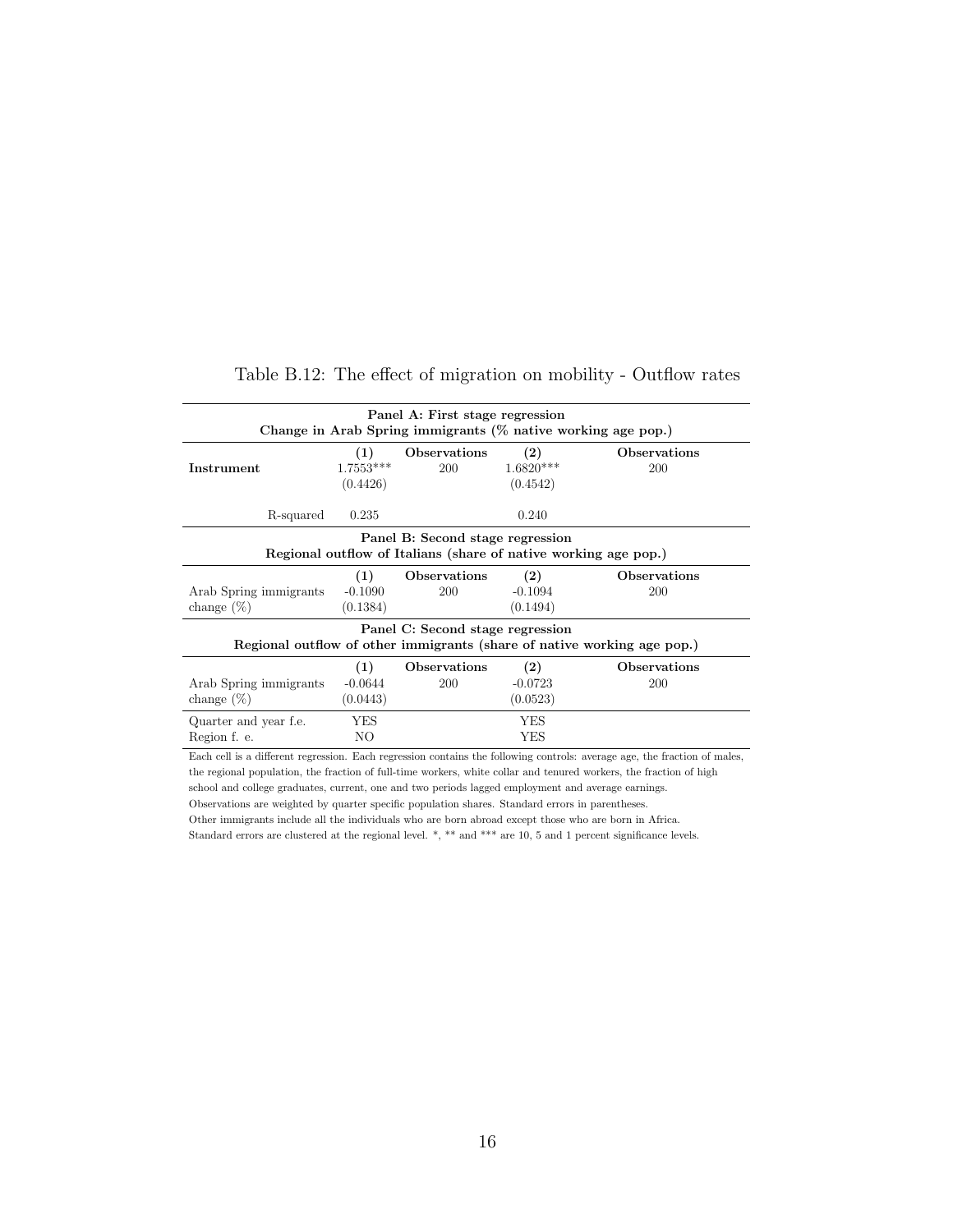Table B.12: The effect of migration on mobility - Outflow rates

| | | | | |
|---|---|---|---|---|
| **Panel A: First stage regression** | | | | |
| **Change in Arab Spring immigrants (% native working age pop.)** | | | | |
| | **(1)** | **Observations** | **(2)** | **Observations** |
| **Instrument** | 1.7553*** | 200 | 1.6820*** | 200 |
| | (0.4426) | | (0.4542) | |
| R-squared | 0.235 | | 0.240 | |
| **Panel B: Second stage regression** | | | | |
| **Regional outflow of Italians (share of native working age pop.)** | | | | |
| | **(1)** | **Observations** | **(2)** | **Observations** |
| Arab Spring immigrants | -0.1090 | 200 | -0.1094 | 200 |
| change (%) | (0.1384) | | (0.1494) | |
| **Panel C: Second stage regression** | | | | |
| **Regional outflow of other immigrants (share of native working age pop.)** | | | | |
| | **(1)** | **Observations** | **(2)** | **Observations** |
| Arab Spring immigrants | -0.0644 | 200 | -0.0723 | 200 |
| change (%) | (0.0443) | | (0.0523) | |
| Quarter and year f.e. | YES | | YES | |
| Region f. e. | NO | | YES | |

Each cell is a different regression. Each regression contains the following controls: average age, the fraction of males, the regional population, the fraction of full-time workers, white collar and tenured workers, the fraction of high school and college graduates, current, one and two periods lagged employment and average earnings.
Observations are weighted by quarter specific population shares. Standard errors in parentheses.
Other immigrants include all the individuals who are born abroad except those who are born in Africa.
Standard errors are clustered at the regional level. *, ** and *** are 10, 5 and 1 percent significance levels.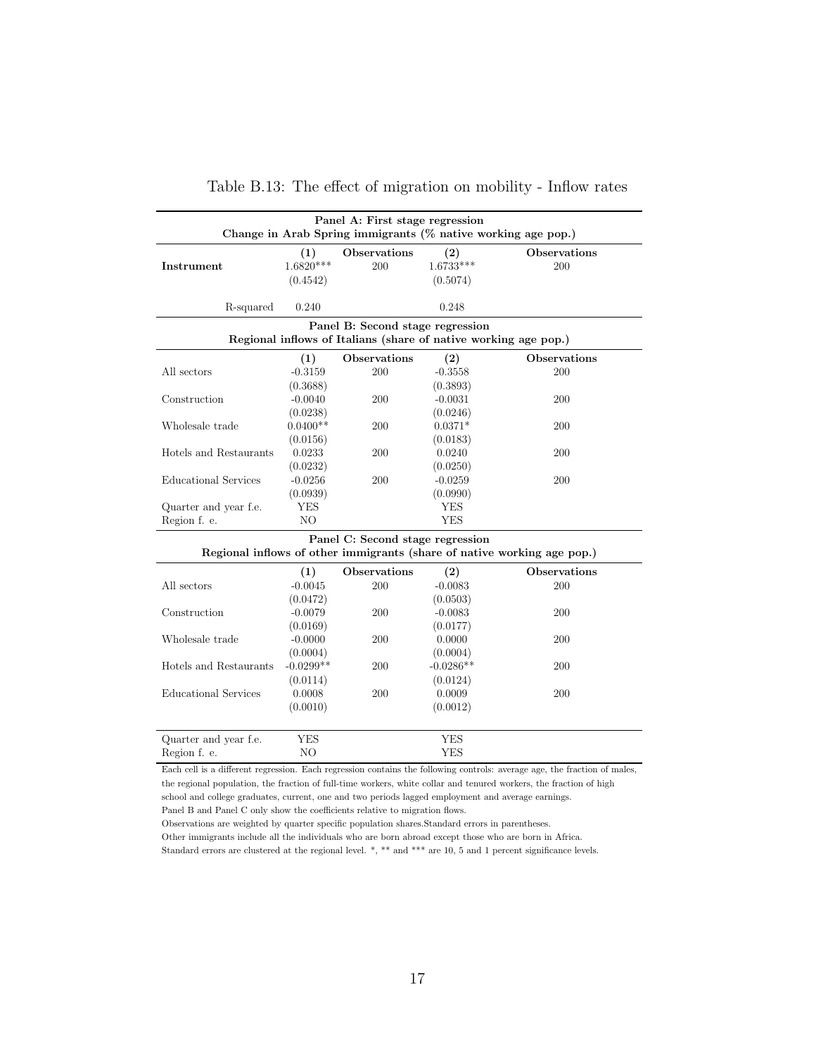Table B.13: The effect of migration on mobility - Inflow rates

| **Panel A: First stage regression** | | | | |
|---|---|---|---|---|
| **Change in Arab Spring immigrants (% native working age pop.)** | | | | |
| | **(1)** | **Observations** | **(2)** | **Observations** |
| **Instrument** | 1.6820*** | 200 | 1.6733*** | 200 |
| | (0.4542) | | (0.5074) | |
| R-squared | 0.240 | | 0.248 | |
| **Panel B: Second stage regression** | | | | |
| **Regional inflows of Italians (share of native working age pop.)** | | | | |
| | **(1)** | **Observations** | **(2)** | **Observations** |
| All sectors | -0.3159 | 200 | -0.3558 | 200 |
| | (0.3688) | | (0.3893) | |
| Construction | -0.0040 | 200 | -0.0031 | 200 |
| | (0.0238) | | (0.0246) | |
| Wholesale trade | 0.0400** | 200 | 0.0371* | 200 |
| | (0.0156) | | (0.0183) | |
| Hotels and Restaurants | 0.0233 | 200 | 0.0240 | 200 |
| | (0.0232) | | (0.0250) | |
| Educational Services | -0.0256 | 200 | -0.0259 | 200 |
| | (0.0939) | | (0.0990) | |
| Quarter and year f.e. | YES | | YES | |
| Region f. e. | NO | | YES | |
| **Panel C: Second stage regression** | | | | |
| **Regional inflows of other immigrants (share of native working age pop.)** | | | | |
| | **(1)** | **Observations** | **(2)** | **Observations** |
| All sectors | -0.0045 | 200 | -0.0083 | 200 |
| | (0.0472) | | (0.0503) | |
| Construction | -0.0079 | 200 | -0.0083 | 200 |
| | (0.0169) | | (0.0177) | |
| Wholesale trade | -0.0000 | 200 | 0.0000 | 200 |
| | (0.0004) | | (0.0004) | |
| Hotels and Restaurants | -0.0299** | 200 | -0.0286** | 200 |
| | (0.0114) | | (0.0124) | |
| Educational Services | 0.0008 | 200 | 0.0009 | 200 |
| | (0.0010) | | (0.0012) | |
| Quarter and year f.e. | YES | | YES | |
| Region f. e. | NO | | YES | |

Each cell is a different regression. Each regression contains the following controls: average age, the fraction of males, the regional population, the fraction of full-time workers, white collar and tenured workers, the fraction of high school and college graduates, current, one and two periods lagged employment and average earnings.
Panel B and Panel C only show the coefficients relative to migration flows.
Observations are weighted by quarter specific population shares.Standard errors in parentheses.
Other immigrants include all the individuals who are born abroad except those who are born in Africa.
Standard errors are clustered at the regional level. *, ** and *** are 10, 5 and 1 percent significance levels.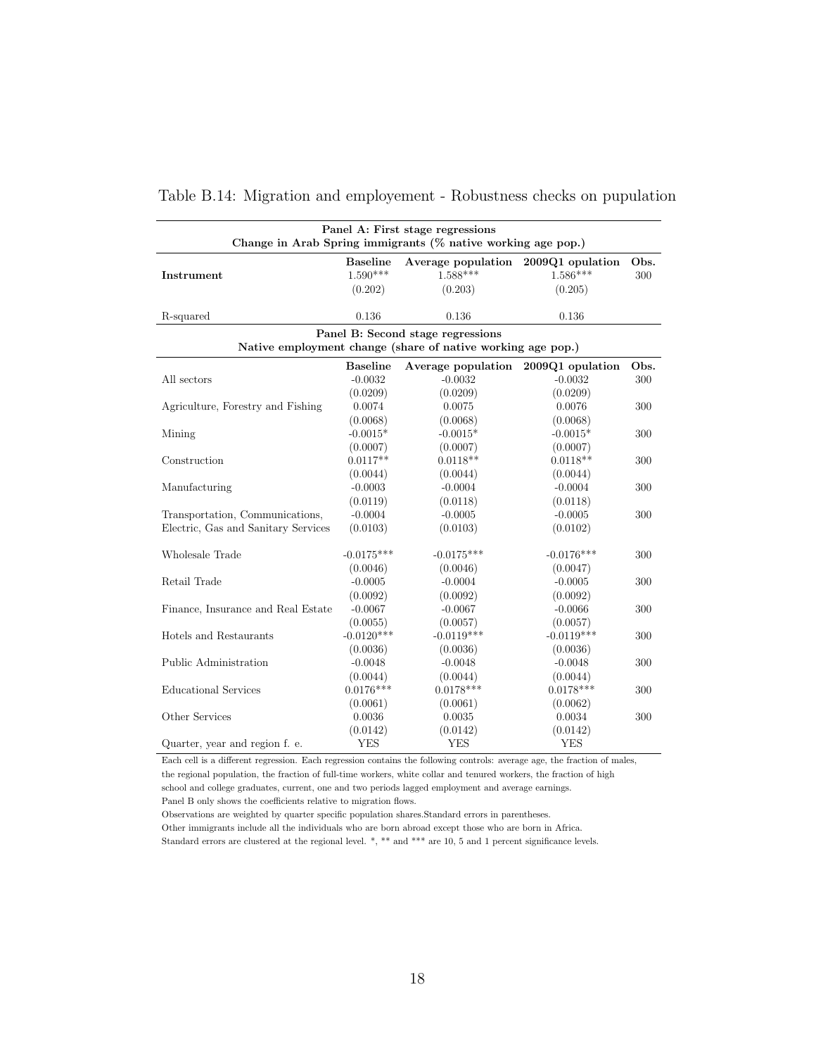Table B.14: Migration and employement - Robustness checks on pupulation

| Panel A: First stage regressions<br>Change in Arab Spring immigrants (% native working age pop.) | | | | |
|---|---|---|---|---|
| | **Baseline** | **Average population** | **2009Q1 opulation** | **Obs.** |
| **Instrument** | 1.590*** | 1.588*** | 1.586*** | 300 |
| | (0.202) | (0.203) | (0.205) | |
| R-squared | 0.136 | 0.136 | 0.136 | |

| Panel B: Second stage regressions<br>Native employment change (share of native working age pop.) | | | | |
|---|---|---|---|---|
| | **Baseline** | **Average population** | **2009Q1 opulation** | **Obs.** |
| All sectors | -0.0032 | -0.0032 | -0.0032 | 300 |
| | (0.0209) | (0.0209) | (0.0209) | |
| Agriculture, Forestry and Fishing | 0.0074 | 0.0075 | 0.0076 | 300 |
| | (0.0068) | (0.0068) | (0.0068) | |
| Mining | -0.0015* | -0.0015* | -0.0015* | 300 |
| | (0.0007) | (0.0007) | (0.0007) | |
| Construction | 0.0117** | 0.0118** | 0.0118** | 300 |
| | (0.0044) | (0.0044) | (0.0044) | |
| Manufacturing | -0.0003 | -0.0004 | -0.0004 | 300 |
| | (0.0119) | (0.0118) | (0.0118) | |
| Transportation, Communications, Electric, Gas and Sanitary Services | -0.0004<br>(0.0103) | -0.0005<br>(0.0103) | -0.0005<br>(0.0102) | 300 |
| Wholesale Trade | -0.0175*** | -0.0175*** | -0.0176*** | 300 |
| | (0.0046) | (0.0046) | (0.0047) | |
| Retail Trade | -0.0005 | -0.0004 | -0.0005 | 300 |
| | (0.0092) | (0.0092) | (0.0092) | |
| Finance, Insurance and Real Estate | -0.0067 | -0.0067 | -0.0066 | 300 |
| | (0.0055) | (0.0057) | (0.0057) | |
| Hotels and Restaurants | -0.0120*** | -0.0119*** | -0.0119*** | 300 |
| | (0.0036) | (0.0036) | (0.0036) | |
| Public Administration | -0.0048 | -0.0048 | -0.0048 | 300 |
| | (0.0044) | (0.0044) | (0.0044) | |
| Educational Services | 0.0176*** | 0.0178*** | 0.0178*** | 300 |
| | (0.0061) | (0.0061) | (0.0062) | |
| Other Services | 0.0036 | 0.0035 | 0.0034 | 300 |
| | (0.0142) | (0.0142) | (0.0142) | |
| Quarter, year and region f. e. | YES | YES | YES | |

Each cell is a different regression. Each regression contains the following controls: average age, the fraction of males, the regional population, the fraction of full-time workers, white collar and tenured workers, the fraction of high school and college graduates, current, one and two periods lagged employment and average earnings.
Panel B only shows the coefficients relative to migration flows.
Observations are weighted by quarter specific population shares.Standard errors in parentheses.
Other immigrants include all the individuals who are born abroad except those who are born in Africa.
Standard errors are clustered at the regional level. *, ** and *** are 10, 5 and 1 percent significance levels.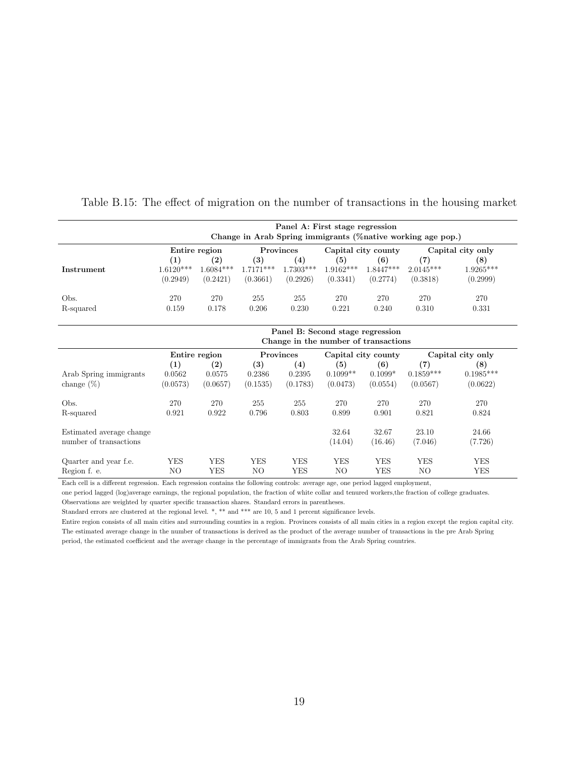Table B.15: The effect of migration on the number of transactions in the housing market

| | **Panel A: First stage regression** | | | | | | | |
|---|---|---|---|---|---|---|---|---|
| | **Change in Arab Spring immigrants (%native working age pop.)** | | | | | | | |
| | **Entire region** | | **Provinces** | | **Capital city county** | | **Capital city only** | |
| | **(1)** | **(2)** | **(3)** | **(4)** | **(5)** | **(6)** | **(7)** | **(8)** |
| **Instrument** | 1.6120*** | 1.6084*** | 1.7171*** | 1.7303*** | 1.9162*** | 1.8447*** | 2.0145*** | 1.9265*** |
| | (0.2949) | (0.2421) | (0.3661) | (0.2926) | (0.3341) | (0.2774) | (0.3818) | (0.2999) |
| Obs. | 270 | 270 | 255 | 255 | 270 | 270 | 270 | 270 |
| R-squared | 0.159 | 0.178 | 0.206 | 0.230 | 0.221 | 0.240 | 0.310 | 0.331 |

| | **Panel B: Second stage regression** | | | | | | | |
|---|---|---|---|---|---|---|---|---|
| | **Change in the number of transactions** | | | | | | | |
| | **Entire region** | | **Provinces** | | **Capital city county** | | **Capital city only** | |
| | **(1)** | **(2)** | **(3)** | **(4)** | **(5)** | **(6)** | **(7)** | **(8)** |
| Arab Spring immigrants | 0.0562 | 0.0575 | 0.2386 | 0.2395 | 0.1099** | 0.1099* | 0.1859*** | 0.1985*** |
| change (%) | (0.0573) | (0.0657) | (0.1535) | (0.1783) | (0.0473) | (0.0554) | (0.0567) | (0.0622) |
| Obs. | 270 | 270 | 255 | 255 | 270 | 270 | 270 | 270 |
| R-squared | 0.921 | 0.922 | 0.796 | 0.803 | 0.899 | 0.901 | 0.821 | 0.824 |
| Estimated average change | | | | | 32.64 | 32.67 | 23.10 | 24.66 |
| number of transactions | | | | | (14.04) | (16.46) | (7.046) | (7.726) |
| Quarter and year f.e. | YES | YES | YES | YES | YES | YES | YES | YES |
| Region f. e. | NO | YES | NO | YES | NO | YES | NO | YES |

Each cell is a different regression. Each regression contains the following controls: average age, one period lagged employment, one period lagged (log)average earnings, the regional population, the fraction of white collar and tenured workers,the fraction of college graduates. Observations are weighted by quarter specific transaction shares. Standard errors in parentheses.

Standard errors are clustered at the regional level. *, ** and *** are 10, 5 and 1 percent significance levels.

Entire region consists of all main cities and surrounding counties in a region. Provinces consists of all main cities in a region except the region capital city. The estimated average change in the number of transactions is derived as the product of the average number of transactions in the pre Arab Spring period, the estimated coefficient and the average change in the percentage of immigrants from the Arab Spring countries.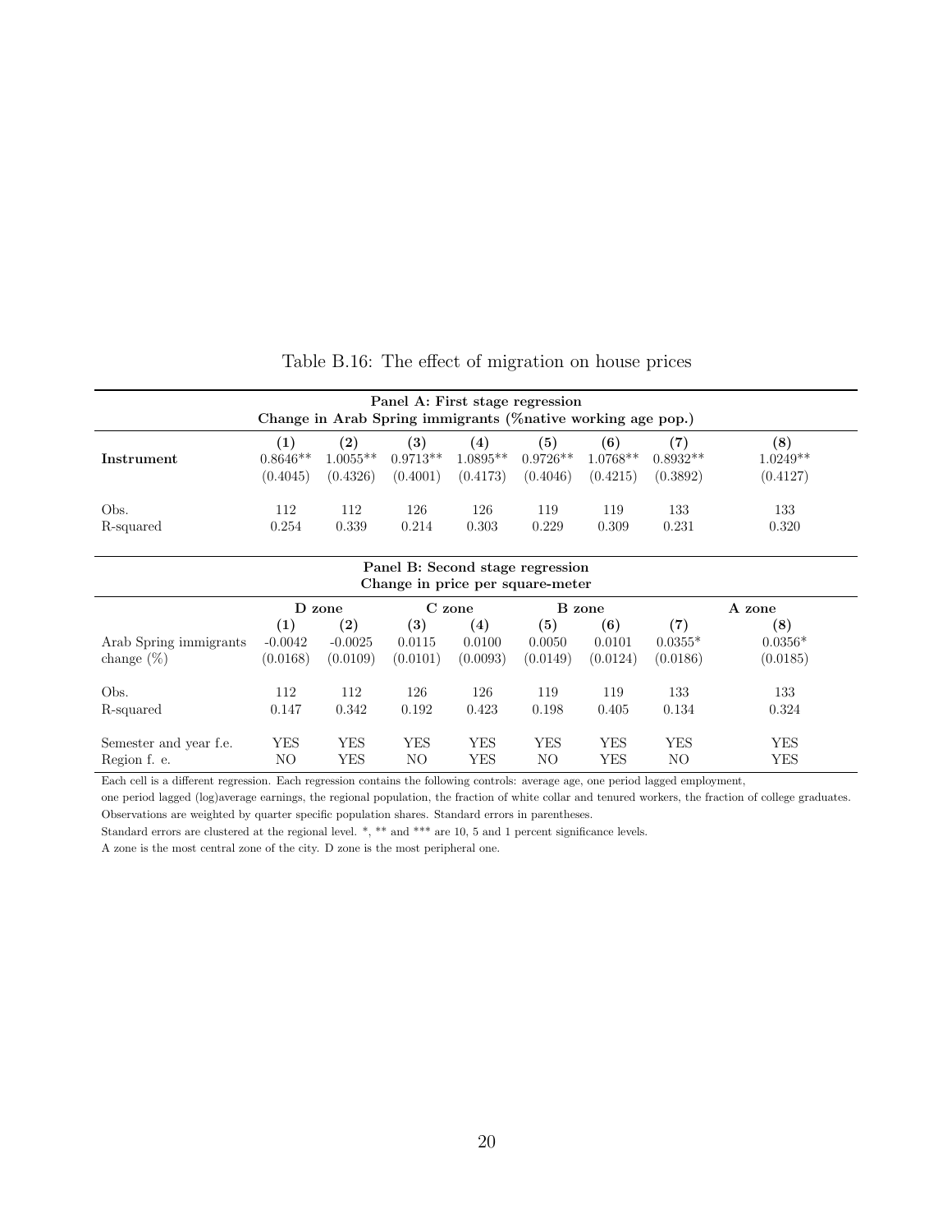Table B.16: The effect of migration on house prices

| | | | | | | | | |
|---|---|---|---|---|---|---|---|---|
| | **Panel A: First stage regression** | | | | | | | |
| | **Change in Arab Spring immigrants (%native working age pop.)** | | | | | | | |
| | **(1)** | **(2)** | **(3)** | **(4)** | **(5)** | **(6)** | **(7)** | **(8)** |
| **Instrument** | 0.8646** | 1.0055** | 0.9713** | 1.0895** | 0.9726** | 1.0768** | 0.8932** | 1.0249** |
| | (0.4045) | (0.4326) | (0.4001) | (0.4173) | (0.4046) | (0.4215) | (0.3892) | (0.4127) |
| Obs. | 112 | 112 | 126 | 126 | 119 | 119 | 133 | 133 |
| R-squared | 0.254 | 0.339 | 0.214 | 0.303 | 0.229 | 0.309 | 0.231 | 0.320 |
| | **Panel B: Second stage regression** | | | | | | | |
| | **Change in price per square-meter** | | | | | | | |
| | D zone | | C zone | | B zone | | A zone | |
| | **(1)** | **(2)** | **(3)** | **(4)** | **(5)** | **(6)** | **(7)** | **(8)** |
| Arab Spring immigrants | -0.0042 | -0.0025 | 0.0115 | 0.0100 | 0.0050 | 0.0101 | 0.0355* | 0.0356* |
| change (%) | (0.0168) | (0.0109) | (0.0101) | (0.0093) | (0.0149) | (0.0124) | (0.0186) | (0.0185) |
| Obs. | 112 | 112 | 126 | 126 | 119 | 119 | 133 | 133 |
| R-squared | 0.147 | 0.342 | 0.192 | 0.423 | 0.198 | 0.405 | 0.134 | 0.324 |
| Semester and year f.e. | YES | YES | YES | YES | YES | YES | YES | YES |
| Region f. e. | NO | YES | NO | YES | NO | YES | NO | YES |

Each cell is a different regression. Each regression contains the following controls: average age, one period lagged employment, one period lagged (log)average earnings, the regional population, the fraction of white collar and tenured workers, the fraction of college graduates. Observations are weighted by quarter specific population shares. Standard errors in parentheses.
Standard errors are clustered at the regional level. *, ** and *** are 10, 5 and 1 percent significance levels.
A zone is the most central zone of the city. D zone is the most peripheral one.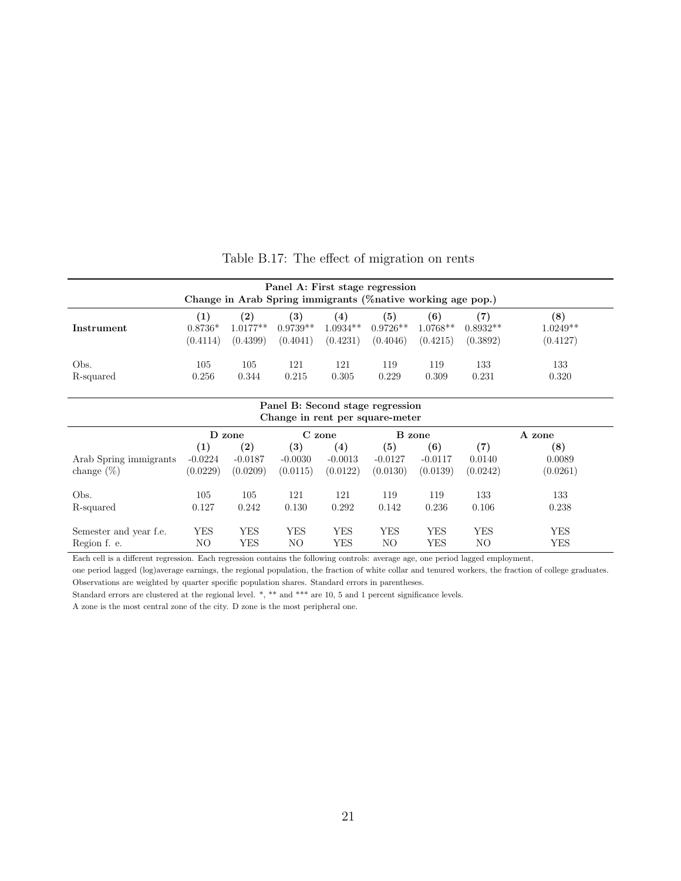Table B.17: The effect of migration on rents

| | Panel A: First stage regression<br>Change in Arab Spring immigrants (%native working age pop.) | | | | | | | |
|---|---|---|---|---|---|---|---|---|
| | **(1)** | **(2)** | **(3)** | **(4)** | **(5)** | **(6)** | **(7)** | **(8)** |
| **Instrument** | 0.8736* | 1.0177** | 0.9739** | 1.0934** | 0.9726** | 1.0768** | 0.8932** | 1.0249** |
| | (0.4114) | (0.4399) | (0.4041) | (0.4231) | (0.4046) | (0.4215) | (0.3892) | (0.4127) |
| Obs. | 105 | 105 | 121 | 121 | 119 | 119 | 133 | 133 |
| R-squared | 0.256 | 0.344 | 0.215 | 0.305 | 0.229 | 0.309 | 0.231 | 0.320 |

| | Panel B: Second stage regression<br>Change in rent per square-meter | | | | | | | |
|---|---|---|---|---|---|---|---|---|
| | D zone | | C zone | | B zone | | A zone | |
| | **(1)** | **(2)** | **(3)** | **(4)** | **(5)** | **(6)** | **(7)** | **(8)** |
| Arab Spring immigrants | -0.0224 | -0.0187 | -0.0030 | -0.0013 | -0.0127 | -0.0117 | 0.0140 | 0.0089 |
| change (%) | (0.0229) | (0.0209) | (0.0115) | (0.0122) | (0.0130) | (0.0139) | (0.0242) | (0.0261) |
| Obs. | 105 | 105 | 121 | 121 | 119 | 119 | 133 | 133 |
| R-squared | 0.127 | 0.242 | 0.130 | 0.292 | 0.142 | 0.236 | 0.106 | 0.238 |
| Semester and year f.e. | YES | YES | YES | YES | YES | YES | YES | YES |
| Region f. e. | NO | YES | NO | YES | NO | YES | NO | YES |

Each cell is a different regression. Each regression contains the following controls: average age, one period lagged employment, one period lagged (log)average earnings, the regional population, the fraction of white collar and tenured workers, the fraction of college graduates. Observations are weighted by quarter specific population shares. Standard errors in parentheses.

Standard errors are clustered at the regional level. *, ** and *** are 10, 5 and 1 percent significance levels.

A zone is the most central zone of the city. D zone is the most peripheral one.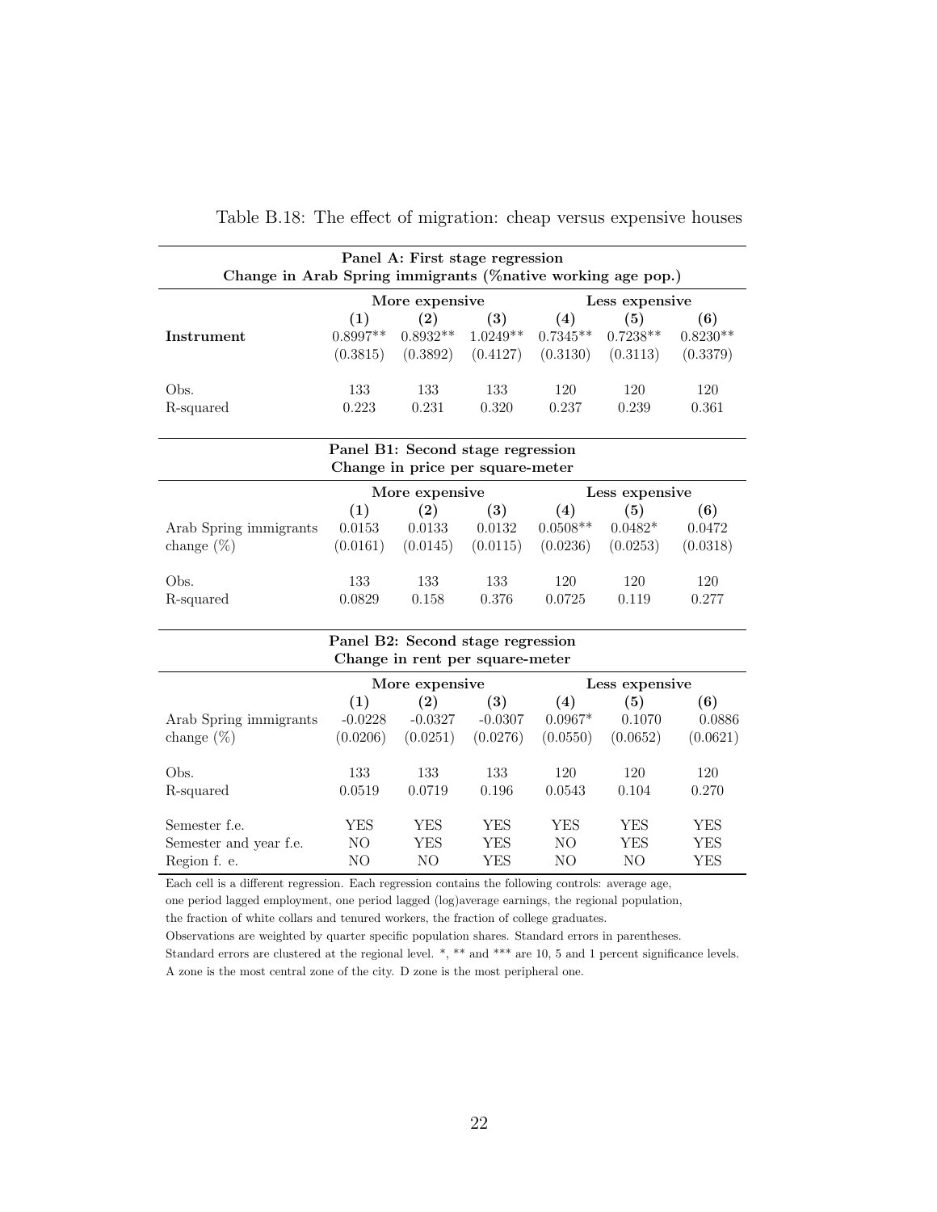Table B.18: The effect of migration: cheap versus expensive houses

| **Panel A: First stage regression**<br>**Change in Arab Spring immigrants (%native working age pop.)** | | | | | | |
|---|---|---|---|---|---|---|
| | **More expensive** | | | **Less expensive** | | |
| | **(1)** | **(2)** | **(3)** | **(4)** | **(5)** | **(6)** |
| **Instrument** | 0.8997** | 0.8932** | 1.0249** | 0.7345** | 0.7238** | 0.8230** |
| | (0.3815) | (0.3892) | (0.4127) | (0.3130) | (0.3113) | (0.3379) |
| Obs. | 133 | 133 | 133 | 120 | 120 | 120 |
| R-squared | 0.223 | 0.231 | 0.320 | 0.237 | 0.239 | 0.361 |

| **Panel B1: Second stage regression**<br>**Change in price per square-meter** | | | | | | |
|---|---|---|---|---|---|---|
| | **More expensive** | | | **Less expensive** | | |
| | **(1)** | **(2)** | **(3)** | **(4)** | **(5)** | **(6)** |
| Arab Spring immigrants | 0.0153 | 0.0133 | 0.0132 | 0.0508** | 0.0482* | 0.0472 |
| change (%) | (0.0161) | (0.0145) | (0.0115) | (0.0236) | (0.0253) | (0.0318) |
| Obs. | 133 | 133 | 133 | 120 | 120 | 120 |
| R-squared | 0.0829 | 0.158 | 0.376 | 0.0725 | 0.119 | 0.277 |

| **Panel B2: Second stage regression**<br>**Change in rent per square-meter** | | | | | | |
|---|---|---|---|---|---|---|
| | **More expensive** | | | **Less expensive** | | |
| | **(1)** | **(2)** | **(3)** | **(4)** | **(5)** | **(6)** |
| Arab Spring immigrants | -0.0228 | -0.0327 | -0.0307 | 0.0967* | 0.1070 | 0.0886 |
| change (%) | (0.0206) | (0.0251) | (0.0276) | (0.0550) | (0.0652) | (0.0621) |
| Obs. | 133 | 133 | 133 | 120 | 120 | 120 |
| R-squared | 0.0519 | 0.0719 | 0.196 | 0.0543 | 0.104 | 0.270 |
| Semester f.e. | YES | YES | YES | YES | YES | YES |
| Semester and year f.e. | NO | YES | YES | NO | YES | YES |
| Region f. e. | NO | NO | YES | NO | NO | YES |

Each cell is a different regression. Each regression contains the following controls: average age, one period lagged employment, one period lagged (log)average earnings, the regional population, the fraction of white collars and tenured workers, the fraction of college graduates.
Observations are weighted by quarter specific population shares. Standard errors in parentheses.
Standard errors are clustered at the regional level. *, ** and *** are 10, 5 and 1 percent significance levels.
A zone is the most central zone of the city. D zone is the most peripheral one.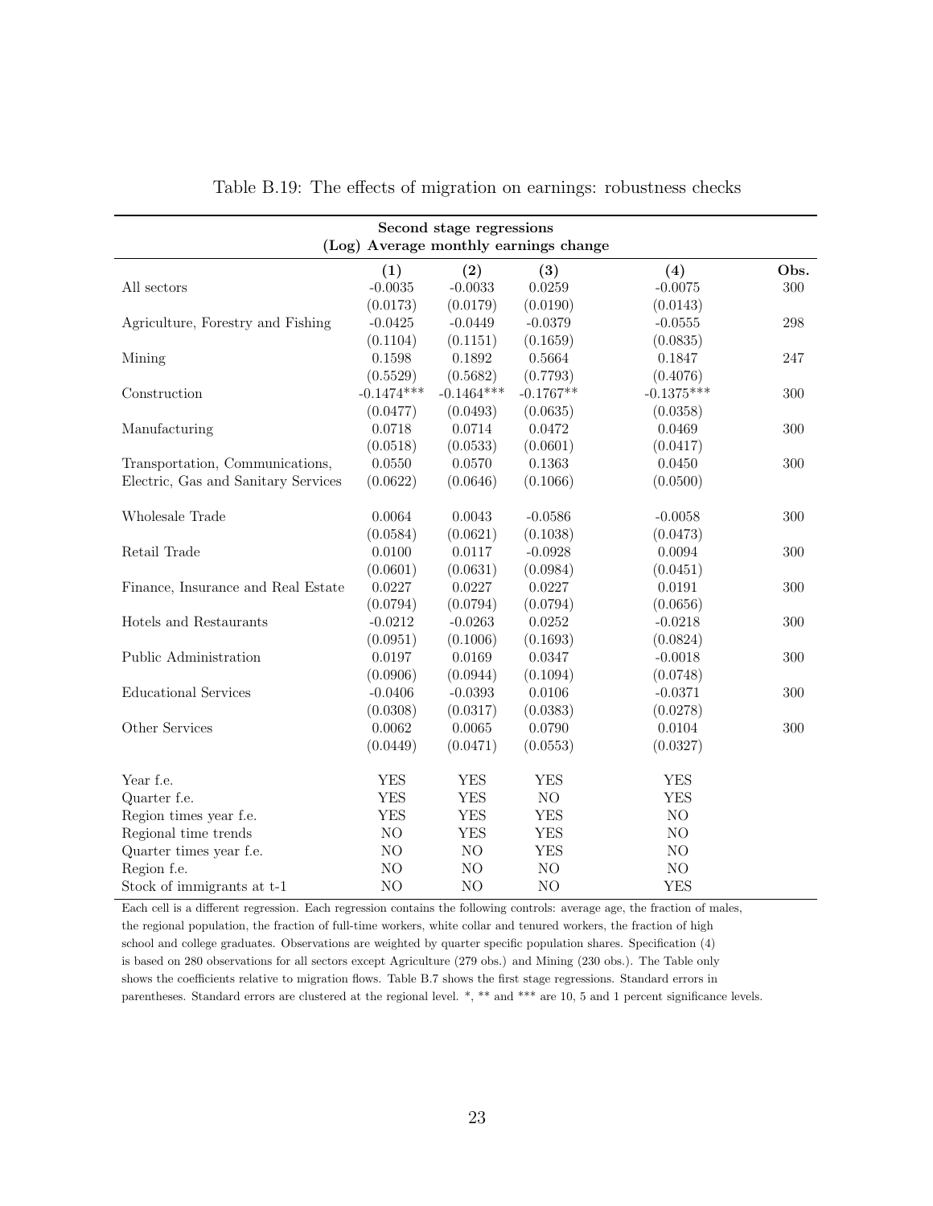Table B.19: The effects of migration on earnings: robustness checks

| Second stage regressions (Log) Average monthly earnings change | | | | | |
|---|---|---|---|---|---|
| | (1) | (2) | (3) | (4) | Obs. |
| All sectors | -0.0035 | -0.0033 | 0.0259 | -0.0075 | 300 |
| | (0.0173) | (0.0179) | (0.0190) | (0.0143) | |
| Agriculture, Forestry and Fishing | -0.0425 | -0.0449 | -0.0379 | -0.0555 | 298 |
| | (0.1104) | (0.1151) | (0.1659) | (0.0835) | |
| Mining | 0.1598 | 0.1892 | 0.5664 | 0.1847 | 247 |
| | (0.5529) | (0.5682) | (0.7793) | (0.4076) | |
| Construction | -0.1474*** | -0.1464*** | -0.1767** | -0.1375*** | 300 |
| | (0.0477) | (0.0493) | (0.0635) | (0.0358) | |
| Manufacturing | 0.0718 | 0.0714 | 0.0472 | 0.0469 | 300 |
| | (0.0518) | (0.0533) | (0.0601) | (0.0417) | |
| Transportation, Communications, Electric, Gas and Sanitary Services | 0.0550 | 0.0570 | 0.1363 | 0.0450 | 300 |
| | (0.0622) | (0.0646) | (0.1066) | (0.0500) | |
| Wholesale Trade | 0.0064 | 0.0043 | -0.0586 | -0.0058 | 300 |
| | (0.0584) | (0.0621) | (0.1038) | (0.0473) | |
| Retail Trade | 0.0100 | 0.0117 | -0.0928 | 0.0094 | 300 |
| | (0.0601) | (0.0631) | (0.0984) | (0.0451) | |
| Finance, Insurance and Real Estate | 0.0227 | 0.0227 | 0.0227 | 0.0191 | 300 |
| | (0.0794) | (0.0794) | (0.0794) | (0.0656) | |
| Hotels and Restaurants | -0.0212 | -0.0263 | 0.0252 | -0.0218 | 300 |
| | (0.0951) | (0.1006) | (0.1693) | (0.0824) | |
| Public Administration | 0.0197 | 0.0169 | 0.0347 | -0.0018 | 300 |
| | (0.0906) | (0.0944) | (0.1094) | (0.0748) | |
| Educational Services | -0.0406 | -0.0393 | 0.0106 | -0.0371 | 300 |
| | (0.0308) | (0.0317) | (0.0383) | (0.0278) | |
| Other Services | 0.0062 | 0.0065 | 0.0790 | 0.0104 | 300 |
| | (0.0449) | (0.0471) | (0.0553) | (0.0327) | |
| Year f.e. | YES | YES | YES | YES | |
| Quarter f.e. | YES | YES | NO | YES | |
| Region times year f.e. | YES | YES | YES | NO | |
| Regional time trends | NO | YES | YES | NO | |
| Quarter times year f.e. | NO | NO | YES | NO | |
| Region f.e. | NO | NO | NO | NO | |
| Stock of immigrants at t-1 | NO | NO | NO | YES | |

Each cell is a different regression. Each regression contains the following controls: average age, the fraction of males, the regional population, the fraction of full-time workers, white collar and tenured workers, the fraction of high school and college graduates. Observations are weighted by quarter specific population shares. Specification (4) is based on 280 observations for all sectors except Agriculture (279 obs.) and Mining (230 obs.). The Table only shows the coefficients relative to migration flows. Table B.7 shows the first stage regressions. Standard errors in parentheses. Standard errors are clustered at the regional level. *, ** and *** are 10, 5 and 1 percent significance levels.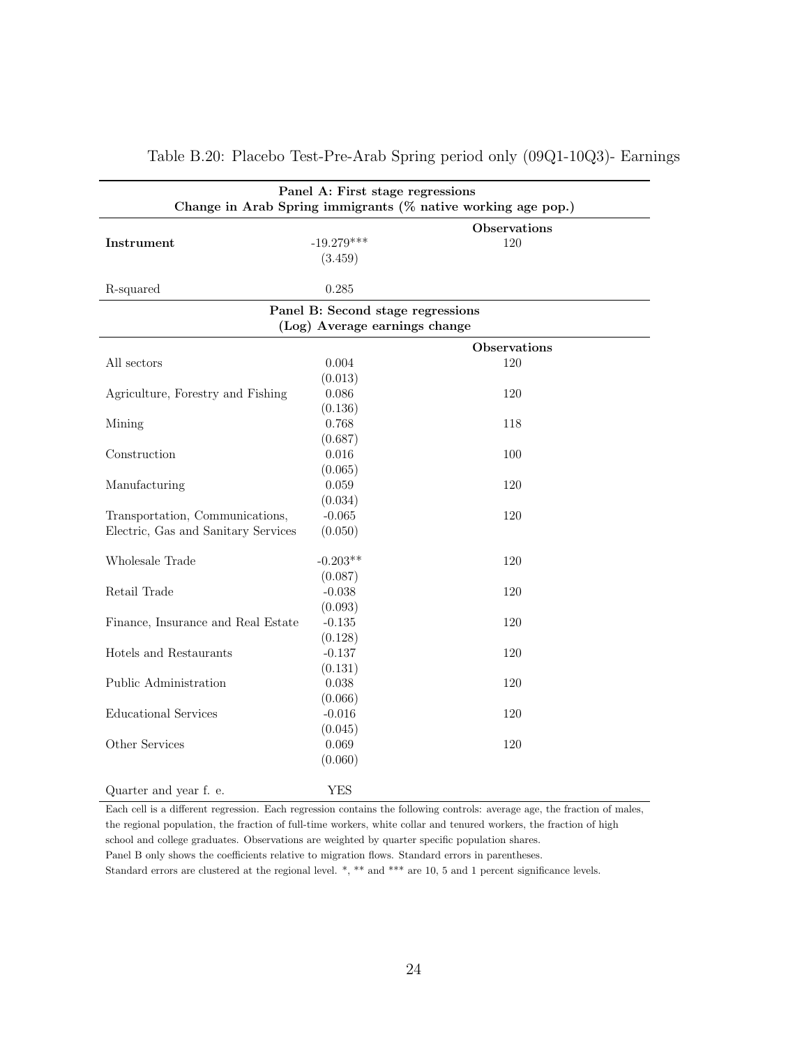Table B.20: Placebo Test-Pre-Arab Spring period only (09Q1-10Q3)- Earnings

| **Panel A: First stage regressions** | | |
|---|---|---|
| **Change in Arab Spring immigrants (% native working age pop.)** | | |
| | | **Observations** |
| **Instrument** | -19.279*** | 120 |
| | (3.459) | |
| R-squared | 0.285 | |
| **Panel B: Second stage regressions** | | |
| **(Log) Average earnings change** | | |
| | | **Observations** |
| All sectors | 0.004 | 120 |
| | (0.013) | |
| Agriculture, Forestry and Fishing | 0.086 | 120 |
| | (0.136) | |
| Mining | 0.768 | 118 |
| | (0.687) | |
| Construction | 0.016 | 100 |
| | (0.065) | |
| Manufacturing | 0.059 | 120 |
| | (0.034) | |
| Transportation, Communications, Electric, Gas and Sanitary Services | -0.065 | 120 |
| | (0.050) | |
| Wholesale Trade | -0.203** | 120 |
| | (0.087) | |
| Retail Trade | -0.038 | 120 |
| | (0.093) | |
| Finance, Insurance and Real Estate | -0.135 | 120 |
| | (0.128) | |
| Hotels and Restaurants | -0.137 | 120 |
| | (0.131) | |
| Public Administration | 0.038 | 120 |
| | (0.066) | |
| Educational Services | -0.016 | 120 |
| | (0.045) | |
| Other Services | 0.069 | 120 |
| | (0.060) | |
| Quarter and year f. e. | YES | |

Each cell is a different regression. Each regression contains the following controls: average age, the fraction of males, the regional population, the fraction of full-time workers, white collar and tenured workers, the fraction of high school and college graduates. Observations are weighted by quarter specific population shares.
Panel B only shows the coefficients relative to migration flows. Standard errors in parentheses.
Standard errors are clustered at the regional level. *, ** and *** are 10, 5 and 1 percent significance levels.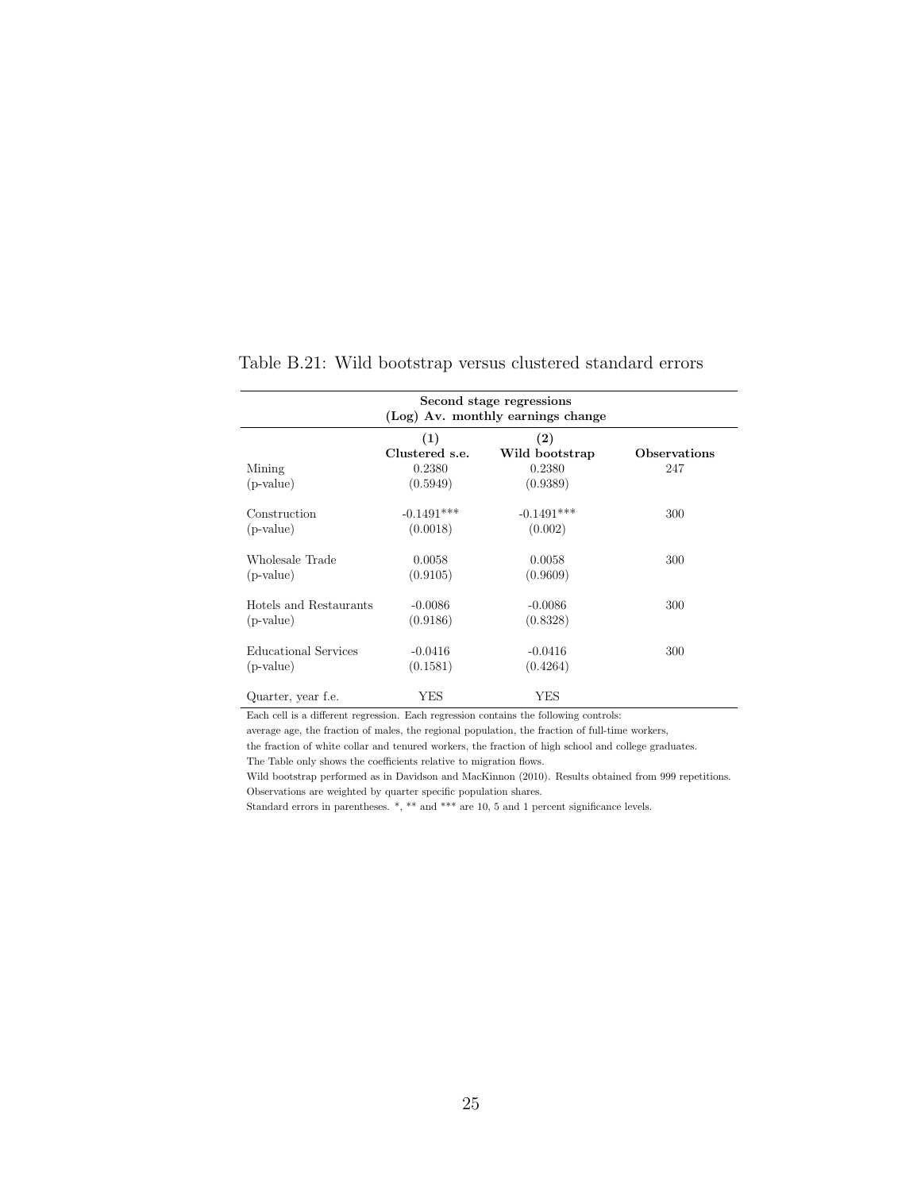Table B.21: Wild bootstrap versus clustered standard errors

| | | | |
|---|---|---|---|
| | **Second stage regressions** | | |
| | **(Log) Av. monthly earnings change** | | |
| | **(1)** | **(2)** | |
| | **Clustered s.e.** | **Wild bootstrap** | **Observations** |
| Mining | 0.2380 | 0.2380 | 247 |
| (p-value) | (0.5949) | (0.9389) | |
| Construction | -0.1491*** | -0.1491*** | 300 |
| (p-value) | (0.0018) | (0.002) | |
| Wholesale Trade | 0.0058 | 0.0058 | 300 |
| (p-value) | (0.9105) | (0.9609) | |
| Hotels and Restaurants | -0.0086 | -0.0086 | 300 |
| (p-value) | (0.9186) | (0.8328) | |
| Educational Services | -0.0416 | -0.0416 | 300 |
| (p-value) | (0.1581) | (0.4264) | |
| Quarter, year f.e. | YES | YES | |

Each cell is a different regression. Each regression contains the following controls:
average age, the fraction of males, the regional population, the fraction of full-time workers,
the fraction of white collar and tenured workers, the fraction of high school and college graduates.
The Table only shows the coefficients relative to migration flows.
Wild bootstrap performed as in Davidson and MacKinnon (2010). Results obtained from 999 repetitions.
Observations are weighted by quarter specific population shares.
Standard errors in parentheses. *, ** and *** are 10, 5 and 1 percent significance levels.